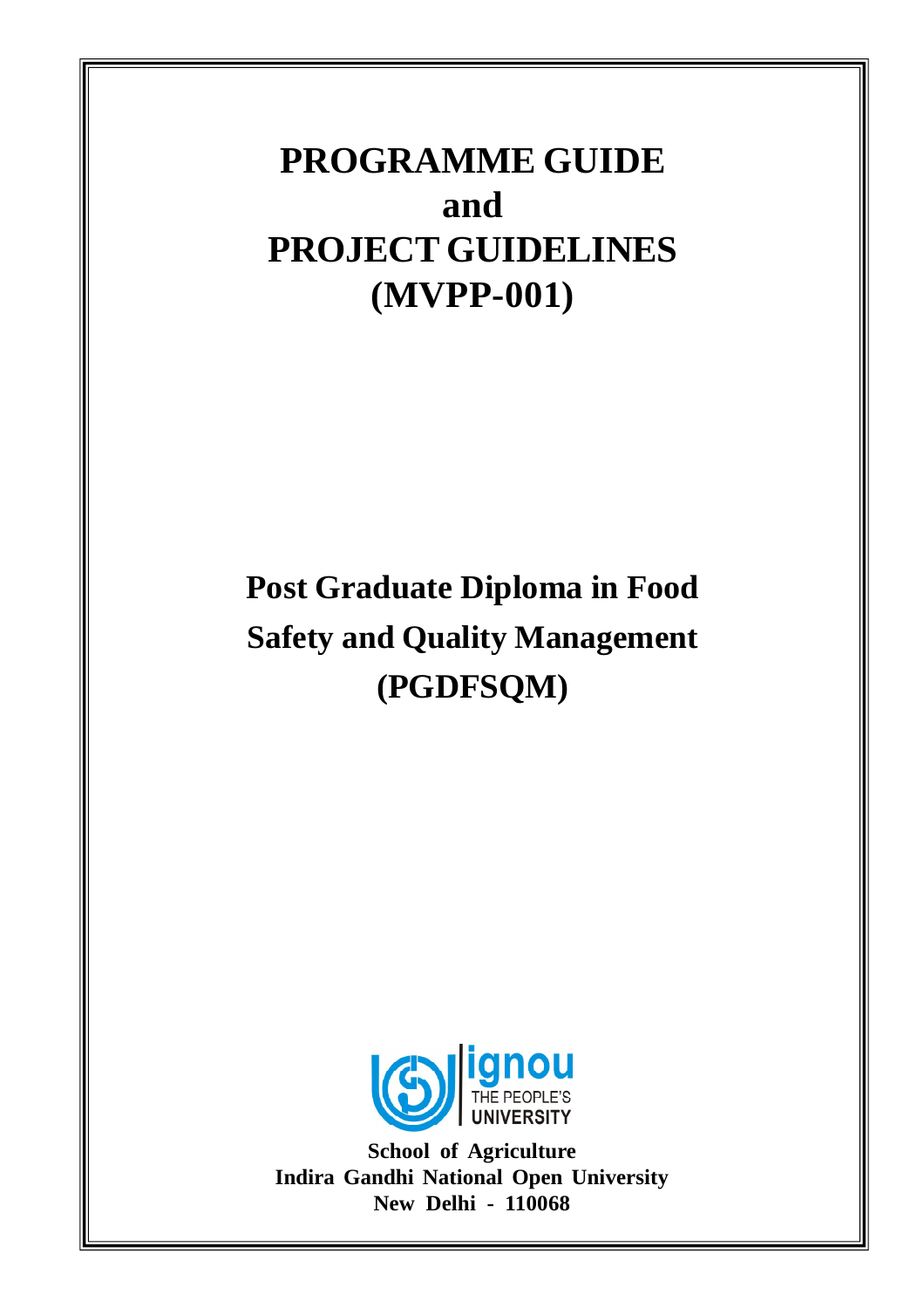# PROGRAMME GUIDE
# and
# PROJECT GUIDELINES
# (MVPP-001)

## Post Graduate Diploma in Food Safety and Quality Management (PGDFSQM)

ignou
THE PEOPLE'S UNIVERSITY

**School of Agriculture**
**Indira Gandhi National Open University**
**New Delhi - 110068**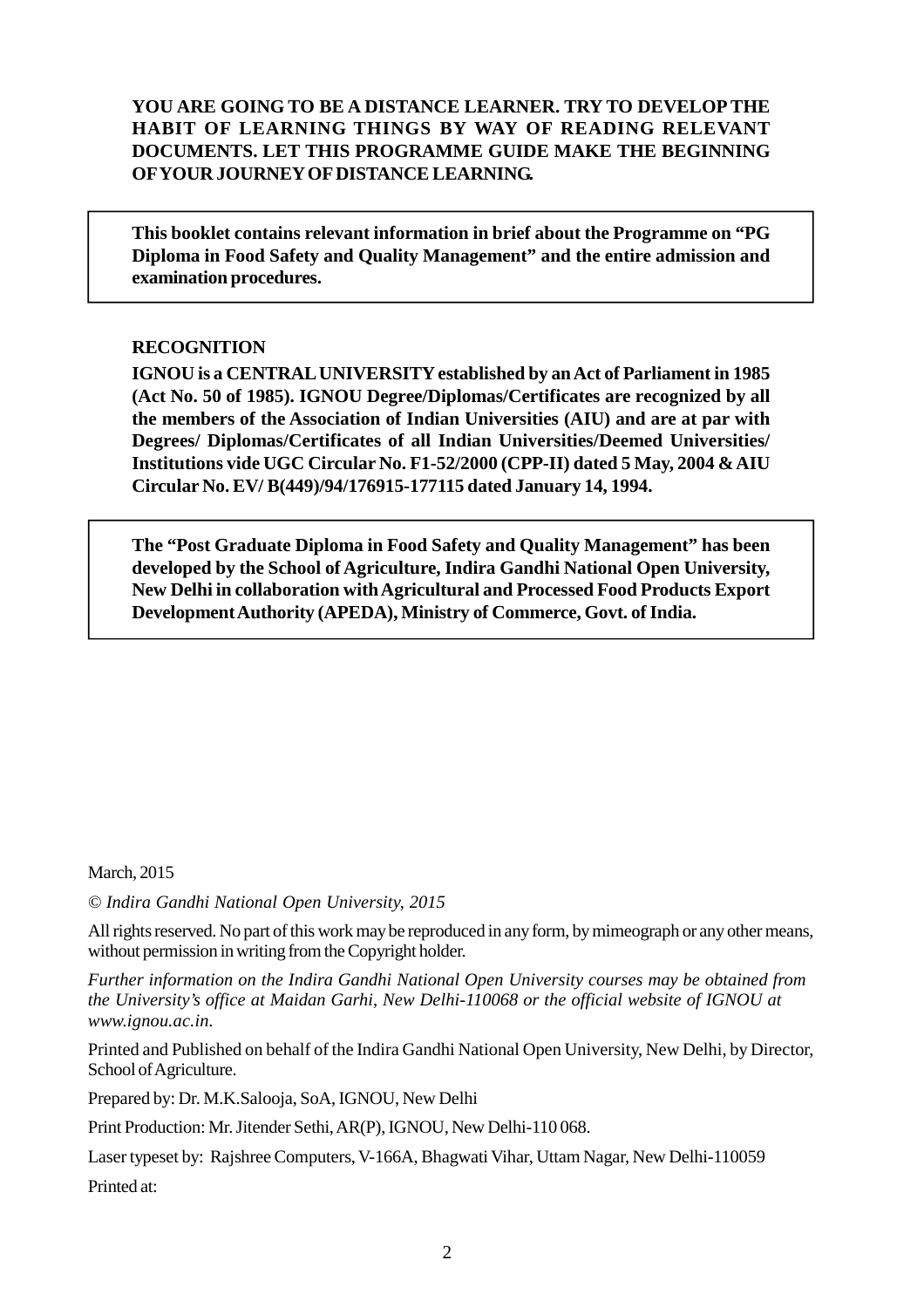**YOU ARE GOING TO BE A DISTANCE LEARNER. TRY TO DEVELOP THE HABIT OF LEARNING THINGS BY WAY OF READING RELEVANT DOCUMENTS. LET THIS PROGRAMME GUIDE MAKE THE BEGINNING OF YOUR JOURNEY OF DISTANCE LEARNING.**

**This booklet contains relevant information in brief about the Programme on "PG Diploma in Food Safety and Quality Management" and the entire admission and examination procedures.**

**RECOGNITION**

**IGNOU is a CENTRAL UNIVERSITY established by an Act of Parliament in 1985 (Act No. 50 of 1985). IGNOU Degree/Diplomas/Certificates are recognized by all the members of the Association of Indian Universities (AIU) and are at par with Degrees/ Diplomas/Certificates of all Indian Universities/Deemed Universities/ Institutions vide UGC Circular No. F1-52/2000 (CPP-II) dated 5 May, 2004 & AIU Circular No. EV/ B(449)/94/176915-177115 dated January 14, 1994.**

**The "Post Graduate Diploma in Food Safety and Quality Management" has been developed by the School of Agriculture, Indira Gandhi National Open University, New Delhi in collaboration with Agricultural and Processed Food Products Export Development Authority (APEDA), Ministry of Commerce, Govt. of India.**

March, 2015

*© Indira Gandhi National Open University, 2015*

All rights reserved. No part of this work may be reproduced in any form, by mimeograph or any other means, without permission in writing from the Copyright holder.

*Further information on the Indira Gandhi National Open University courses may be obtained from the University's office at Maidan Garhi, New Delhi-110068 or the official website of IGNOU at www.ignou.ac.in.*

Printed and Published on behalf of the Indira Gandhi National Open University, New Delhi, by Director, School of Agriculture.

Prepared by: Dr. M.K.Salooja, SoA, IGNOU, New Delhi

Print Production: Mr. Jitender Sethi, AR(P), IGNOU, New Delhi-110 068.

Laser typeset by: Rajshree Computers, V-166A, Bhagwati Vihar, Uttam Nagar, New Delhi-110059

Printed at: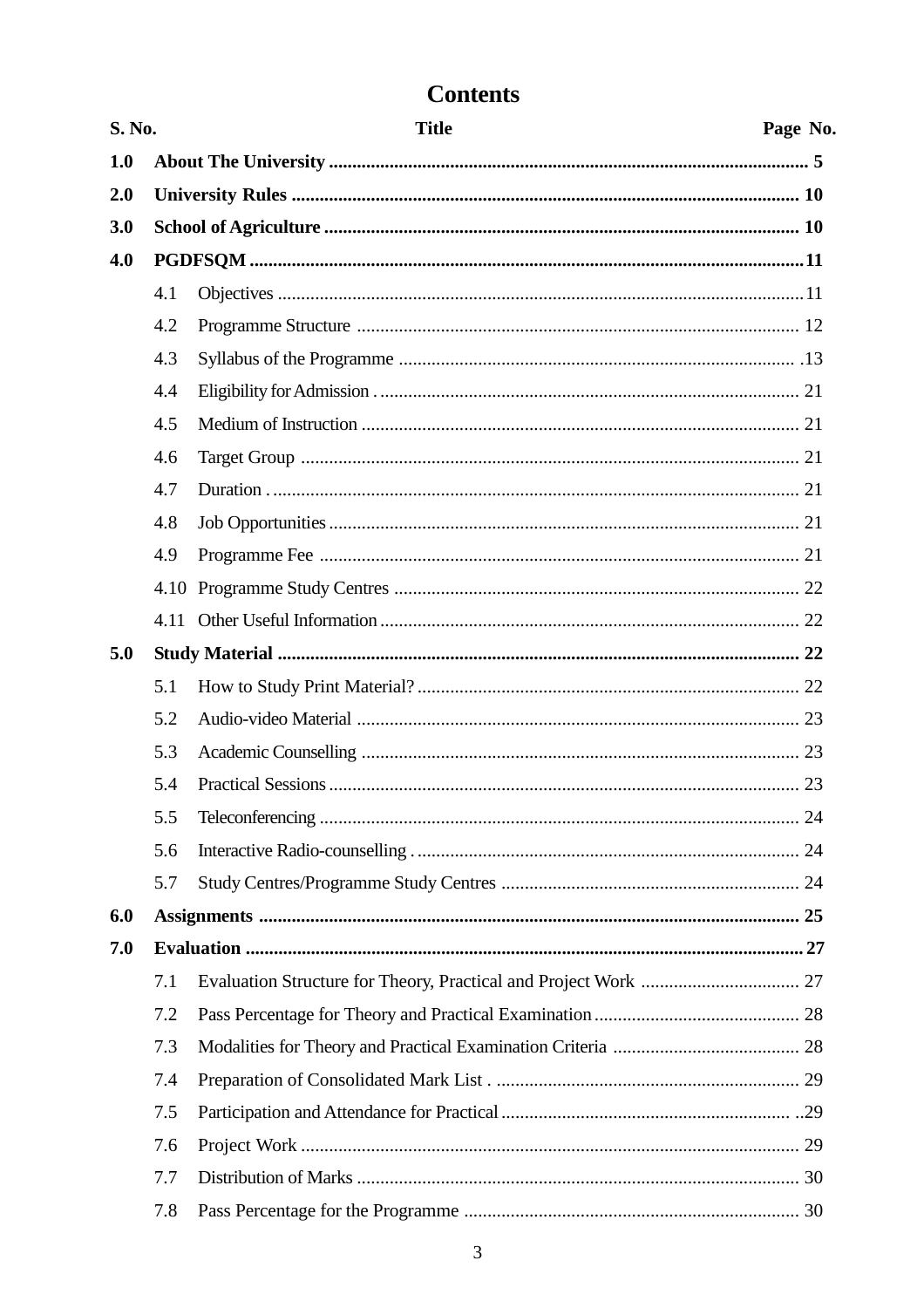# Contents

| S. No. | Title | Page No. |
|---|---|---|
| **1.0** | **About The University** | **5** |
| **2.0** | **University Rules** | **10** |
| **3.0** | **School of Agriculture** | **10** |
| **4.0** | **PGDFSQM** | **11** |
| | 4.1 Objectives | 11 |
| | 4.2 Programme Structure | 12 |
| | 4.3 Syllabus of the Programme | 13 |
| | 4.4 Eligibility for Admission | 21 |
| | 4.5 Medium of Instruction | 21 |
| | 4.6 Target Group | 21 |
| | 4.7 Duration | 21 |
| | 4.8 Job Opportunities | 21 |
| | 4.9 Programme Fee | 21 |
| | 4.10 Programme Study Centres | 22 |
| | 4.11 Other Useful Information | 22 |
| **5.0** | **Study Material** | **22** |
| | 5.1 How to Study Print Material? | 22 |
| | 5.2 Audio-video Material | 23 |
| | 5.3 Academic Counselling | 23 |
| | 5.4 Practical Sessions | 23 |
| | 5.5 Teleconferencing | 24 |
| | 5.6 Interactive Radio-counselling | 24 |
| | 5.7 Study Centres/Programme Study Centres | 24 |
| **6.0** | **Assignments** | **25** |
| **7.0** | **Evaluation** | **27** |
| | 7.1 Evaluation Structure for Theory, Practical and Project Work | 27 |
| | 7.2 Pass Percentage for Theory and Practical Examination | 28 |
| | 7.3 Modalities for Theory and Practical Examination Criteria | 28 |
| | 7.4 Preparation of Consolidated Mark List | 29 |
| | 7.5 Participation and Attendance for Practical | 29 |
| | 7.6 Project Work | 29 |
| | 7.7 Distribution of Marks | 30 |
| | 7.8 Pass Percentage for the Programme | 30 |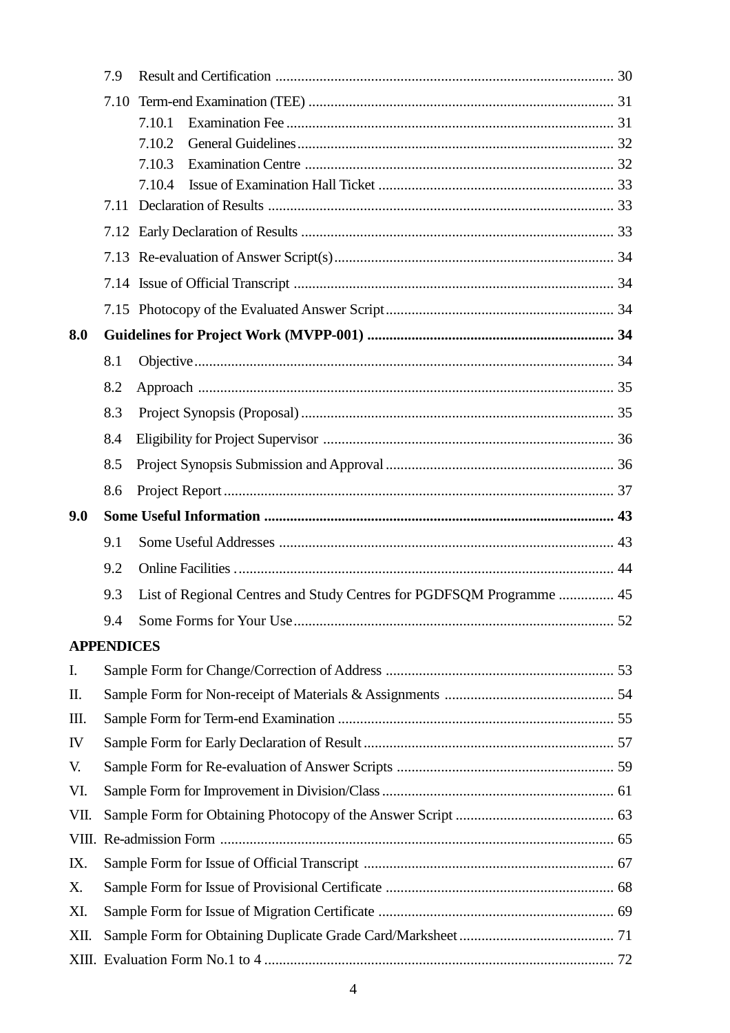| | | |
|---|---|---|
| | 7.9 Result and Certification | 30 |
| | 7.10 Term-end Examination (TEE) | 31 |
| | 7.10.1 Examination Fee | 31 |
| | 7.10.2 General Guidelines | 32 |
| | 7.10.3 Examination Centre | 32 |
| | 7.10.4 Issue of Examination Hall Ticket | 33 |
| | 7.11 Declaration of Results | 33 |
| | 7.12 Early Declaration of Results | 33 |
| | 7.13 Re-evaluation of Answer Script(s) | 34 |
| | 7.14 Issue of Official Transcript | 34 |
| | 7.15 Photocopy of the Evaluated Answer Script | 34 |
| **8.0** | **Guidelines for Project Work (MVPP-001)** | **34** |
| | 8.1 Objective | 34 |
| | 8.2 Approach | 35 |
| | 8.3 Project Synopsis (Proposal) | 35 |
| | 8.4 Eligibility for Project Supervisor | 36 |
| | 8.5 Project Synopsis Submission and Approval | 36 |
| | 8.6 Project Report | 37 |
| **9.0** | **Some Useful Information** | **43** |
| | 9.1 Some Useful Addresses | 43 |
| | 9.2 Online Facilities | 44 |
| | 9.3 List of Regional Centres and Study Centres for PGDFSQM Programme | 45 |
| | 9.4 Some Forms for Your Use | 52 |

**APPENDICES**

| | | |
|---|---|---|
| I. | Sample Form for Change/Correction of Address | 53 |
| II. | Sample Form for Non-receipt of Materials & Assignments | 54 |
| III. | Sample Form for Term-end Examination | 55 |
| IV | Sample Form for Early Declaration of Result | 57 |
| V. | Sample Form for Re-evaluation of Answer Scripts | 59 |
| VI. | Sample Form for Improvement in Division/Class | 61 |
| VII. | Sample Form for Obtaining Photocopy of the Answer Script | 63 |
| VIII. | Re-admission Form | 65 |
| IX. | Sample Form for Issue of Official Transcript | 67 |
| X. | Sample Form for Issue of Provisional Certificate | 68 |
| XI. | Sample Form for Issue of Migration Certificate | 69 |
| XII. | Sample Form for Obtaining Duplicate Grade Card/Marksheet | 71 |
| XIII. | Evaluation Form No.1 to 4 | 72 |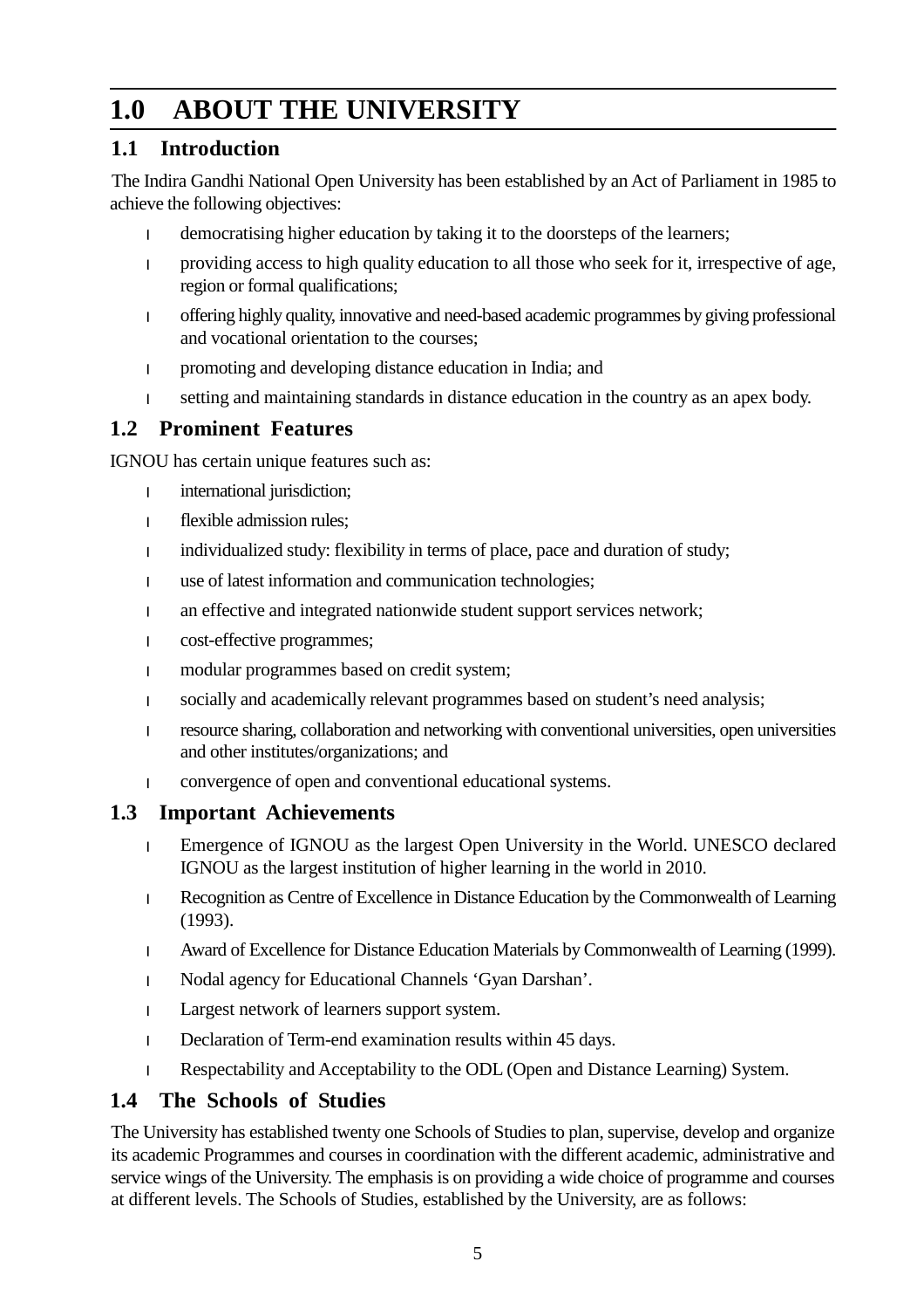# 1.0 ABOUT THE UNIVERSITY

## 1.1 Introduction

The Indira Gandhi National Open University has been established by an Act of Parliament in 1985 to achieve the following objectives:

- democratising higher education by taking it to the doorsteps of the learners;
- providing access to high quality education to all those who seek for it, irrespective of age, region or formal qualifications;
- offering highly quality, innovative and need-based academic programmes by giving professional and vocational orientation to the courses;
- promoting and developing distance education in India; and
- setting and maintaining standards in distance education in the country as an apex body.

## 1.2 Prominent Features

IGNOU has certain unique features such as:

- international jurisdiction;
- flexible admission rules;
- individualized study: flexibility in terms of place, pace and duration of study;
- use of latest information and communication technologies;
- an effective and integrated nationwide student support services network;
- cost-effective programmes;
- modular programmes based on credit system;
- socially and academically relevant programmes based on student's need analysis;
- resource sharing, collaboration and networking with conventional universities, open universities and other institutes/organizations; and
- convergence of open and conventional educational systems.

## 1.3 Important Achievements

- Emergence of IGNOU as the largest Open University in the World. UNESCO declared IGNOU as the largest institution of higher learning in the world in 2010.
- Recognition as Centre of Excellence in Distance Education by the Commonwealth of Learning (1993).
- Award of Excellence for Distance Education Materials by Commonwealth of Learning (1999).
- Nodal agency for Educational Channels 'Gyan Darshan'.
- Largest network of learners support system.
- Declaration of Term-end examination results within 45 days.
- Respectability and Acceptability to the ODL (Open and Distance Learning) System.

## 1.4 The Schools of Studies

The University has established twenty one Schools of Studies to plan, supervise, develop and organize its academic Programmes and courses in coordination with the different academic, administrative and service wings of the University. The emphasis is on providing a wide choice of programme and courses at different levels. The Schools of Studies, established by the University, are as follows: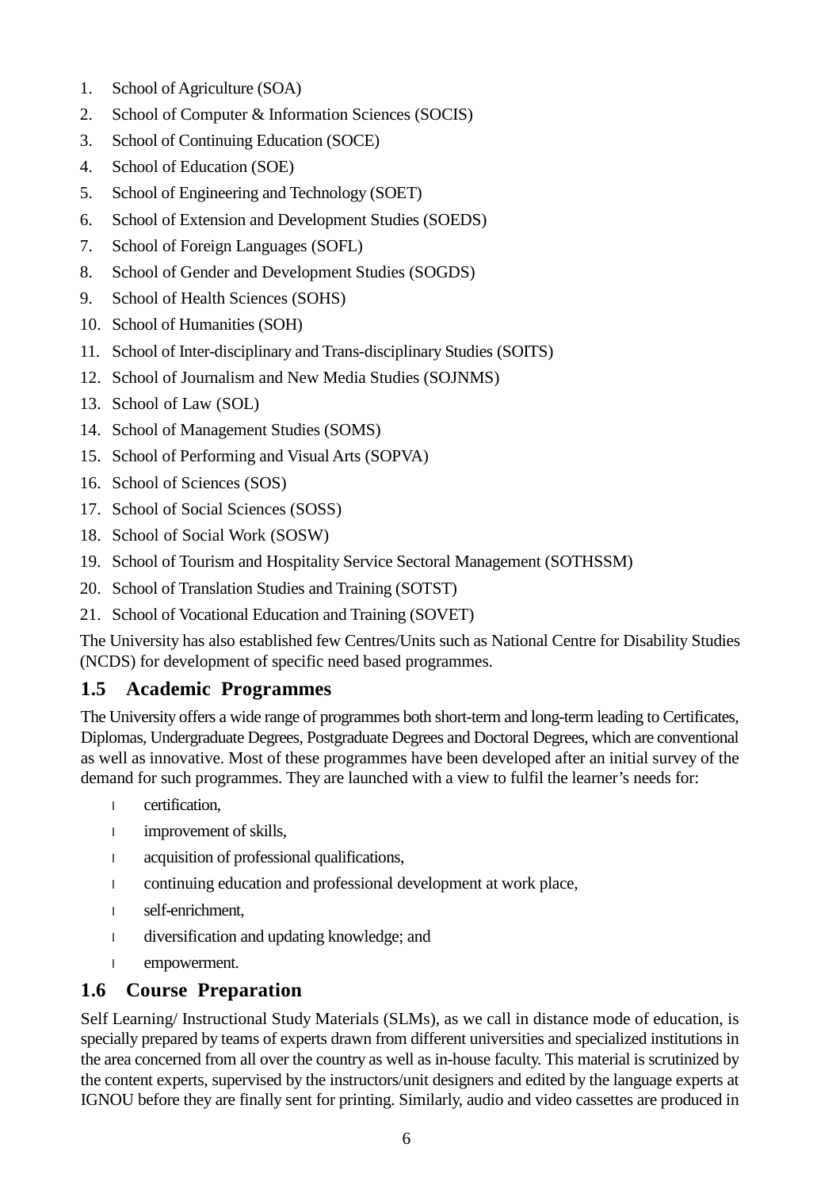1. School of Agriculture (SOA)
2. School of Computer & Information Sciences (SOCIS)
3. School of Continuing Education (SOCE)
4. School of Education (SOE)
5. School of Engineering and Technology (SOET)
6. School of Extension and Development Studies (SOEDS)
7. School of Foreign Languages (SOFL)
8. School of Gender and Development Studies (SOGDS)
9. School of Health Sciences (SOHS)
10. School of Humanities (SOH)
11. School of Inter-disciplinary and Trans-disciplinary Studies (SOITS)
12. School of Journalism and New Media Studies (SOJNMS)
13. School of Law (SOL)
14. School of Management Studies (SOMS)
15. School of Performing and Visual Arts (SOPVA)
16. School of Sciences (SOS)
17. School of Social Sciences (SOSS)
18. School of Social Work (SOSW)
19. School of Tourism and Hospitality Service Sectoral Management (SOTHSSM)
20. School of Translation Studies and Training (SOTST)
21. School of Vocational Education and Training (SOVET)

The University has also established few Centres/Units such as National Centre for Disability Studies (NCDS) for development of specific need based programmes.

## 1.5 Academic Programmes

The University offers a wide range of programmes both short-term and long-term leading to Certificates, Diplomas, Undergraduate Degrees, Postgraduate Degrees and Doctoral Degrees, which are conventional as well as innovative. Most of these programmes have been developed after an initial survey of the demand for such programmes. They are launched with a view to fulfil the learner's needs for:

- certification,
- improvement of skills,
- acquisition of professional qualifications,
- continuing education and professional development at work place,
- self-enrichment,
- diversification and updating knowledge; and
- empowerment.

## 1.6 Course Preparation

Self Learning/ Instructional Study Materials (SLMs), as we call in distance mode of education, is specially prepared by teams of experts drawn from different universities and specialized institutions in the area concerned from all over the country as well as in-house faculty. This material is scrutinized by the content experts, supervised by the instructors/unit designers and edited by the language experts at IGNOU before they are finally sent for printing. Similarly, audio and video cassettes are produced in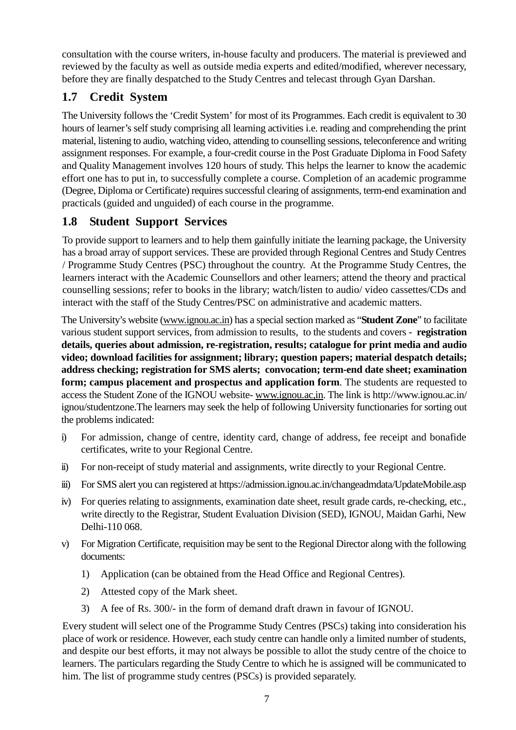consultation with the course writers, in-house faculty and producers. The material is previewed and reviewed by the faculty as well as outside media experts and edited/modified, wherever necessary, before they are finally despatched to the Study Centres and telecast through Gyan Darshan.

## 1.7 Credit System

The University follows the 'Credit System' for most of its Programmes. Each credit is equivalent to 30 hours of learner's self study comprising all learning activities i.e. reading and comprehending the print material, listening to audio, watching video, attending to counselling sessions, teleconference and writing assignment responses. For example, a four-credit course in the Post Graduate Diploma in Food Safety and Quality Management involves 120 hours of study. This helps the learner to know the academic effort one has to put in, to successfully complete a course. Completion of an academic programme (Degree, Diploma or Certificate) requires successful clearing of assignments, term-end examination and practicals (guided and unguided) of each course in the programme.

## 1.8 Student Support Services

To provide support to learners and to help them gainfully initiate the learning package, the University has a broad array of support services. These are provided through Regional Centres and Study Centres / Programme Study Centres (PSC) throughout the country. At the Programme Study Centres, the learners interact with the Academic Counsellors and other learners; attend the theory and practical counselling sessions; refer to books in the library; watch/listen to audio/ video cassettes/CDs and interact with the staff of the Study Centres/PSC on administrative and academic matters.

The University's website (www.ignou.ac.in) has a special section marked as "**Student Zone**" to facilitate various student support services, from admission to results, to the students and covers - **registration details, queries about admission, re-registration, results; catalogue for print media and audio video; download facilities for assignment; library; question papers; material despatch details; address checking; registration for SMS alerts; convocation; term-end date sheet; examination form; campus placement and prospectus and application form**. The students are requested to access the Student Zone of the IGNOU website- www.ignou.ac,in. The link is http://www.ignou.ac.in/ignou/studentzone.The learners may seek the help of following University functionaries for sorting out the problems indicated:

i) For admission, change of centre, identity card, change of address, fee receipt and bonafide certificates, write to your Regional Centre.

ii) For non-receipt of study material and assignments, write directly to your Regional Centre.

iii) For SMS alert you can registered at https://admission.ignou.ac.in/changeadmdata/UpdateMobile.asp

iv) For queries relating to assignments, examination date sheet, result grade cards, re-checking, etc., write directly to the Registrar, Student Evaluation Division (SED), IGNOU, Maidan Garhi, New Delhi-110 068.

v) For Migration Certificate, requisition may be sent to the Regional Director along with the following documents:

   1) Application (can be obtained from the Head Office and Regional Centres).

   2) Attested copy of the Mark sheet.

   3) A fee of Rs. 300/- in the form of demand draft drawn in favour of IGNOU.

Every student will select one of the Programme Study Centres (PSCs) taking into consideration his place of work or residence. However, each study centre can handle only a limited number of students, and despite our best efforts, it may not always be possible to allot the study centre of the choice to learners. The particulars regarding the Study Centre to which he is assigned will be communicated to him. The list of programme study centres (PSCs) is provided separately.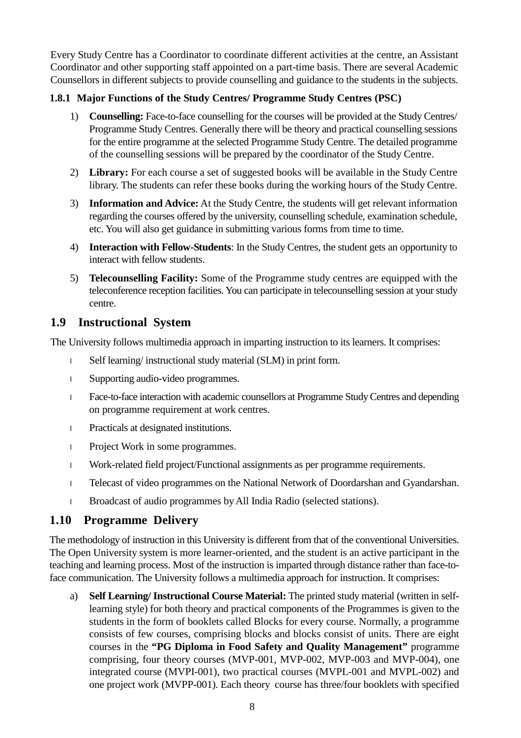Every Study Centre has a Coordinator to coordinate different activities at the centre, an Assistant Coordinator and other supporting staff appointed on a part-time basis. There are several Academic Counsellors in different subjects to provide counselling and guidance to the students in the subjects.

### 1.8.1 Major Functions of the Study Centres/ Programme Study Centres (PSC)

1) **Counselling:** Face-to-face counselling for the courses will be provided at the Study Centres/ Programme Study Centres. Generally there will be theory and practical counselling sessions for the entire programme at the selected Programme Study Centre. The detailed programme of the counselling sessions will be prepared by the coordinator of the Study Centre.

2) **Library:** For each course a set of suggested books will be available in the Study Centre library. The students can refer these books during the working hours of the Study Centre.

3) **Information and Advice:** At the Study Centre, the students will get relevant information regarding the courses offered by the university, counselling schedule, examination schedule, etc. You will also get guidance in submitting various forms from time to time.

4) **Interaction with Fellow-Students**: In the Study Centres, the student gets an opportunity to interact with fellow students.

5) **Telecounselling Facility:** Some of the Programme study centres are equipped with the teleconference reception facilities. You can participate in telecounselling session at your study centre.

## 1.9 Instructional System

The University follows multimedia approach in imparting instruction to its learners. It comprises:

- Self learning/ instructional study material (SLM) in print form.
- Supporting audio-video programmes.
- Face-to-face interaction with academic counsellors at Programme Study Centres and depending on programme requirement at work centres.
- Practicals at designated institutions.
- Project Work in some programmes.
- Work-related field project/Functional assignments as per programme requirements.
- Telecast of video programmes on the National Network of Doordarshan and Gyandarshan.
- Broadcast of audio programmes by All India Radio (selected stations).

## 1.10 Programme Delivery

The methodology of instruction in this University is different from that of the conventional Universities. The Open University system is more learner-oriented, and the student is an active participant in the teaching and learning process. Most of the instruction is imparted through distance rather than face-to-face communication. The University follows a multimedia approach for instruction. It comprises:

a) **Self Learning/ Instructional Course Material:** The printed study material (written in self-learning style) for both theory and practical components of the Programmes is given to the students in the form of booklets called Blocks for every course. Normally, a programme consists of few courses, comprising blocks and blocks consist of units. There are eight courses in the **"PG Diploma in Food Safety and Quality Management"** programme comprising, four theory courses (MVP-001, MVP-002, MVP-003 and MVP-004), one integrated course (MVPI-001), two practical courses (MVPL-001 and MVPL-002) and one project work (MVPP-001). Each theory course has three/four booklets with specified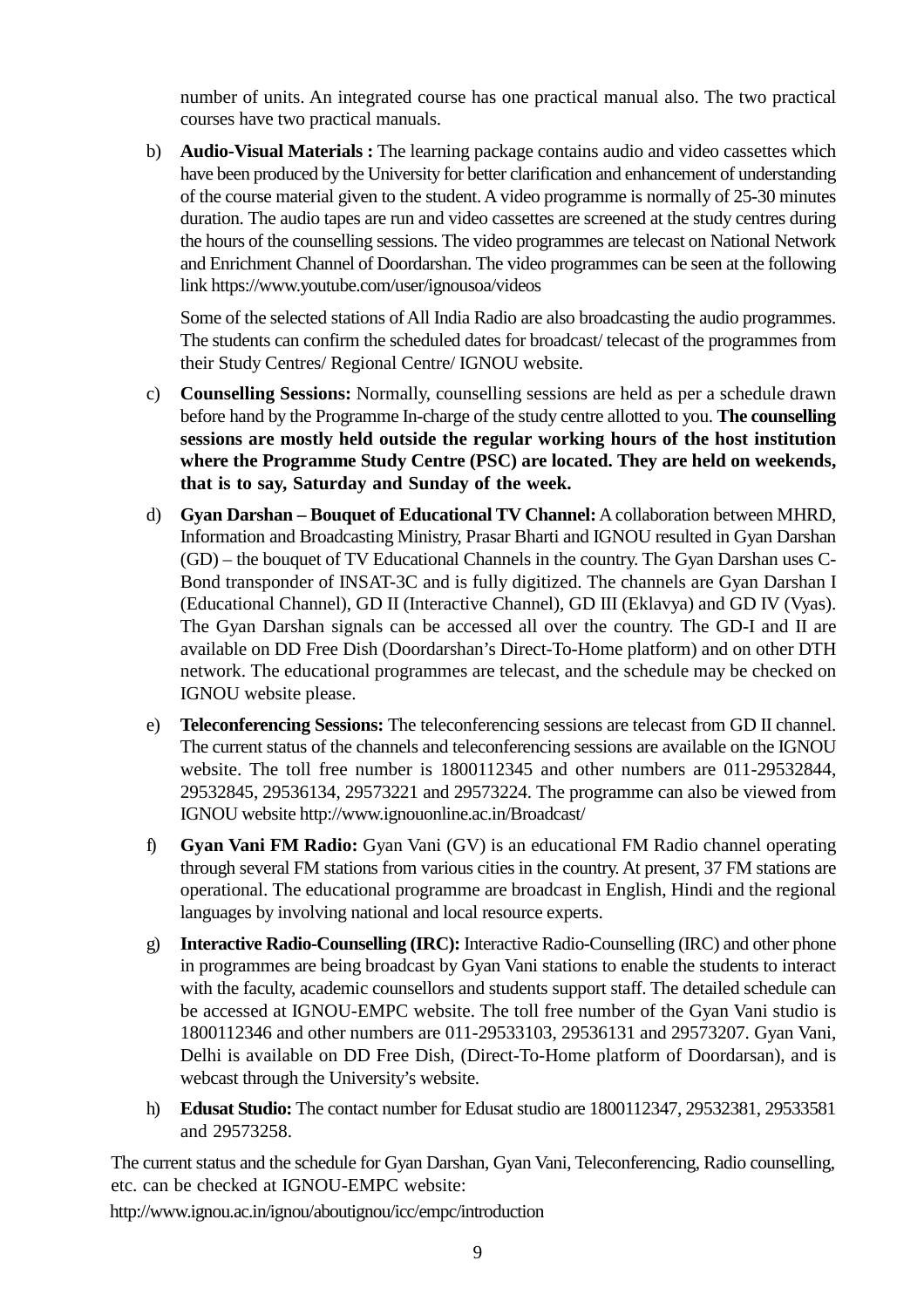number of units. An integrated course has one practical manual also. The two practical courses have two practical manuals.

b) **Audio-Visual Materials :** The learning package contains audio and video cassettes which have been produced by the University for better clarification and enhancement of understanding of the course material given to the student. A video programme is normally of 25-30 minutes duration. The audio tapes are run and video cassettes are screened at the study centres during the hours of the counselling sessions. The video programmes are telecast on National Network and Enrichment Channel of Doordarshan. The video programmes can be seen at the following link https://www.youtube.com/user/ignousoa/videos

   Some of the selected stations of All India Radio are also broadcasting the audio programmes. The students can confirm the scheduled dates for broadcast/ telecast of the programmes from their Study Centres/ Regional Centre/ IGNOU website.

c) **Counselling Sessions:** Normally, counselling sessions are held as per a schedule drawn before hand by the Programme In-charge of the study centre allotted to you. **The counselling sessions are mostly held outside the regular working hours of the host institution where the Programme Study Centre (PSC) are located. They are held on weekends, that is to say, Saturday and Sunday of the week.**

d) **Gyan Darshan – Bouquet of Educational TV Channel:** A collaboration between MHRD, Information and Broadcasting Ministry, Prasar Bharti and IGNOU resulted in Gyan Darshan (GD) – the bouquet of TV Educational Channels in the country. The Gyan Darshan uses C-Bond transponder of INSAT-3C and is fully digitized. The channels are Gyan Darshan I (Educational Channel), GD II (Interactive Channel), GD III (Eklavya) and GD IV (Vyas). The Gyan Darshan signals can be accessed all over the country. The GD-I and II are available on DD Free Dish (Doordarshan's Direct-To-Home platform) and on other DTH network. The educational programmes are telecast, and the schedule may be checked on IGNOU website please.

e) **Teleconferencing Sessions:** The teleconferencing sessions are telecast from GD II channel. The current status of the channels and teleconferencing sessions are available on the IGNOU website. The toll free number is 1800112345 and other numbers are 011-29532844, 29532845, 29536134, 29573221 and 29573224. The programme can also be viewed from IGNOU website http://www.ignouonline.ac.in/Broadcast/

f) **Gyan Vani FM Radio:** Gyan Vani (GV) is an educational FM Radio channel operating through several FM stations from various cities in the country. At present, 37 FM stations are operational. The educational programme are broadcast in English, Hindi and the regional languages by involving national and local resource experts.

g) **Interactive Radio-Counselling (IRC):** Interactive Radio-Counselling (IRC) and other phone in programmes are being broadcast by Gyan Vani stations to enable the students to interact with the faculty, academic counsellors and students support staff. The detailed schedule can be accessed at IGNOU-EMPC website. The toll free number of the Gyan Vani studio is 1800112346 and other numbers are 011-29533103, 29536131 and 29573207. Gyan Vani, Delhi is available on DD Free Dish, (Direct-To-Home platform of Doordarsan), and is webcast through the University's website.

h) **Edusat Studio:** The contact number for Edusat studio are 1800112347, 29532381, 29533581 and 29573258.

The current status and the schedule for Gyan Darshan, Gyan Vani, Teleconferencing, Radio counselling, etc. can be checked at IGNOU-EMPC website:

http://www.ignou.ac.in/ignou/aboutignou/icc/empc/introduction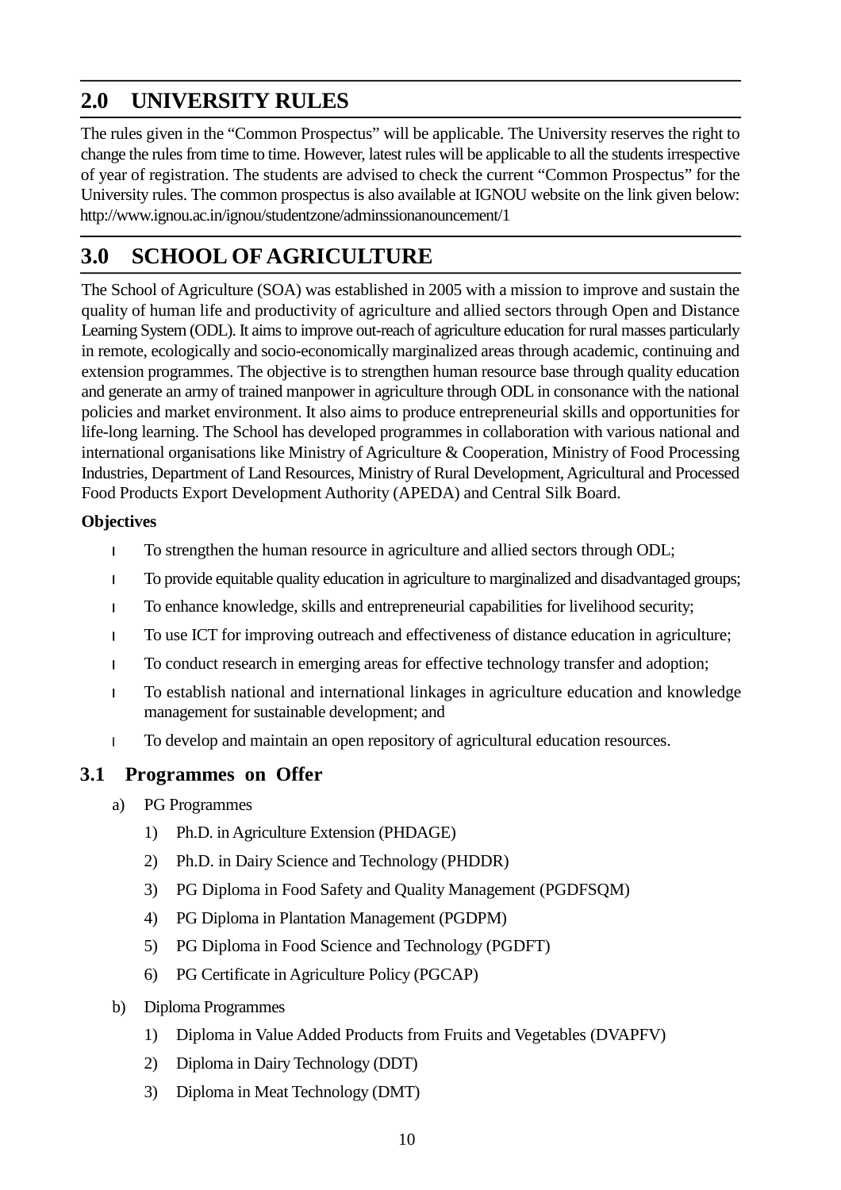## 2.0 UNIVERSITY RULES

The rules given in the "Common Prospectus" will be applicable. The University reserves the right to change the rules from time to time. However, latest rules will be applicable to all the students irrespective of year of registration. The students are advised to check the current "Common Prospectus" for the University rules. The common prospectus is also available at IGNOU website on the link given below: http://www.ignou.ac.in/ignou/studentzone/adminssionanouncement/1

## 3.0 SCHOOL OF AGRICULTURE

The School of Agriculture (SOA) was established in 2005 with a mission to improve and sustain the quality of human life and productivity of agriculture and allied sectors through Open and Distance Learning System (ODL). It aims to improve out-reach of agriculture education for rural masses particularly in remote, ecologically and socio-economically marginalized areas through academic, continuing and extension programmes. The objective is to strengthen human resource base through quality education and generate an army of trained manpower in agriculture through ODL in consonance with the national policies and market environment. It also aims to produce entrepreneurial skills and opportunities for life-long learning. The School has developed programmes in collaboration with various national and international organisations like Ministry of Agriculture & Cooperation, Ministry of Food Processing Industries, Department of Land Resources, Ministry of Rural Development, Agricultural and Processed Food Products Export Development Authority (APEDA) and Central Silk Board.

**Objectives**

- To strengthen the human resource in agriculture and allied sectors through ODL;
- To provide equitable quality education in agriculture to marginalized and disadvantaged groups;
- To enhance knowledge, skills and entrepreneurial capabilities for livelihood security;
- To use ICT for improving outreach and effectiveness of distance education in agriculture;
- To conduct research in emerging areas for effective technology transfer and adoption;
- To establish national and international linkages in agriculture education and knowledge management for sustainable development; and
- To develop and maintain an open repository of agricultural education resources.

### 3.1 Programmes on Offer

a) PG Programmes

1) Ph.D. in Agriculture Extension (PHDAGE)
2) Ph.D. in Dairy Science and Technology (PHDDR)
3) PG Diploma in Food Safety and Quality Management (PGDFSQM)
4) PG Diploma in Plantation Management (PGDPM)
5) PG Diploma in Food Science and Technology (PGDFT)
6) PG Certificate in Agriculture Policy (PGCAP)

b) Diploma Programmes

1) Diploma in Value Added Products from Fruits and Vegetables (DVAPFV)
2) Diploma in Dairy Technology (DDT)
3) Diploma in Meat Technology (DMT)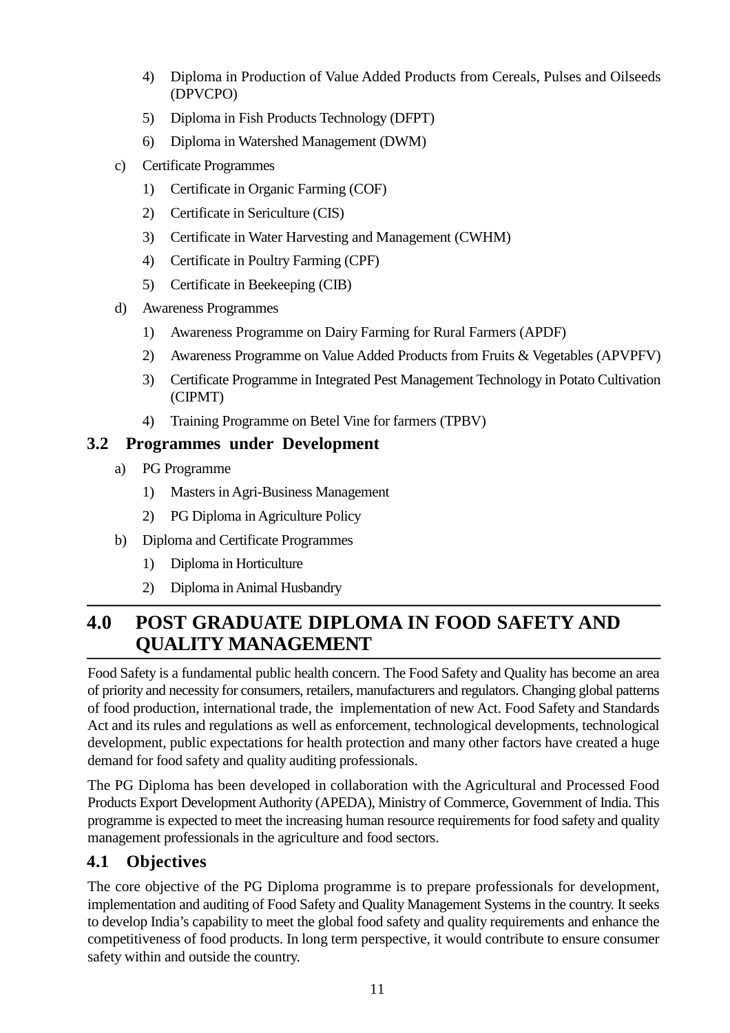4) Diploma in Production of Value Added Products from Cereals, Pulses and Oilseeds (DPVCPO)

5) Diploma in Fish Products Technology (DFPT)

6) Diploma in Watershed Management (DWM)

c) Certificate Programmes

1) Certificate in Organic Farming (COF)

2) Certificate in Sericulture (CIS)

3) Certificate in Water Harvesting and Management (CWHM)

4) Certificate in Poultry Farming (CPF)

5) Certificate in Beekeeping (CIB)

d) Awareness Programmes

1) Awareness Programme on Dairy Farming for Rural Farmers (APDF)

2) Awareness Programme on Value Added Products from Fruits & Vegetables (APVPFV)

3) Certificate Programme in Integrated Pest Management Technology in Potato Cultivation (CIPMT)

4) Training Programme on Betel Vine for farmers (TPBV)

### 3.2 Programmes under Development

a) PG Programme

1) Masters in Agri-Business Management

2) PG Diploma in Agriculture Policy

b) Diploma and Certificate Programmes

1) Diploma in Horticulture

2) Diploma in Animal Husbandry

## 4.0 POST GRADUATE DIPLOMA IN FOOD SAFETY AND QUALITY MANAGEMENT

Food Safety is a fundamental public health concern. The Food Safety and Quality has become an area of priority and necessity for consumers, retailers, manufacturers and regulators. Changing global patterns of food production, international trade, the implementation of new Act. Food Safety and Standards Act and its rules and regulations as well as enforcement, technological developments, technological development, public expectations for health protection and many other factors have created a huge demand for food safety and quality auditing professionals.

The PG Diploma has been developed in collaboration with the Agricultural and Processed Food Products Export Development Authority (APEDA), Ministry of Commerce, Government of India. This programme is expected to meet the increasing human resource requirements for food safety and quality management professionals in the agriculture and food sectors.

### 4.1 Objectives

The core objective of the PG Diploma programme is to prepare professionals for development, implementation and auditing of Food Safety and Quality Management Systems in the country. It seeks to develop India's capability to meet the global food safety and quality requirements and enhance the competitiveness of food products. In long term perspective, it would contribute to ensure consumer safety within and outside the country.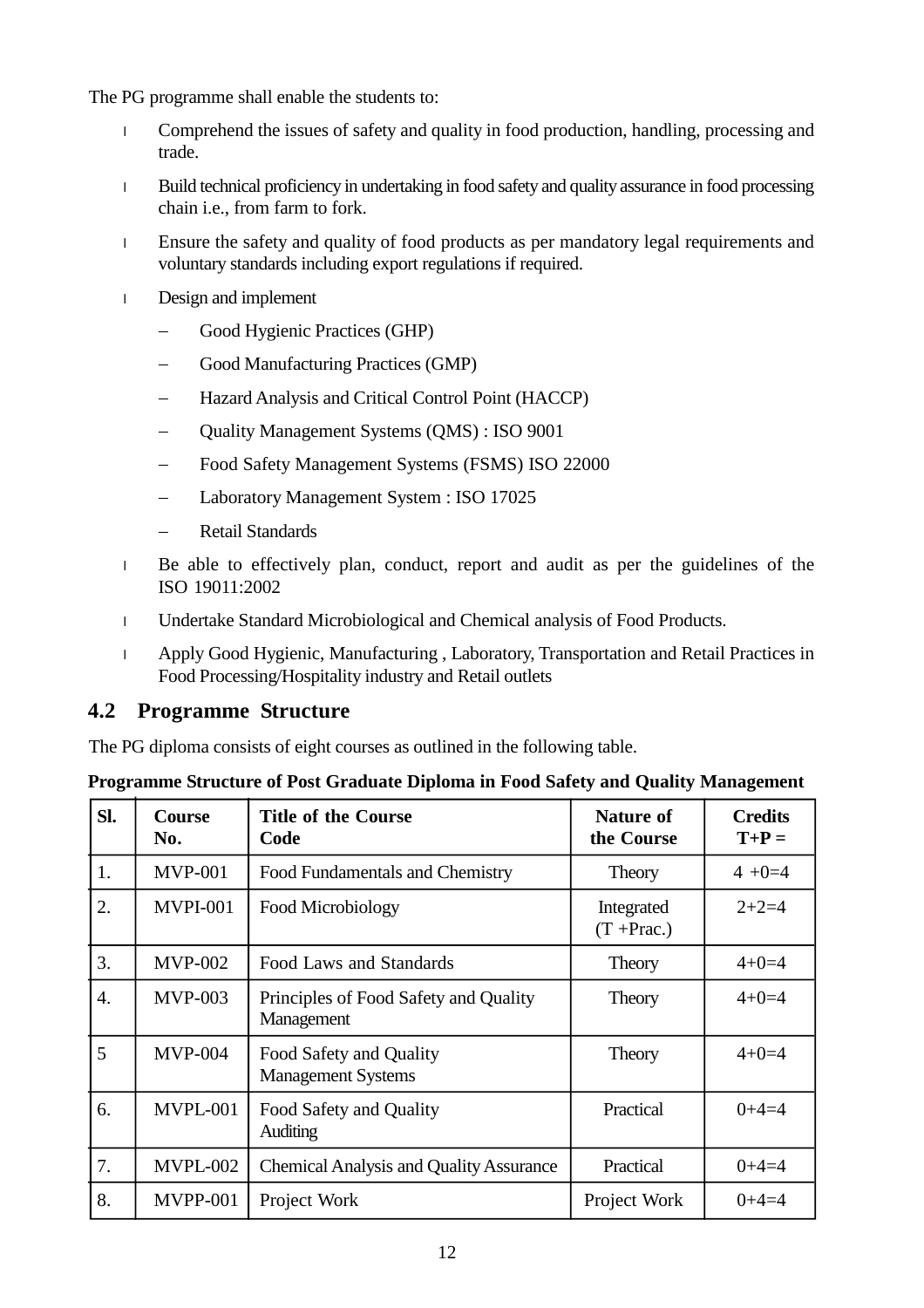The PG programme shall enable the students to:

- Comprehend the issues of safety and quality in food production, handling, processing and trade.
- Build technical proficiency in undertaking in food safety and quality assurance in food processing chain i.e., from farm to fork.
- Ensure the safety and quality of food products as per mandatory legal requirements and voluntary standards including export regulations if required.
- Design and implement
  - Good Hygienic Practices (GHP)
  - Good Manufacturing Practices (GMP)
  - Hazard Analysis and Critical Control Point (HACCP)
  - Quality Management Systems (QMS) : ISO 9001
  - Food Safety Management Systems (FSMS) ISO 22000
  - Laboratory Management System : ISO 17025
  - Retail Standards
- Be able to effectively plan, conduct, report and audit as per the guidelines of the ISO 19011:2002
- Undertake Standard Microbiological and Chemical analysis of Food Products.
- Apply Good Hygienic, Manufacturing , Laboratory, Transportation and Retail Practices in Food Processing/Hospitality industry and Retail outlets

## 4.2 Programme Structure

The PG diploma consists of eight courses as outlined in the following table.

**Programme Structure of Post Graduate Diploma in Food Safety and Quality Management**

| Sl. | Course No. | Title of the Course Code | Nature of the Course | Credits T+P = |
|---|---|---|---|---|
| 1. | MVP-001 | Food Fundamentals and Chemistry | Theory | 4 +0=4 |
| 2. | MVPI-001 | Food Microbiology | Integrated (T +Prac.) | 2+2=4 |
| 3. | MVP-002 | Food Laws and Standards | Theory | 4+0=4 |
| 4. | MVP-003 | Principles of Food Safety and Quality Management | Theory | 4+0=4 |
| 5 | MVP-004 | Food Safety and Quality Management Systems | Theory | 4+0=4 |
| 6. | MVPL-001 | Food Safety and Quality Auditing | Practical | 0+4=4 |
| 7. | MVPL-002 | Chemical Analysis and Quality Assurance | Practical | 0+4=4 |
| 8. | MVPP-001 | Project Work | Project Work | 0+4=4 |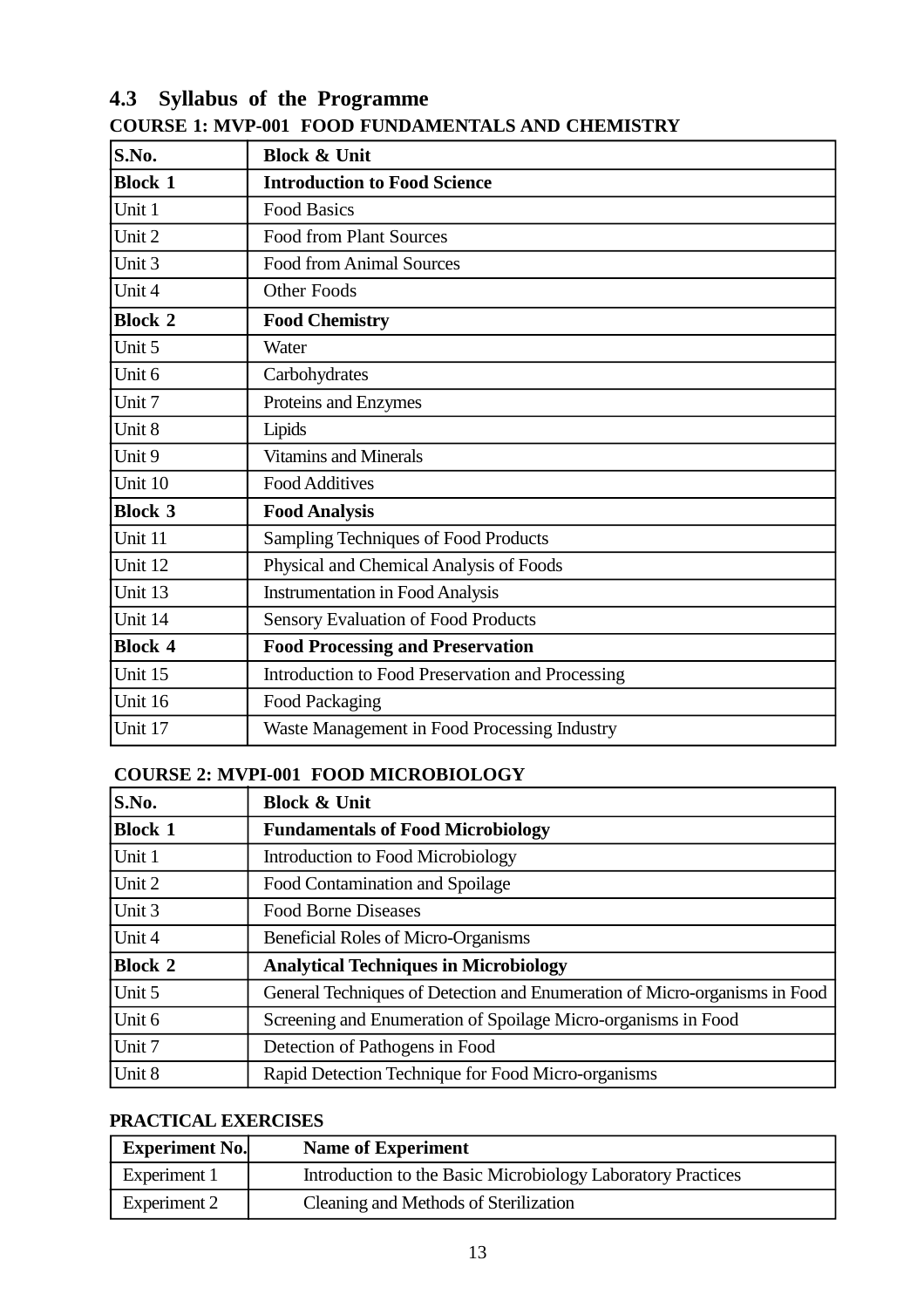## 4.3 Syllabus of the Programme

**COURSE 1: MVP-001 FOOD FUNDAMENTALS AND CHEMISTRY**

| S.No. | Block & Unit |
|---|---|
| **Block 1** | **Introduction to Food Science** |
| Unit 1 | Food Basics |
| Unit 2 | Food from Plant Sources |
| Unit 3 | Food from Animal Sources |
| Unit 4 | Other Foods |
| **Block 2** | **Food Chemistry** |
| Unit 5 | Water |
| Unit 6 | Carbohydrates |
| Unit 7 | Proteins and Enzymes |
| Unit 8 | Lipids |
| Unit 9 | Vitamins and Minerals |
| Unit 10 | Food Additives |
| **Block 3** | **Food Analysis** |
| Unit 11 | Sampling Techniques of Food Products |
| Unit 12 | Physical and Chemical Analysis of Foods |
| Unit 13 | Instrumentation in Food Analysis |
| Unit 14 | Sensory Evaluation of Food Products |
| **Block 4** | **Food Processing and Preservation** |
| Unit 15 | Introduction to Food Preservation and Processing |
| Unit 16 | Food Packaging |
| Unit 17 | Waste Management in Food Processing Industry |

**COURSE 2: MVPI-001 FOOD MICROBIOLOGY**

| S.No. | Block & Unit |
|---|---|
| **Block 1** | **Fundamentals of Food Microbiology** |
| Unit 1 | Introduction to Food Microbiology |
| Unit 2 | Food Contamination and Spoilage |
| Unit 3 | Food Borne Diseases |
| Unit 4 | Beneficial Roles of Micro-Organisms |
| **Block 2** | **Analytical Techniques in Microbiology** |
| Unit 5 | General Techniques of Detection and Enumeration of Micro-organisms in Food |
| Unit 6 | Screening and Enumeration of Spoilage Micro-organisms in Food |
| Unit 7 | Detection of Pathogens in Food |
| Unit 8 | Rapid Detection Technique for Food Micro-organisms |

**PRACTICAL EXERCISES**

| Experiment No. | Name of Experiment |
|---|---|
| Experiment 1 | Introduction to the Basic Microbiology Laboratory Practices |
| Experiment 2 | Cleaning and Methods of Sterilization |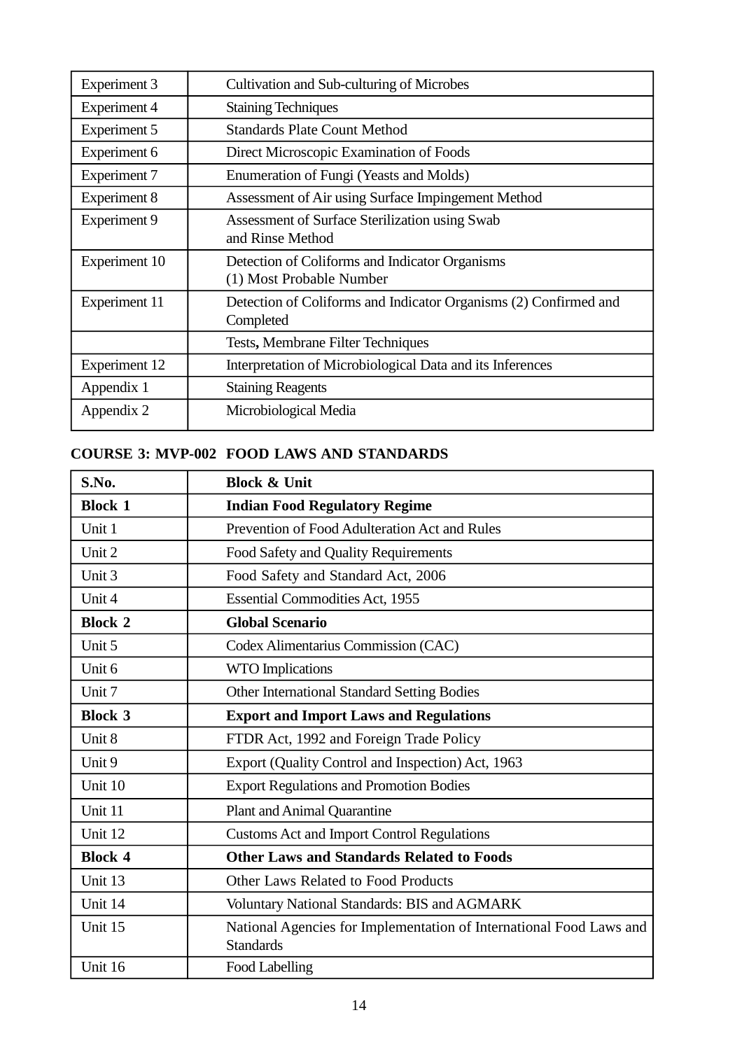| | |
|---|---|
| Experiment 3 | Cultivation and Sub-culturing of Microbes |
| Experiment 4 | Staining Techniques |
| Experiment 5 | Standards Plate Count Method |
| Experiment 6 | Direct Microscopic Examination of Foods |
| Experiment 7 | Enumeration of Fungi (Yeasts and Molds) |
| Experiment 8 | Assessment of Air using Surface Impingement Method |
| Experiment 9 | Assessment of Surface Sterilization using Swab and Rinse Method |
| Experiment 10 | Detection of Coliforms and Indicator Organisms (1) Most Probable Number |
| Experiment 11 | Detection of Coliforms and Indicator Organisms (2) Confirmed and Completed |
| | Tests**,** Membrane Filter Techniques |
| Experiment 12 | Interpretation of Microbiological Data and its Inferences |
| Appendix 1 | Staining Reagents |
| Appendix 2 | Microbiological Media |

**COURSE 3: MVP-002 FOOD LAWS AND STANDARDS**

| **S.No.** | **Block & Unit** |
|---|---|
| **Block 1** | **Indian Food Regulatory Regime** |
| Unit 1 | Prevention of Food Adulteration Act and Rules |
| Unit 2 | Food Safety and Quality Requirements |
| Unit 3 | Food Safety and Standard Act, 2006 |
| Unit 4 | Essential Commodities Act, 1955 |
| **Block 2** | **Global Scenario** |
| Unit 5 | Codex Alimentarius Commission (CAC) |
| Unit 6 | WTO Implications |
| Unit 7 | Other International Standard Setting Bodies |
| **Block 3** | **Export and Import Laws and Regulations** |
| Unit 8 | FTDR Act, 1992 and Foreign Trade Policy |
| Unit 9 | Export (Quality Control and Inspection) Act, 1963 |
| Unit 10 | Export Regulations and Promotion Bodies |
| Unit 11 | Plant and Animal Quarantine |
| Unit 12 | Customs Act and Import Control Regulations |
| **Block 4** | **Other Laws and Standards Related to Foods** |
| Unit 13 | Other Laws Related to Food Products |
| Unit 14 | Voluntary National Standards: BIS and AGMARK |
| Unit 15 | National Agencies for Implementation of International Food Laws and Standards |
| Unit 16 | Food Labelling |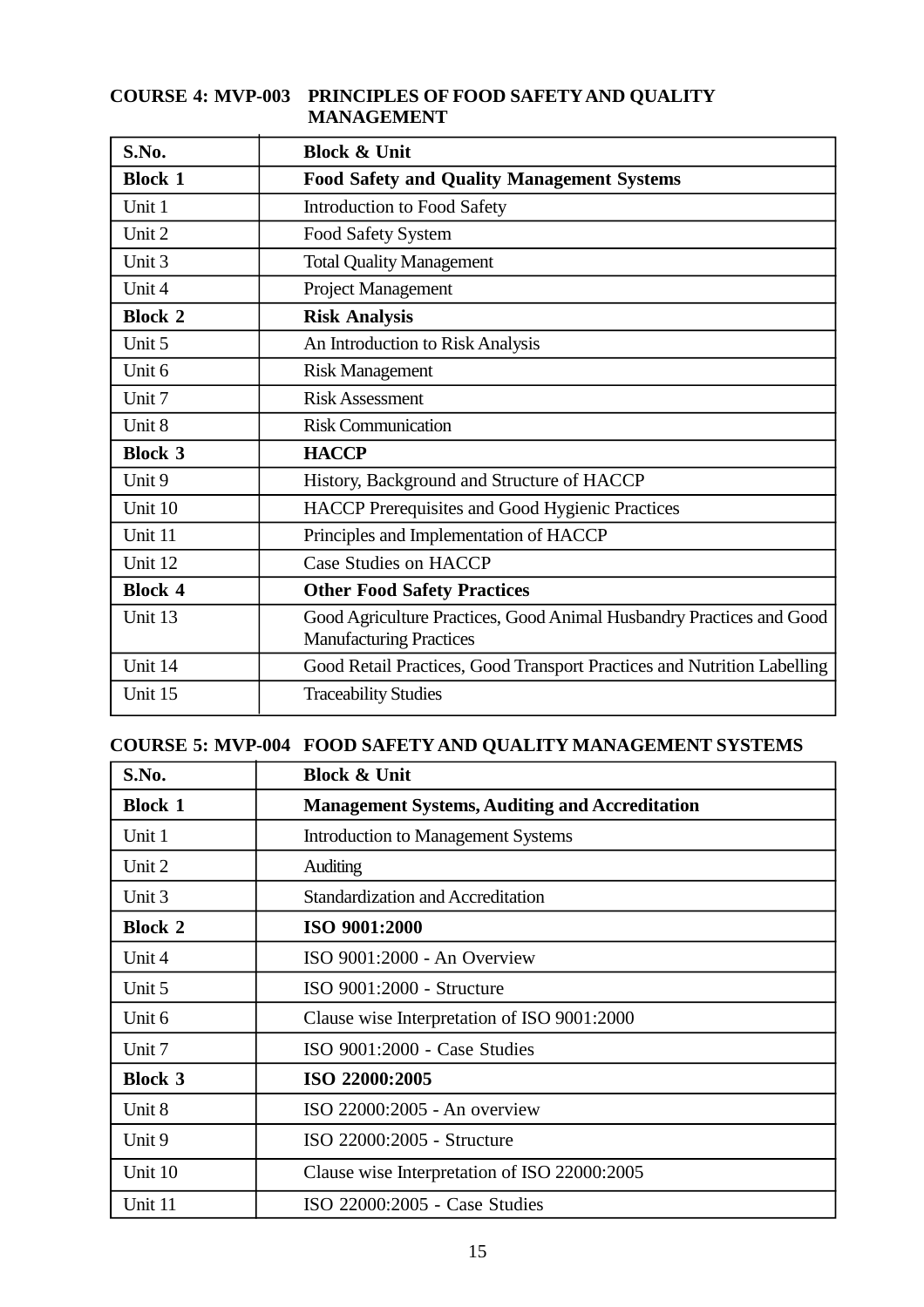**COURSE 4: MVP-003 PRINCIPLES OF FOOD SAFETY AND QUALITY MANAGEMENT**

| S.No. | Block & Unit |
|---|---|
| **Block 1** | **Food Safety and Quality Management Systems** |
| Unit 1 | Introduction to Food Safety |
| Unit 2 | Food Safety System |
| Unit 3 | Total Quality Management |
| Unit 4 | Project Management |
| **Block 2** | **Risk Analysis** |
| Unit 5 | An Introduction to Risk Analysis |
| Unit 6 | Risk Management |
| Unit 7 | Risk Assessment |
| Unit 8 | Risk Communication |
| **Block 3** | **HACCP** |
| Unit 9 | History, Background and Structure of HACCP |
| Unit 10 | HACCP Prerequisites and Good Hygienic Practices |
| Unit 11 | Principles and Implementation of HACCP |
| Unit 12 | Case Studies on HACCP |
| **Block 4** | **Other Food Safety Practices** |
| Unit 13 | Good Agriculture Practices, Good Animal Husbandry Practices and Good Manufacturing Practices |
| Unit 14 | Good Retail Practices, Good Transport Practices and Nutrition Labelling |
| Unit 15 | Traceability Studies |

**COURSE 5: MVP-004 FOOD SAFETY AND QUALITY MANAGEMENT SYSTEMS**

| S.No. | Block & Unit |
|---|---|
| **Block 1** | **Management Systems, Auditing and Accreditation** |
| Unit 1 | Introduction to Management Systems |
| Unit 2 | Auditing |
| Unit 3 | Standardization and Accreditation |
| **Block 2** | **ISO 9001:2000** |
| Unit 4 | ISO 9001:2000 - An Overview |
| Unit 5 | ISO 9001:2000 - Structure |
| Unit 6 | Clause wise Interpretation of ISO 9001:2000 |
| Unit 7 | ISO 9001:2000 - Case Studies |
| **Block 3** | **ISO 22000:2005** |
| Unit 8 | ISO 22000:2005 - An overview |
| Unit 9 | ISO 22000:2005 - Structure |
| Unit 10 | Clause wise Interpretation of ISO 22000:2005 |
| Unit 11 | ISO 22000:2005 - Case Studies |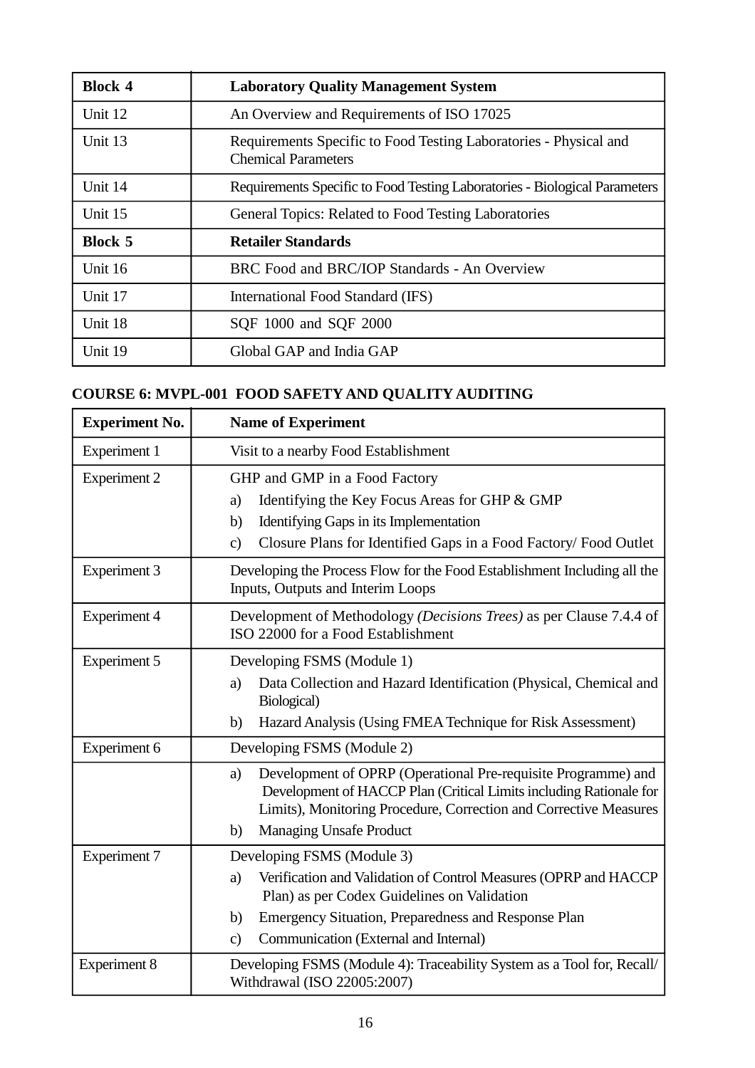| Block 4 | Laboratory Quality Management System |
|---|---|
| Unit 12 | An Overview and Requirements of ISO 17025 |
| Unit 13 | Requirements Specific to Food Testing Laboratories - Physical and Chemical Parameters |
| Unit 14 | Requirements Specific to Food Testing Laboratories - Biological Parameters |
| Unit 15 | General Topics: Related to Food Testing Laboratories |
| **Block 5** | **Retailer Standards** |
| Unit 16 | BRC Food and BRC/IOP Standards - An Overview |
| Unit 17 | International Food Standard (IFS) |
| Unit 18 | SQF 1000 and SQF 2000 |
| Unit 19 | Global GAP and India GAP |

**COURSE 6: MVPL-001 FOOD SAFETY AND QUALITY AUDITING**

| Experiment No. | Name of Experiment |
|---|---|
| Experiment 1 | Visit to a nearby Food Establishment |
| Experiment 2 | GHP and GMP in a Food Factory<br>a) Identifying the Key Focus Areas for GHP & GMP<br>b) Identifying Gaps in its Implementation<br>c) Closure Plans for Identified Gaps in a Food Factory/ Food Outlet |
| Experiment 3 | Developing the Process Flow for the Food Establishment Including all the Inputs, Outputs and Interim Loops |
| Experiment 4 | Development of Methodology *(Decisions Trees)* as per Clause 7.4.4 of ISO 22000 for a Food Establishment |
| Experiment 5 | Developing FSMS (Module 1)<br>a) Data Collection and Hazard Identification (Physical, Chemical and Biological)<br>b) Hazard Analysis (Using FMEA Technique for Risk Assessment) |
| Experiment 6 | Developing FSMS (Module 2) |
| | a) Development of OPRP (Operational Pre-requisite Programme) and Development of HACCP Plan (Critical Limits including Rationale for Limits), Monitoring Procedure, Correction and Corrective Measures<br>b) Managing Unsafe Product |
| Experiment 7 | Developing FSMS (Module 3)<br>a) Verification and Validation of Control Measures (OPRP and HACCP Plan) as per Codex Guidelines on Validation<br>b) Emergency Situation, Preparedness and Response Plan<br>c) Communication (External and Internal) |
| Experiment 8 | Developing FSMS (Module 4): Traceability System as a Tool for, Recall/ Withdrawal (ISO 22005:2007) |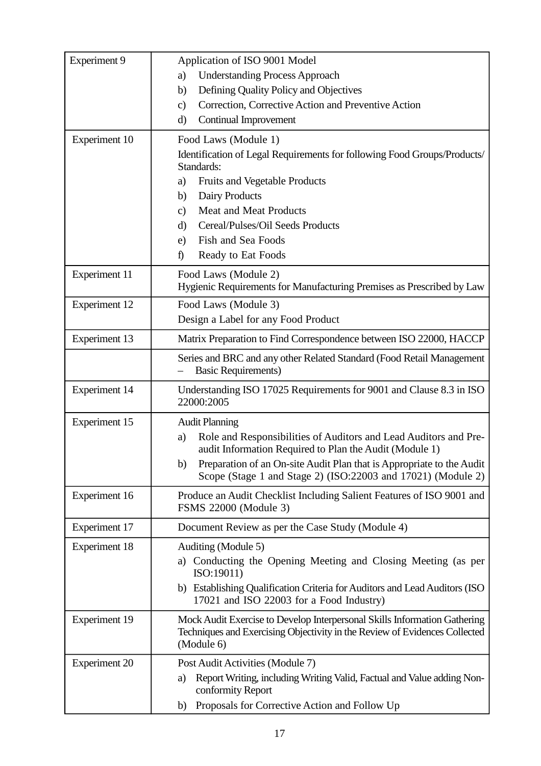| | |
|---|---|
| Experiment 9 | Application of ISO 9001 Model<br>a) Understanding Process Approach<br>b) Defining Quality Policy and Objectives<br>c) Correction, Corrective Action and Preventive Action<br>d) Continual Improvement |
| Experiment 10 | Food Laws (Module 1)<br>Identification of Legal Requirements for following Food Groups/Products/ Standards:<br>a) Fruits and Vegetable Products<br>b) Dairy Products<br>c) Meat and Meat Products<br>d) Cereal/Pulses/Oil Seeds Products<br>e) Fish and Sea Foods<br>f) Ready to Eat Foods |
| Experiment 11 | Food Laws (Module 2)<br>Hygienic Requirements for Manufacturing Premises as Prescribed by Law |
| Experiment 12 | Food Laws (Module 3)<br>Design a Label for any Food Product |
| Experiment 13 | Matrix Preparation to Find Correspondence between ISO 22000, HACCP |
| | Series and BRC and any other Related Standard (Food Retail Management – Basic Requirements) |
| Experiment 14 | Understanding ISO 17025 Requirements for 9001 and Clause 8.3 in ISO 22000:2005 |
| Experiment 15 | Audit Planning<br>a) Role and Responsibilities of Auditors and Lead Auditors and Pre-audit Information Required to Plan the Audit (Module 1)<br>b) Preparation of an On-site Audit Plan that is Appropriate to the Audit Scope (Stage 1 and Stage 2) (ISO:22003 and 17021) (Module 2) |
| Experiment 16 | Produce an Audit Checklist Including Salient Features of ISO 9001 and FSMS 22000 (Module 3) |
| Experiment 17 | Document Review as per the Case Study (Module 4) |
| Experiment 18 | Auditing (Module 5)<br>a) Conducting the Opening Meeting and Closing Meeting (as per ISO:19011)<br>b) Establishing Qualification Criteria for Auditors and Lead Auditors (ISO 17021 and ISO 22003 for a Food Industry) |
| Experiment 19 | Mock Audit Exercise to Develop Interpersonal Skills Information Gathering Techniques and Exercising Objectivity in the Review of Evidences Collected (Module 6) |
| Experiment 20 | Post Audit Activities (Module 7)<br>a) Report Writing, including Writing Valid, Factual and Value adding Non-conformity Report<br>b) Proposals for Corrective Action and Follow Up |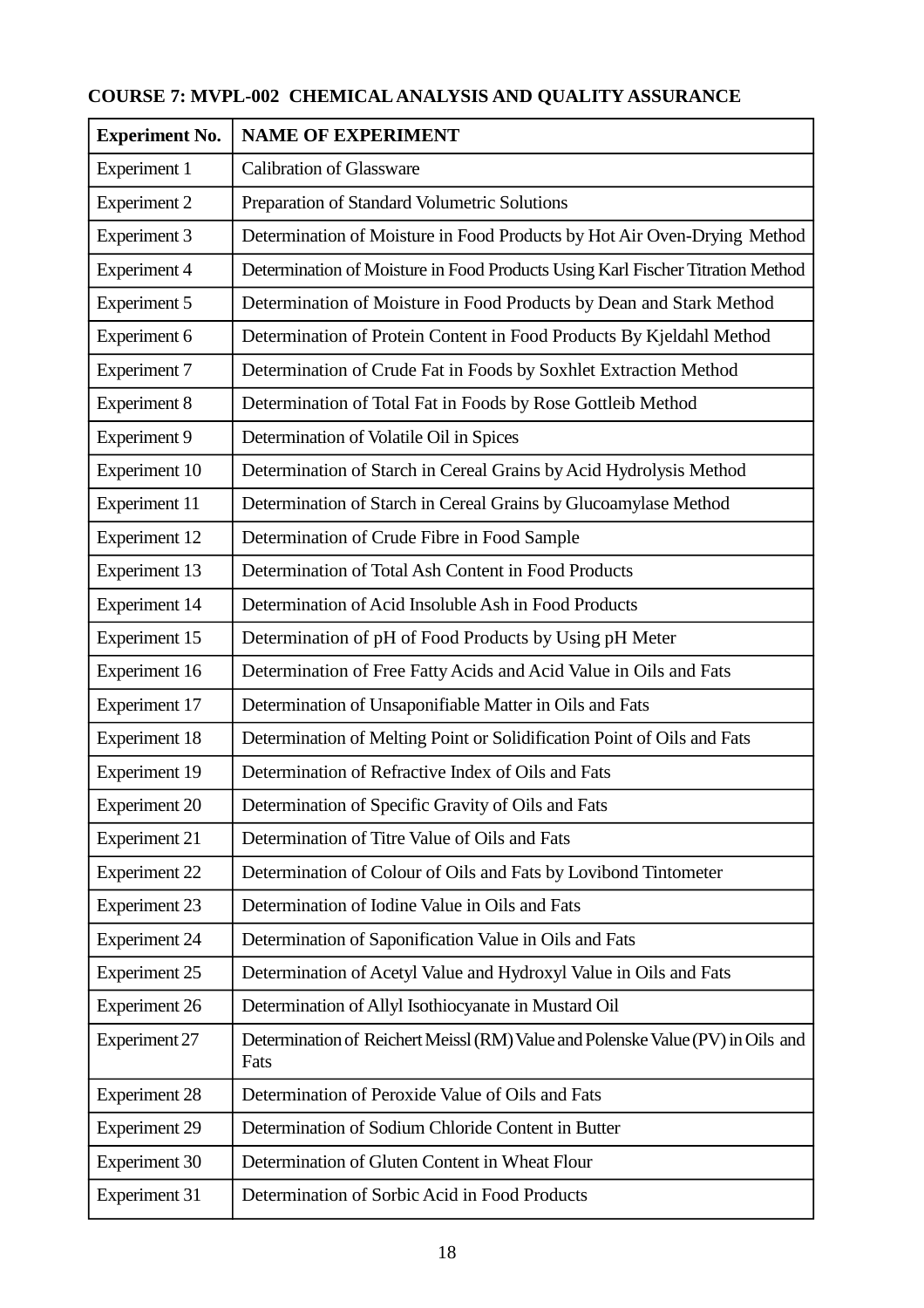**COURSE 7: MVPL-002 CHEMICAL ANALYSIS AND QUALITY ASSURANCE**

| Experiment No. | NAME OF EXPERIMENT |
|---|---|
| Experiment 1 | Calibration of Glassware |
| Experiment 2 | Preparation of Standard Volumetric Solutions |
| Experiment 3 | Determination of Moisture in Food Products by Hot Air Oven-Drying Method |
| Experiment 4 | Determination of Moisture in Food Products Using Karl Fischer Titration Method |
| Experiment 5 | Determination of Moisture in Food Products by Dean and Stark Method |
| Experiment 6 | Determination of Protein Content in Food Products By Kjeldahl Method |
| Experiment 7 | Determination of Crude Fat in Foods by Soxhlet Extraction Method |
| Experiment 8 | Determination of Total Fat in Foods by Rose Gottleib Method |
| Experiment 9 | Determination of Volatile Oil in Spices |
| Experiment 10 | Determination of Starch in Cereal Grains by Acid Hydrolysis Method |
| Experiment 11 | Determination of Starch in Cereal Grains by Glucoamylase Method |
| Experiment 12 | Determination of Crude Fibre in Food Sample |
| Experiment 13 | Determination of Total Ash Content in Food Products |
| Experiment 14 | Determination of Acid Insoluble Ash in Food Products |
| Experiment 15 | Determination of pH of Food Products by Using pH Meter |
| Experiment 16 | Determination of Free Fatty Acids and Acid Value in Oils and Fats |
| Experiment 17 | Determination of Unsaponifiable Matter in Oils and Fats |
| Experiment 18 | Determination of Melting Point or Solidification Point of Oils and Fats |
| Experiment 19 | Determination of Refractive Index of Oils and Fats |
| Experiment 20 | Determination of Specific Gravity of Oils and Fats |
| Experiment 21 | Determination of Titre Value of Oils and Fats |
| Experiment 22 | Determination of Colour of Oils and Fats by Lovibond Tintometer |
| Experiment 23 | Determination of Iodine Value in Oils and Fats |
| Experiment 24 | Determination of Saponification Value in Oils and Fats |
| Experiment 25 | Determination of Acetyl Value and Hydroxyl Value in Oils and Fats |
| Experiment 26 | Determination of Allyl Isothiocyanate in Mustard Oil |
| Experiment 27 | Determination of Reichert Meissl (RM) Value and Polenske Value (PV) in Oils and Fats |
| Experiment 28 | Determination of Peroxide Value of Oils and Fats |
| Experiment 29 | Determination of Sodium Chloride Content in Butter |
| Experiment 30 | Determination of Gluten Content in Wheat Flour |
| Experiment 31 | Determination of Sorbic Acid in Food Products |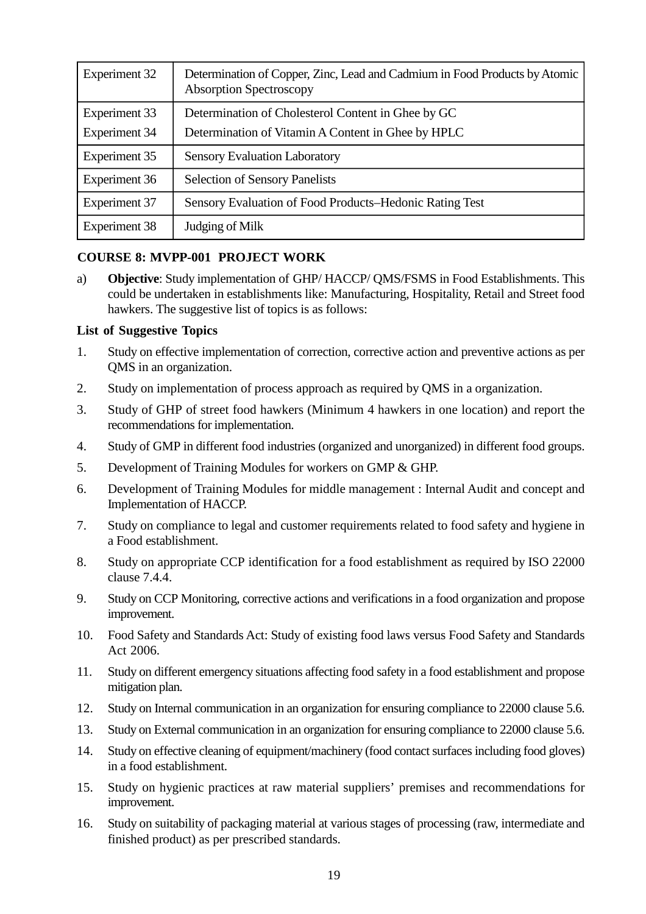| | |
|---|---|
| Experiment 32 | Determination of Copper, Zinc, Lead and Cadmium in Food Products by Atomic Absorption Spectroscopy |
| Experiment 33 | Determination of Cholesterol Content in Ghee by GC |
| Experiment 34 | Determination of Vitamin A Content in Ghee by HPLC |
| Experiment 35 | Sensory Evaluation Laboratory |
| Experiment 36 | Selection of Sensory Panelists |
| Experiment 37 | Sensory Evaluation of Food Products–Hedonic Rating Test |
| Experiment 38 | Judging of Milk |

**COURSE 8: MVPP-001 PROJECT WORK**

a) **Objective**: Study implementation of GHP/ HACCP/ QMS/FSMS in Food Establishments. This could be undertaken in establishments like: Manufacturing, Hospitality, Retail and Street food hawkers. The suggestive list of topics is as follows:

**List of Suggestive Topics**

1. Study on effective implementation of correction, corrective action and preventive actions as per QMS in an organization.
2. Study on implementation of process approach as required by QMS in a organization.
3. Study of GHP of street food hawkers (Minimum 4 hawkers in one location) and report the recommendations for implementation.
4. Study of GMP in different food industries (organized and unorganized) in different food groups.
5. Development of Training Modules for workers on GMP & GHP.
6. Development of Training Modules for middle management : Internal Audit and concept and Implementation of HACCP.
7. Study on compliance to legal and customer requirements related to food safety and hygiene in a Food establishment.
8. Study on appropriate CCP identification for a food establishment as required by ISO 22000 clause 7.4.4.
9. Study on CCP Monitoring, corrective actions and verifications in a food organization and propose improvement.
10. Food Safety and Standards Act: Study of existing food laws versus Food Safety and Standards Act 2006.
11. Study on different emergency situations affecting food safety in a food establishment and propose mitigation plan.
12. Study on Internal communication in an organization for ensuring compliance to 22000 clause 5.6.
13. Study on External communication in an organization for ensuring compliance to 22000 clause 5.6.
14. Study on effective cleaning of equipment/machinery (food contact surfaces including food gloves) in a food establishment.
15. Study on hygienic practices at raw material suppliers' premises and recommendations for improvement.
16. Study on suitability of packaging material at various stages of processing (raw, intermediate and finished product) as per prescribed standards.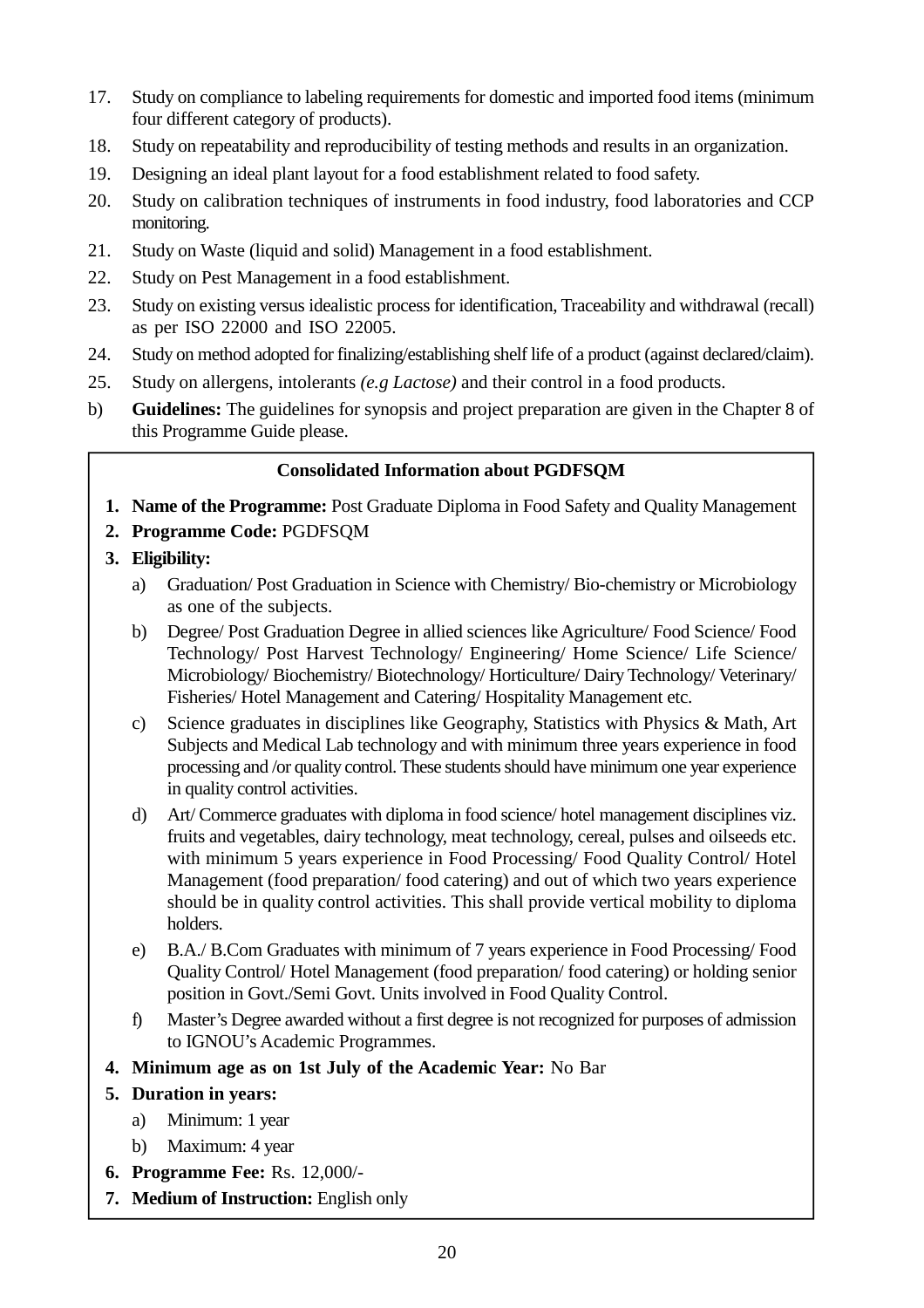17. Study on compliance to labeling requirements for domestic and imported food items (minimum four different category of products).
18. Study on repeatability and reproducibility of testing methods and results in an organization.
19. Designing an ideal plant layout for a food establishment related to food safety.
20. Study on calibration techniques of instruments in food industry, food laboratories and CCP monitoring.
21. Study on Waste (liquid and solid) Management in a food establishment.
22. Study on Pest Management in a food establishment.
23. Study on existing versus idealistic process for identification, Traceability and withdrawal (recall) as per ISO 22000 and ISO 22005.
24. Study on method adopted for finalizing/establishing shelf life of a product (against declared/claim).
25. Study on allergens, intolerants *(e.g Lactose)* and their control in a food products.

b) **Guidelines:** The guidelines for synopsis and project preparation are given in the Chapter 8 of this Programme Guide please.

**Consolidated Information about PGDFSQM**

1. **Name of the Programme:** Post Graduate Diploma in Food Safety and Quality Management
2. **Programme Code:** PGDFSQM
3. **Eligibility:**
   a) Graduation/ Post Graduation in Science with Chemistry/ Bio-chemistry or Microbiology as one of the subjects.
   b) Degree/ Post Graduation Degree in allied sciences like Agriculture/ Food Science/ Food Technology/ Post Harvest Technology/ Engineering/ Home Science/ Life Science/ Microbiology/ Biochemistry/ Biotechnology/ Horticulture/ Dairy Technology/ Veterinary/ Fisheries/ Hotel Management and Catering/ Hospitality Management etc.
   c) Science graduates in disciplines like Geography, Statistics with Physics & Math, Art Subjects and Medical Lab technology and with minimum three years experience in food processing and /or quality control. These students should have minimum one year experience in quality control activities.
   d) Art/ Commerce graduates with diploma in food science/ hotel management disciplines viz. fruits and vegetables, dairy technology, meat technology, cereal, pulses and oilseeds etc. with minimum 5 years experience in Food Processing/ Food Quality Control/ Hotel Management (food preparation/ food catering) and out of which two years experience should be in quality control activities. This shall provide vertical mobility to diploma holders.
   e) B.A./ B.Com Graduates with minimum of 7 years experience in Food Processing/ Food Quality Control/ Hotel Management (food preparation/ food catering) or holding senior position in Govt./Semi Govt. Units involved in Food Quality Control.
   f) Master's Degree awarded without a first degree is not recognized for purposes of admission to IGNOU's Academic Programmes.
4. **Minimum age as on 1st July of the Academic Year:** No Bar
5. **Duration in years:**
   a) Minimum: 1 year
   b) Maximum: 4 year
6. **Programme Fee:** Rs. 12,000/-
7. **Medium of Instruction:** English only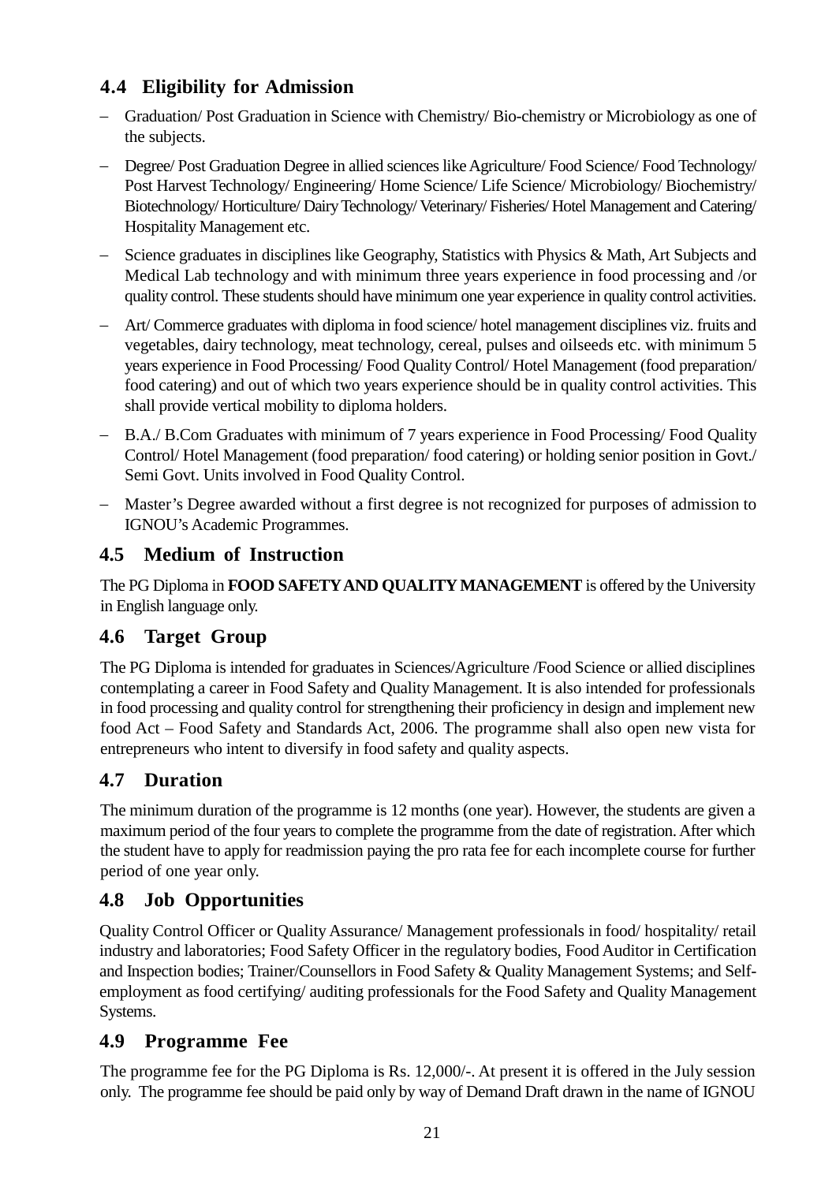## 4.4 Eligibility for Admission

- Graduation/ Post Graduation in Science with Chemistry/ Bio-chemistry or Microbiology as one of the subjects.
- Degree/ Post Graduation Degree in allied sciences like Agriculture/ Food Science/ Food Technology/ Post Harvest Technology/ Engineering/ Home Science/ Life Science/ Microbiology/ Biochemistry/ Biotechnology/ Horticulture/ Dairy Technology/ Veterinary/ Fisheries/ Hotel Management and Catering/ Hospitality Management etc.
- Science graduates in disciplines like Geography, Statistics with Physics & Math, Art Subjects and Medical Lab technology and with minimum three years experience in food processing and /or quality control. These students should have minimum one year experience in quality control activities.
- Art/ Commerce graduates with diploma in food science/ hotel management disciplines viz. fruits and vegetables, dairy technology, meat technology, cereal, pulses and oilseeds etc. with minimum 5 years experience in Food Processing/ Food Quality Control/ Hotel Management (food preparation/ food catering) and out of which two years experience should be in quality control activities. This shall provide vertical mobility to diploma holders.
- B.A./ B.Com Graduates with minimum of 7 years experience in Food Processing/ Food Quality Control/ Hotel Management (food preparation/ food catering) or holding senior position in Govt./ Semi Govt. Units involved in Food Quality Control.
- Master's Degree awarded without a first degree is not recognized for purposes of admission to IGNOU's Academic Programmes.

## 4.5 Medium of Instruction

The PG Diploma in **FOOD SAFETY AND QUALITY MANAGEMENT** is offered by the University in English language only.

## 4.6 Target Group

The PG Diploma is intended for graduates in Sciences/Agriculture /Food Science or allied disciplines contemplating a career in Food Safety and Quality Management. It is also intended for professionals in food processing and quality control for strengthening their proficiency in design and implement new food Act – Food Safety and Standards Act, 2006. The programme shall also open new vista for entrepreneurs who intent to diversify in food safety and quality aspects.

## 4.7 Duration

The minimum duration of the programme is 12 months (one year). However, the students are given a maximum period of the four years to complete the programme from the date of registration. After which the student have to apply for readmission paying the pro rata fee for each incomplete course for further period of one year only.

## 4.8 Job Opportunities

Quality Control Officer or Quality Assurance/ Management professionals in food/ hospitality/ retail industry and laboratories; Food Safety Officer in the regulatory bodies, Food Auditor in Certification and Inspection bodies; Trainer/Counsellors in Food Safety & Quality Management Systems; and Self-employment as food certifying/ auditing professionals for the Food Safety and Quality Management Systems.

## 4.9 Programme Fee

The programme fee for the PG Diploma is Rs. 12,000/-. At present it is offered in the July session only. The programme fee should be paid only by way of Demand Draft drawn in the name of IGNOU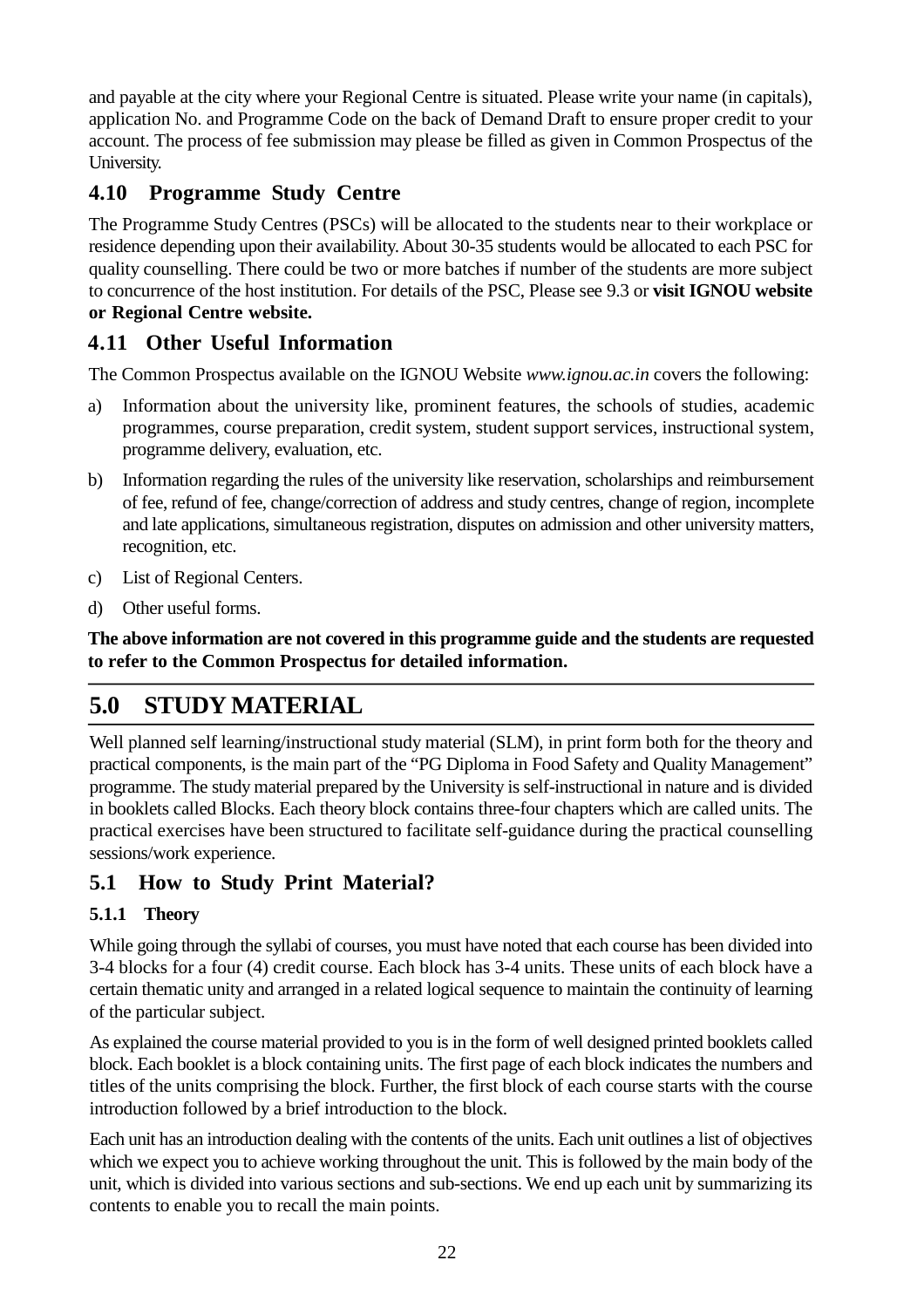and payable at the city where your Regional Centre is situated. Please write your name (in capitals), application No. and Programme Code on the back of Demand Draft to ensure proper credit to your account. The process of fee submission may please be filled as given in Common Prospectus of the University.

## 4.10 Programme Study Centre

The Programme Study Centres (PSCs) will be allocated to the students near to their workplace or residence depending upon their availability. About 30-35 students would be allocated to each PSC for quality counselling. There could be two or more batches if number of the students are more subject to concurrence of the host institution. For details of the PSC, Please see 9.3 or **visit IGNOU website or Regional Centre website.**

## 4.11 Other Useful Information

The Common Prospectus available on the IGNOU Website *www.ignou.ac.in* covers the following:

a) Information about the university like, prominent features, the schools of studies, academic programmes, course preparation, credit system, student support services, instructional system, programme delivery, evaluation, etc.

b) Information regarding the rules of the university like reservation, scholarships and reimbursement of fee, refund of fee, change/correction of address and study centres, change of region, incomplete and late applications, simultaneous registration, disputes on admission and other university matters, recognition, etc.

c) List of Regional Centers.

d) Other useful forms.

**The above information are not covered in this programme guide and the students are requested to refer to the Common Prospectus for detailed information.**

# 5.0 STUDY MATERIAL

Well planned self learning/instructional study material (SLM), in print form both for the theory and practical components, is the main part of the "PG Diploma in Food Safety and Quality Management" programme. The study material prepared by the University is self-instructional in nature and is divided in booklets called Blocks. Each theory block contains three-four chapters which are called units. The practical exercises have been structured to facilitate self-guidance during the practical counselling sessions/work experience.

## 5.1 How to Study Print Material?

### 5.1.1 Theory

While going through the syllabi of courses, you must have noted that each course has been divided into 3-4 blocks for a four (4) credit course. Each block has 3-4 units. These units of each block have a certain thematic unity and arranged in a related logical sequence to maintain the continuity of learning of the particular subject.

As explained the course material provided to you is in the form of well designed printed booklets called block. Each booklet is a block containing units. The first page of each block indicates the numbers and titles of the units comprising the block. Further, the first block of each course starts with the course introduction followed by a brief introduction to the block.

Each unit has an introduction dealing with the contents of the units. Each unit outlines a list of objectives which we expect you to achieve working throughout the unit. This is followed by the main body of the unit, which is divided into various sections and sub-sections. We end up each unit by summarizing its contents to enable you to recall the main points.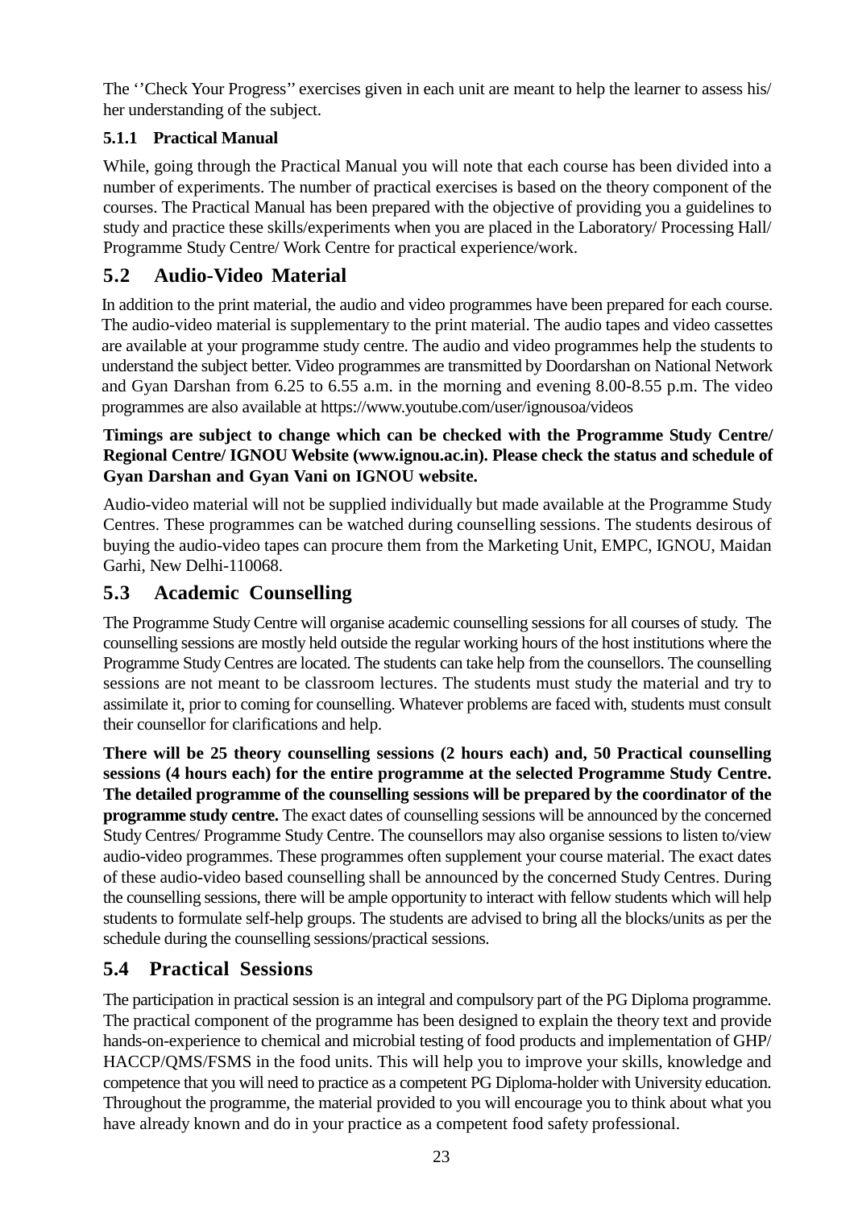The ‘’Check Your Progress’’ exercises given in each unit are meant to help the learner to assess his/ her understanding of the subject.

### 5.1.1 Practical Manual

While, going through the Practical Manual you will note that each course has been divided into a number of experiments. The number of practical exercises is based on the theory component of the courses. The Practical Manual has been prepared with the objective of providing you a guidelines to study and practice these skills/experiments when you are placed in the Laboratory/ Processing Hall/ Programme Study Centre/ Work Centre for practical experience/work.

## 5.2 Audio-Video Material

In addition to the print material, the audio and video programmes have been prepared for each course. The audio-video material is supplementary to the print material. The audio tapes and video cassettes are available at your programme study centre. The audio and video programmes help the students to understand the subject better. Video programmes are transmitted by Doordarshan on National Network and Gyan Darshan from 6.25 to 6.55 a.m. in the morning and evening 8.00-8.55 p.m. The video programmes are also available at https://www.youtube.com/user/ignousoa/videos

**Timings are subject to change which can be checked with the Programme Study Centre/ Regional Centre/ IGNOU Website (www.ignou.ac.in). Please check the status and schedule of Gyan Darshan and Gyan Vani on IGNOU website.**

Audio-video material will not be supplied individually but made available at the Programme Study Centres. These programmes can be watched during counselling sessions. The students desirous of buying the audio-video tapes can procure them from the Marketing Unit, EMPC, IGNOU, Maidan Garhi, New Delhi-110068.

## 5.3 Academic Counselling

The Programme Study Centre will organise academic counselling sessions for all courses of study. The counselling sessions are mostly held outside the regular working hours of the host institutions where the Programme Study Centres are located. The students can take help from the counsellors. The counselling sessions are not meant to be classroom lectures. The students must study the material and try to assimilate it, prior to coming for counselling. Whatever problems are faced with, students must consult their counsellor for clarifications and help.

**There will be 25 theory counselling sessions (2 hours each) and, 50 Practical counselling sessions (4 hours each) for the entire programme at the selected Programme Study Centre. The detailed programme of the counselling sessions will be prepared by the coordinator of the programme study centre.** The exact dates of counselling sessions will be announced by the concerned Study Centres/ Programme Study Centre. The counsellors may also organise sessions to listen to/view audio-video programmes. These programmes often supplement your course material. The exact dates of these audio-video based counselling shall be announced by the concerned Study Centres. During the counselling sessions, there will be ample opportunity to interact with fellow students which will help students to formulate self-help groups. The students are advised to bring all the blocks/units as per the schedule during the counselling sessions/practical sessions.

## 5.4 Practical Sessions

The participation in practical session is an integral and compulsory part of the PG Diploma programme. The practical component of the programme has been designed to explain the theory text and provide hands-on-experience to chemical and microbial testing of food products and implementation of GHP/ HACCP/QMS/FSMS in the food units. This will help you to improve your skills, knowledge and competence that you will need to practice as a competent PG Diploma-holder with University education. Throughout the programme, the material provided to you will encourage you to think about what you have already known and do in your practice as a competent food safety professional.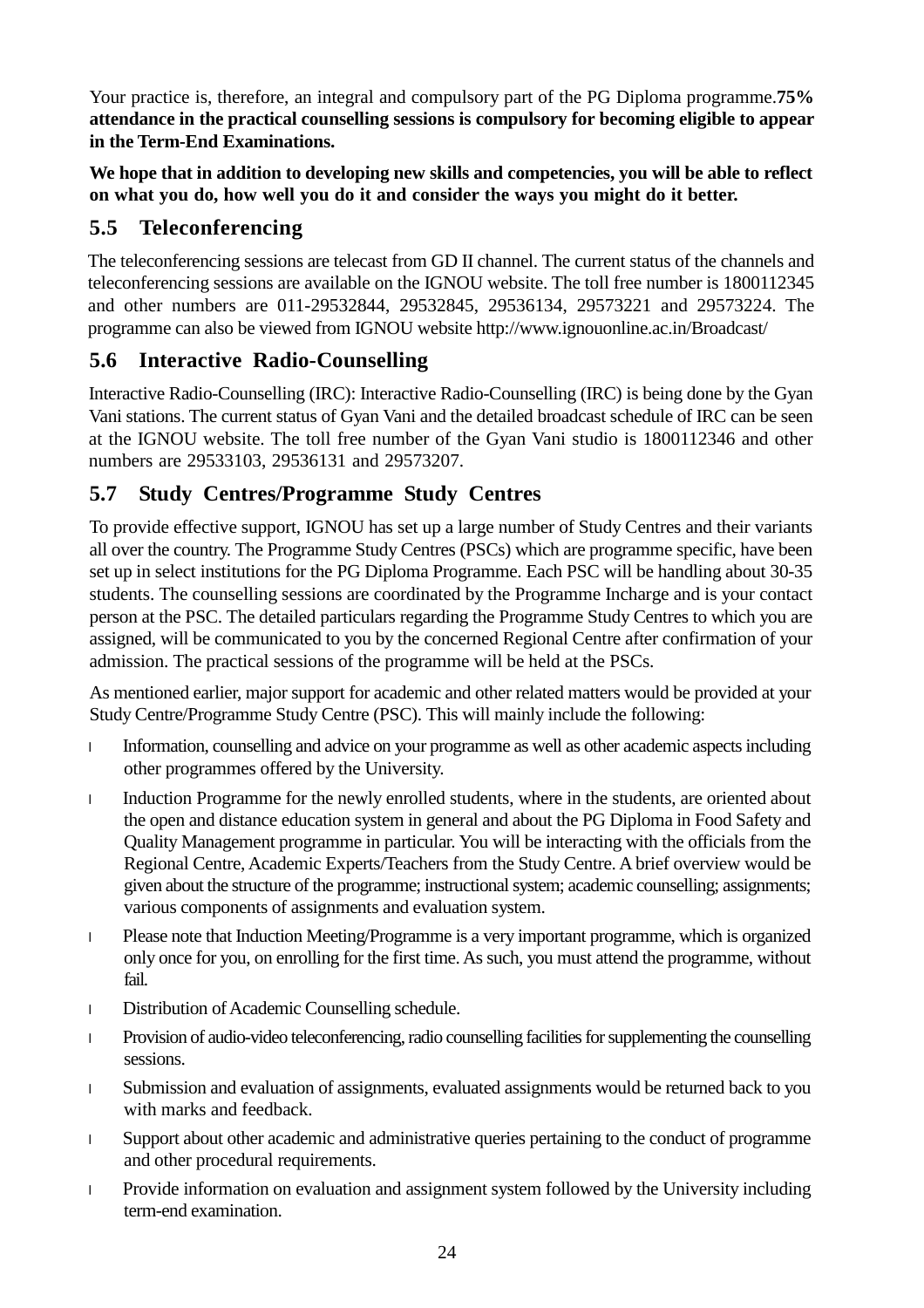Your practice is, therefore, an integral and compulsory part of the PG Diploma programme.**75% attendance in the practical counselling sessions is compulsory for becoming eligible to appear in the Term-End Examinations.**

**We hope that in addition to developing new skills and competencies, you will be able to reflect on what you do, how well you do it and consider the ways you might do it better.**

## 5.5 Teleconferencing

The teleconferencing sessions are telecast from GD II channel. The current status of the channels and teleconferencing sessions are available on the IGNOU website. The toll free number is 1800112345 and other numbers are 011-29532844, 29532845, 29536134, 29573221 and 29573224. The programme can also be viewed from IGNOU website http://www.ignouonline.ac.in/Broadcast/

## 5.6 Interactive Radio-Counselling

Interactive Radio-Counselling (IRC): Interactive Radio-Counselling (IRC) is being done by the Gyan Vani stations. The current status of Gyan Vani and the detailed broadcast schedule of IRC can be seen at the IGNOU website. The toll free number of the Gyan Vani studio is 1800112346 and other numbers are 29533103, 29536131 and 29573207.

## 5.7 Study Centres/Programme Study Centres

To provide effective support, IGNOU has set up a large number of Study Centres and their variants all over the country. The Programme Study Centres (PSCs) which are programme specific, have been set up in select institutions for the PG Diploma Programme. Each PSC will be handling about 30-35 students. The counselling sessions are coordinated by the Programme Incharge and is your contact person at the PSC. The detailed particulars regarding the Programme Study Centres to which you are assigned, will be communicated to you by the concerned Regional Centre after confirmation of your admission. The practical sessions of the programme will be held at the PSCs.

As mentioned earlier, major support for academic and other related matters would be provided at your Study Centre/Programme Study Centre (PSC). This will mainly include the following:

- Information, counselling and advice on your programme as well as other academic aspects including other programmes offered by the University.
- Induction Programme for the newly enrolled students, where in the students, are oriented about the open and distance education system in general and about the PG Diploma in Food Safety and Quality Management programme in particular. You will be interacting with the officials from the Regional Centre, Academic Experts/Teachers from the Study Centre. A brief overview would be given about the structure of the programme; instructional system; academic counselling; assignments; various components of assignments and evaluation system.
- Please note that Induction Meeting/Programme is a very important programme, which is organized only once for you, on enrolling for the first time. As such, you must attend the programme, without fail.
- Distribution of Academic Counselling schedule.
- Provision of audio-video teleconferencing, radio counselling facilities for supplementing the counselling sessions.
- Submission and evaluation of assignments, evaluated assignments would be returned back to you with marks and feedback.
- Support about other academic and administrative queries pertaining to the conduct of programme and other procedural requirements.
- Provide information on evaluation and assignment system followed by the University including term-end examination.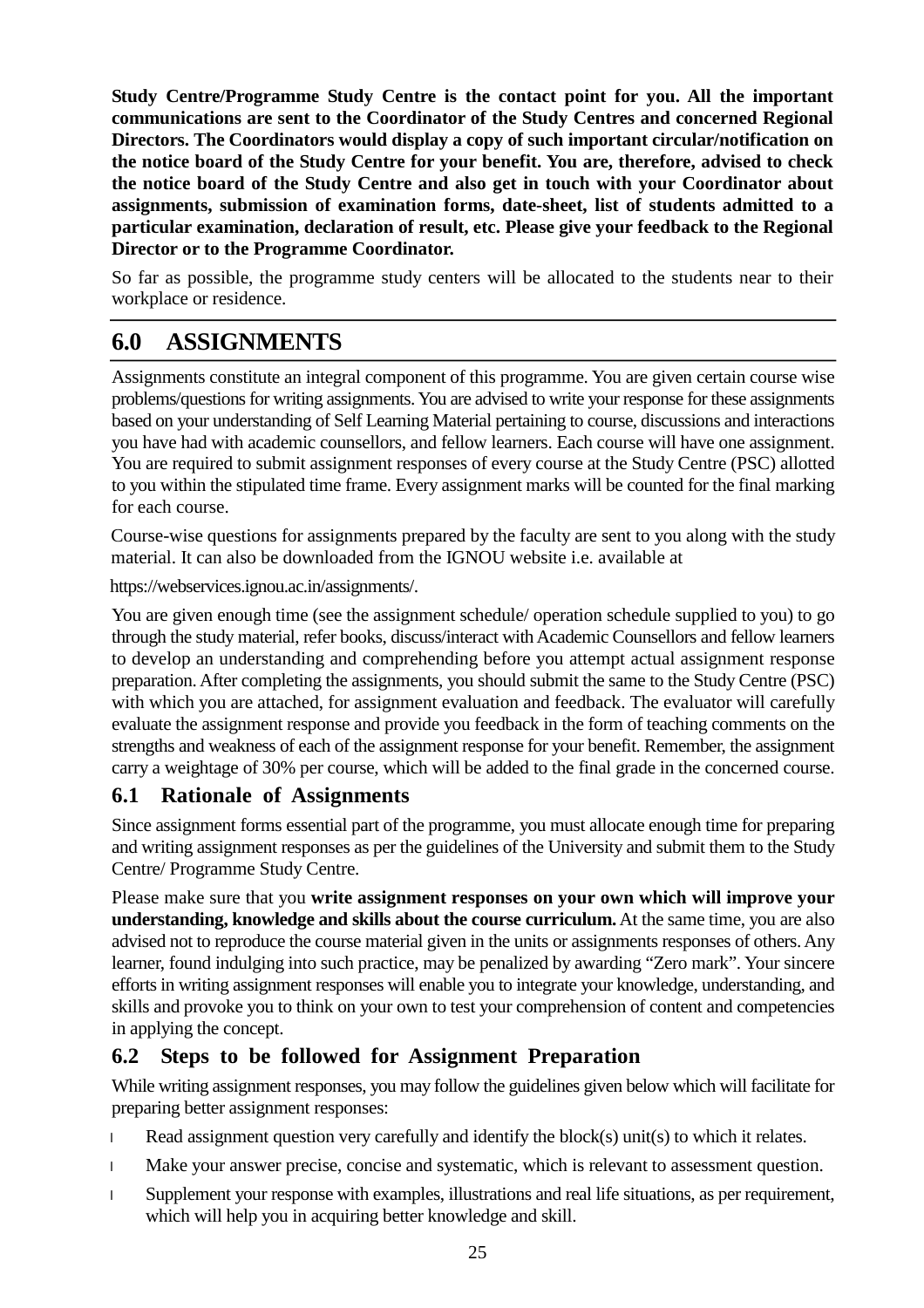**Study Centre/Programme Study Centre is the contact point for you. All the important communications are sent to the Coordinator of the Study Centres and concerned Regional Directors. The Coordinators would display a copy of such important circular/notification on the notice board of the Study Centre for your benefit. You are, therefore, advised to check the notice board of the Study Centre and also get in touch with your Coordinator about assignments, submission of examination forms, date-sheet, list of students admitted to a particular examination, declaration of result, etc. Please give your feedback to the Regional Director or to the Programme Coordinator.**

So far as possible, the programme study centers will be allocated to the students near to their workplace or residence.

## 6.0 ASSIGNMENTS

Assignments constitute an integral component of this programme. You are given certain course wise problems/questions for writing assignments. You are advised to write your response for these assignments based on your understanding of Self Learning Material pertaining to course, discussions and interactions you have had with academic counsellors, and fellow learners. Each course will have one assignment. You are required to submit assignment responses of every course at the Study Centre (PSC) allotted to you within the stipulated time frame. Every assignment marks will be counted for the final marking for each course.

Course-wise questions for assignments prepared by the faculty are sent to you along with the study material. It can also be downloaded from the IGNOU website i.e. available at

https://webservices.ignou.ac.in/assignments/.

You are given enough time (see the assignment schedule/ operation schedule supplied to you) to go through the study material, refer books, discuss/interact with Academic Counsellors and fellow learners to develop an understanding and comprehending before you attempt actual assignment response preparation. After completing the assignments, you should submit the same to the Study Centre (PSC) with which you are attached, for assignment evaluation and feedback. The evaluator will carefully evaluate the assignment response and provide you feedback in the form of teaching comments on the strengths and weakness of each of the assignment response for your benefit. Remember, the assignment carry a weightage of 30% per course, which will be added to the final grade in the concerned course.

### 6.1 Rationale of Assignments

Since assignment forms essential part of the programme, you must allocate enough time for preparing and writing assignment responses as per the guidelines of the University and submit them to the Study Centre/ Programme Study Centre.

Please make sure that you **write assignment responses on your own which will improve your understanding, knowledge and skills about the course curriculum.** At the same time, you are also advised not to reproduce the course material given in the units or assignments responses of others. Any learner, found indulging into such practice, may be penalized by awarding "Zero mark". Your sincere efforts in writing assignment responses will enable you to integrate your knowledge, understanding, and skills and provoke you to think on your own to test your comprehension of content and competencies in applying the concept.

### 6.2 Steps to be followed for Assignment Preparation

While writing assignment responses, you may follow the guidelines given below which will facilitate for preparing better assignment responses:

- Read assignment question very carefully and identify the block(s) unit(s) to which it relates.
- Make your answer precise, concise and systematic, which is relevant to assessment question.
- Supplement your response with examples, illustrations and real life situations, as per requirement, which will help you in acquiring better knowledge and skill.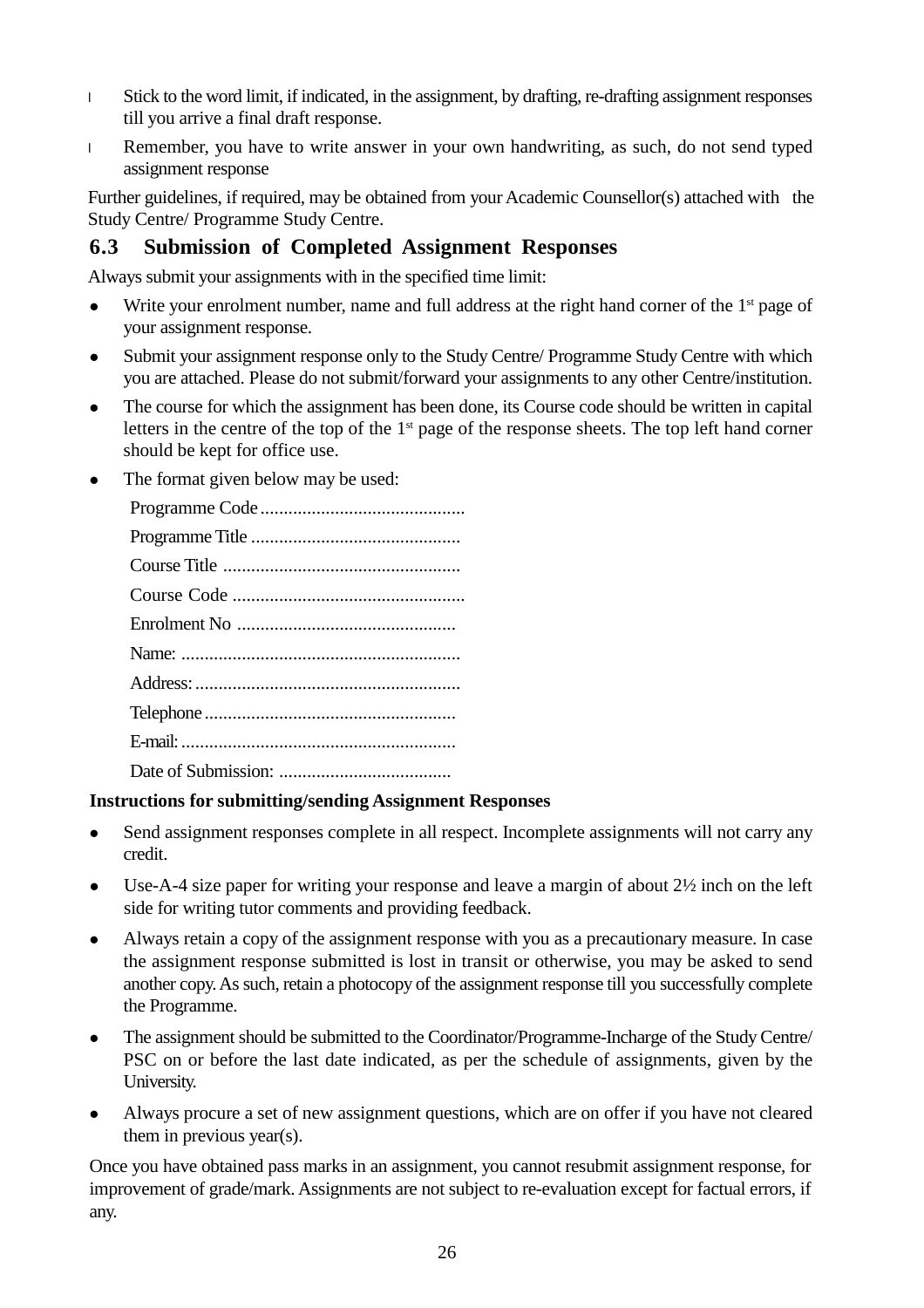- Stick to the word limit, if indicated, in the assignment, by drafting, re-drafting assignment responses till you arrive a final draft response.
- Remember, you have to write answer in your own handwriting, as such, do not send typed assignment response

Further guidelines, if required, may be obtained from your Academic Counsellor(s) attached with the Study Centre/ Programme Study Centre.

## 6.3 Submission of Completed Assignment Responses

Always submit your assignments with in the specified time limit:

- Write your enrolment number, name and full address at the right hand corner of the 1st page of your assignment response.
- Submit your assignment response only to the Study Centre/ Programme Study Centre with which you are attached. Please do not submit/forward your assignments to any other Centre/institution.
- The course for which the assignment has been done, its Course code should be written in capital letters in the centre of the top of the 1st page of the response sheets. The top left hand corner should be kept for office use.
- The format given below may be used:

  Programme Code ............................................

  Programme Title ............................................

  Course Title ...................................................

  Course Code .................................................

  Enrolment No ...............................................

  Name: ............................................................

  Address: .........................................................

  Telephone ......................................................

  E-mail: ...........................................................

  Date of Submission: .....................................

**Instructions for submitting/sending Assignment Responses**

- Send assignment responses complete in all respect. Incomplete assignments will not carry any credit.
- Use-A-4 size paper for writing your response and leave a margin of about 2½ inch on the left side for writing tutor comments and providing feedback.
- Always retain a copy of the assignment response with you as a precautionary measure. In case the assignment response submitted is lost in transit or otherwise, you may be asked to send another copy. As such, retain a photocopy of the assignment response till you successfully complete the Programme.
- The assignment should be submitted to the Coordinator/Programme-Incharge of the Study Centre/ PSC on or before the last date indicated, as per the schedule of assignments, given by the University.
- Always procure a set of new assignment questions, which are on offer if you have not cleared them in previous year(s).

Once you have obtained pass marks in an assignment, you cannot resubmit assignment response, for improvement of grade/mark. Assignments are not subject to re-evaluation except for factual errors, if any.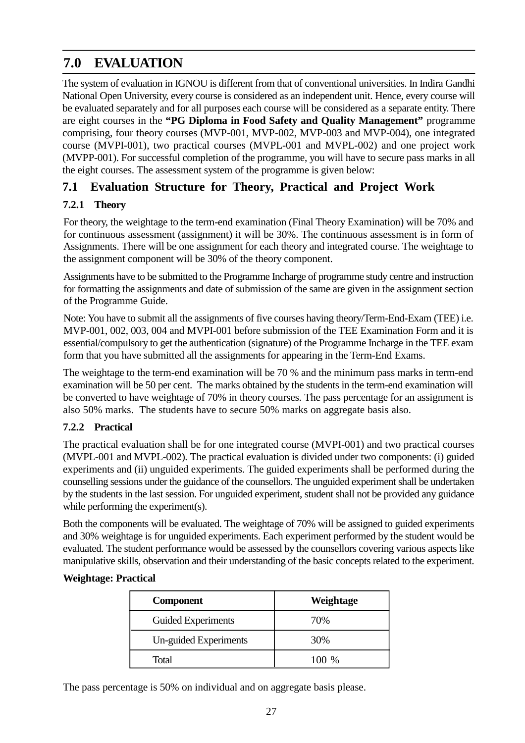## 7.0 EVALUATION

The system of evaluation in IGNOU is different from that of conventional universities. In Indira Gandhi National Open University, every course is considered as an independent unit. Hence, every course will be evaluated separately and for all purposes each course will be considered as a separate entity. There are eight courses in the **"PG Diploma in Food Safety and Quality Management"** programme comprising, four theory courses (MVP-001, MVP-002, MVP-003 and MVP-004), one integrated course (MVPI-001), two practical courses (MVPL-001 and MVPL-002) and one project work (MVPP-001). For successful completion of the programme, you will have to secure pass marks in all the eight courses. The assessment system of the programme is given below:

### 7.1 Evaluation Structure for Theory, Practical and Project Work

#### 7.2.1 Theory

For theory, the weightage to the term-end examination (Final Theory Examination) will be 70% and for continuous assessment (assignment) it will be 30%. The continuous assessment is in form of Assignments. There will be one assignment for each theory and integrated course. The weightage to the assignment component will be 30% of the theory component.

Assignments have to be submitted to the Programme Incharge of programme study centre and instruction for formatting the assignments and date of submission of the same are given in the assignment section of the Programme Guide.

Note: You have to submit all the assignments of five courses having theory/Term-End-Exam (TEE) i.e. MVP-001, 002, 003, 004 and MVPI-001 before submission of the TEE Examination Form and it is essential/compulsory to get the authentication (signature) of the Programme Incharge in the TEE exam form that you have submitted all the assignments for appearing in the Term-End Exams.

The weightage to the term-end examination will be 70 % and the minimum pass marks in term-end examination will be 50 per cent. The marks obtained by the students in the term-end examination will be converted to have weightage of 70% in theory courses. The pass percentage for an assignment is also 50% marks. The students have to secure 50% marks on aggregate basis also.

#### 7.2.2 Practical

The practical evaluation shall be for one integrated course (MVPI-001) and two practical courses (MVPL-001 and MVPL-002). The practical evaluation is divided under two components: (i) guided experiments and (ii) unguided experiments. The guided experiments shall be performed during the counselling sessions under the guidance of the counsellors. The unguided experiment shall be undertaken by the students in the last session. For unguided experiment, student shall not be provided any guidance while performing the experiment(s).

Both the components will be evaluated. The weightage of 70% will be assigned to guided experiments and 30% weightage is for unguided experiments. Each experiment performed by the student would be evaluated. The student performance would be assessed by the counsellors covering various aspects like manipulative skills, observation and their understanding of the basic concepts related to the experiment.

**Weightage: Practical**

| Component | Weightage |
|---|---|
| Guided Experiments | 70% |
| Un-guided Experiments | 30% |
| Total | 100 % |

The pass percentage is 50% on individual and on aggregate basis please.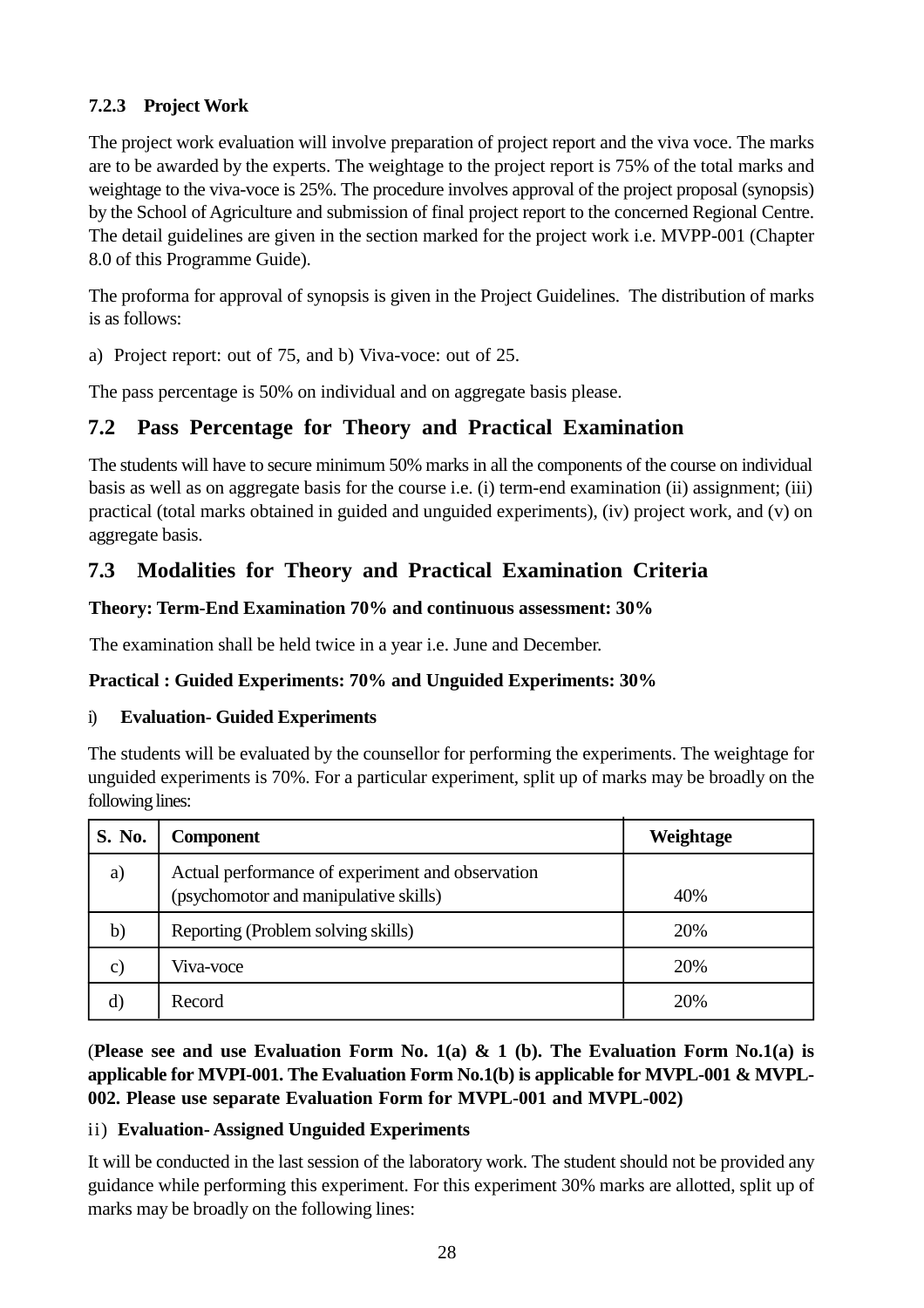#### 7.2.3 Project Work

The project work evaluation will involve preparation of project report and the viva voce. The marks are to be awarded by the experts. The weightage to the project report is 75% of the total marks and weightage to the viva-voce is 25%. The procedure involves approval of the project proposal (synopsis) by the School of Agriculture and submission of final project report to the concerned Regional Centre. The detail guidelines are given in the section marked for the project work i.e. MVPP-001 (Chapter 8.0 of this Programme Guide).

The proforma for approval of synopsis is given in the Project Guidelines. The distribution of marks is as follows:

a) Project report: out of 75, and b) Viva-voce: out of 25.

The pass percentage is 50% on individual and on aggregate basis please.

## 7.2 Pass Percentage for Theory and Practical Examination

The students will have to secure minimum 50% marks in all the components of the course on individual basis as well as on aggregate basis for the course i.e. (i) term-end examination (ii) assignment; (iii) practical (total marks obtained in guided and unguided experiments), (iv) project work, and (v) on aggregate basis.

## 7.3 Modalities for Theory and Practical Examination Criteria

**Theory: Term-End Examination 70% and continuous assessment: 30%**

The examination shall be held twice in a year i.e. June and December.

**Practical : Guided Experiments: 70% and Unguided Experiments: 30%**

i) **Evaluation- Guided Experiments**

The students will be evaluated by the counsellor for performing the experiments. The weightage for unguided experiments is 70%. For a particular experiment, split up of marks may be broadly on the following lines:

| S. No. | Component | Weightage |
|---|---|---|
| a) | Actual performance of experiment and observation (psychomotor and manipulative skills) | 40% |
| b) | Reporting (Problem solving skills) | 20% |
| c) | Viva-voce | 20% |
| d) | Record | 20% |

(**Please see and use Evaluation Form No. 1(a) & 1 (b). The Evaluation Form No.1(a) is applicable for MVPI-001. The Evaluation Form No.1(b) is applicable for MVPL-001 & MVPL-002. Please use separate Evaluation Form for MVPL-001 and MVPL-002)**

ii) **Evaluation- Assigned Unguided Experiments**

It will be conducted in the last session of the laboratory work. The student should not be provided any guidance while performing this experiment. For this experiment 30% marks are allotted, split up of marks may be broadly on the following lines: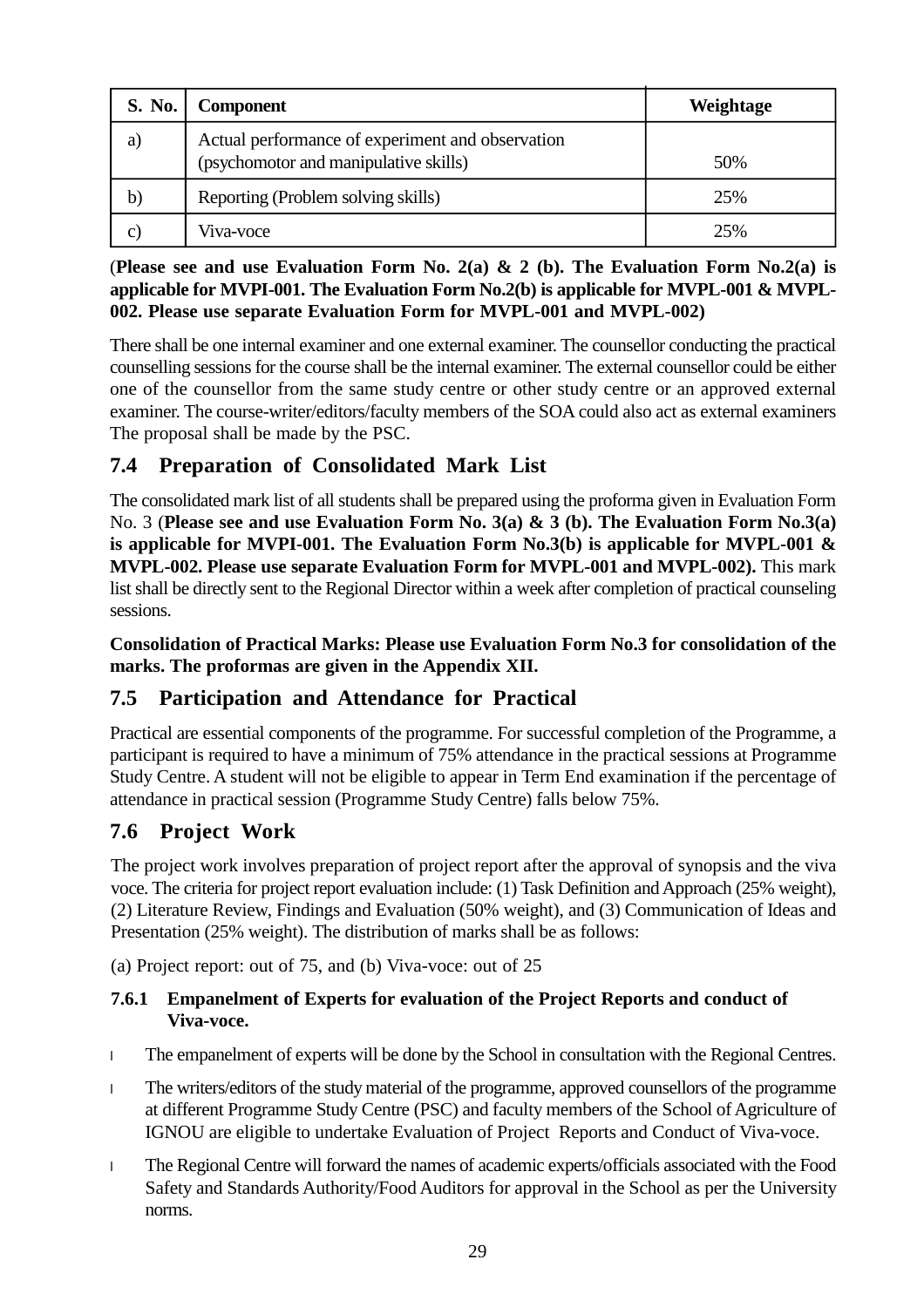| S. No. | Component | Weightage |
|---|---|---|
| a) | Actual performance of experiment and observation (psychomotor and manipulative skills) | 50% |
| b) | Reporting (Problem solving skills) | 25% |
| c) | Viva-voce | 25% |

(**Please see and use Evaluation Form No. 2(a) & 2 (b). The Evaluation Form No.2(a) is applicable for MVPI-001. The Evaluation Form No.2(b) is applicable for MVPL-001 & MVPL-002. Please use separate Evaluation Form for MVPL-001 and MVPL-002)**

There shall be one internal examiner and one external examiner. The counsellor conducting the practical counselling sessions for the course shall be the internal examiner. The external counsellor could be either one of the counsellor from the same study centre or other study centre or an approved external examiner. The course-writer/editors/faculty members of the SOA could also act as external examiners The proposal shall be made by the PSC.

## 7.4 Preparation of Consolidated Mark List

The consolidated mark list of all students shall be prepared using the proforma given in Evaluation Form No. 3 (**Please see and use Evaluation Form No. 3(a) & 3 (b). The Evaluation Form No.3(a) is applicable for MVPI-001. The Evaluation Form No.3(b) is applicable for MVPL-001 & MVPL-002. Please use separate Evaluation Form for MVPL-001 and MVPL-002).** This mark list shall be directly sent to the Regional Director within a week after completion of practical counseling sessions.

**Consolidation of Practical Marks: Please use Evaluation Form No.3 for consolidation of the marks. The proformas are given in the Appendix XII.**

## 7.5 Participation and Attendance for Practical

Practical are essential components of the programme. For successful completion of the Programme, a participant is required to have a minimum of 75% attendance in the practical sessions at Programme Study Centre. A student will not be eligible to appear in Term End examination if the percentage of attendance in practical session (Programme Study Centre) falls below 75%.

## 7.6 Project Work

The project work involves preparation of project report after the approval of synopsis and the viva voce. The criteria for project report evaluation include: (1) Task Definition and Approach (25% weight), (2) Literature Review, Findings and Evaluation (50% weight), and (3) Communication of Ideas and Presentation (25% weight). The distribution of marks shall be as follows:

(a) Project report: out of 75, and (b) Viva-voce: out of 25

### 7.6.1 Empanelment of Experts for evaluation of the Project Reports and conduct of Viva-voce.

- The empanelment of experts will be done by the School in consultation with the Regional Centres.
- The writers/editors of the study material of the programme, approved counsellors of the programme at different Programme Study Centre (PSC) and faculty members of the School of Agriculture of IGNOU are eligible to undertake Evaluation of Project Reports and Conduct of Viva-voce.
- The Regional Centre will forward the names of academic experts/officials associated with the Food Safety and Standards Authority/Food Auditors for approval in the School as per the University norms.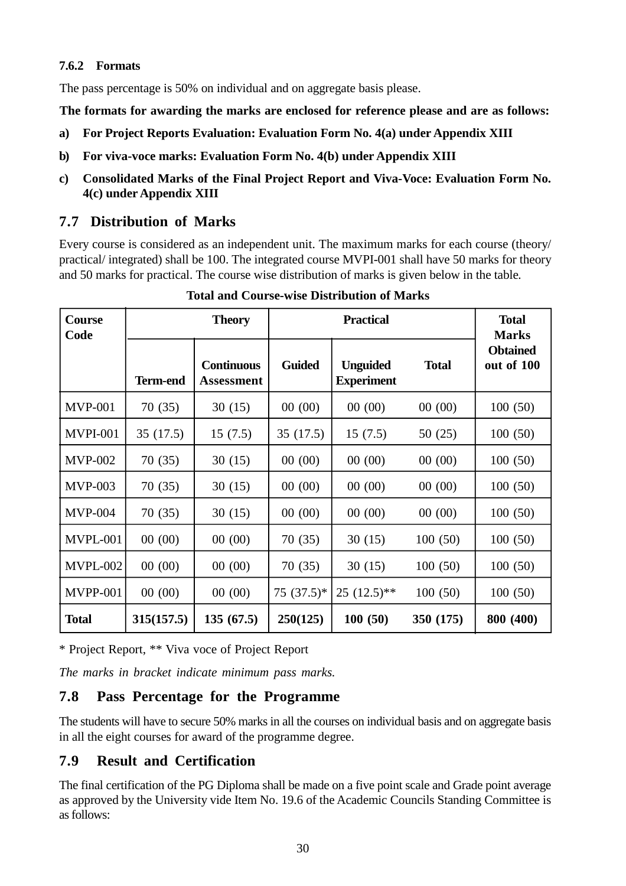#### 7.6.2 Formats

The pass percentage is 50% on individual and on aggregate basis please.

**The formats for awarding the marks are enclosed for reference please and are as follows:**

**a) For Project Reports Evaluation: Evaluation Form No. 4(a) under Appendix XIII**

**b) For viva-voce marks: Evaluation Form No. 4(b) under Appendix XIII**

**c) Consolidated Marks of the Final Project Report and Viva-Voce: Evaluation Form No. 4(c) under Appendix XIII**

## 7.7 Distribution of Marks

Every course is considered as an independent unit. The maximum marks for each course (theory/ practical/ integrated) shall be 100. The integrated course MVPI-001 shall have 50 marks for theory and 50 marks for practical. The course wise distribution of marks is given below in the table.

**Total and Course-wise Distribution of Marks**

| Course Code | Theory | | Practical | | | Total Marks Obtained out of 100 |
|---|---|---|---|---|---|---|
| | Term-end | Continuous Assessment | Guided | Unguided Experiment | Total | |
| MVP-001 | 70 (35) | 30 (15) | 00 (00) | 00 (00) | 00 (00) | 100 (50) |
| MVPI-001 | 35 (17.5) | 15 (7.5) | 35 (17.5) | 15 (7.5) | 50 (25) | 100 (50) |
| MVP-002 | 70 (35) | 30 (15) | 00 (00) | 00 (00) | 00 (00) | 100 (50) |
| MVP-003 | 70 (35) | 30 (15) | 00 (00) | 00 (00) | 00 (00) | 100 (50) |
| MVP-004 | 70 (35) | 30 (15) | 00 (00) | 00 (00) | 00 (00) | 100 (50) |
| MVPL-001 | 00 (00) | 00 (00) | 70 (35) | 30 (15) | 100 (50) | 100 (50) |
| MVPL-002 | 00 (00) | 00 (00) | 70 (35) | 30 (15) | 100 (50) | 100 (50) |
| MVPP-001 | 00 (00) | 00 (00) | 75 (37.5)* | 25 (12.5)** | 100 (50) | 100 (50) |
| **Total** | **315(157.5)** | **135 (67.5)** | **250(125)** | **100 (50)** | **350 (175)** | **800 (400)** |

* Project Report, ** Viva voce of Project Report

*The marks in bracket indicate minimum pass marks.*

## 7.8 Pass Percentage for the Programme

The students will have to secure 50% marks in all the courses on individual basis and on aggregate basis in all the eight courses for award of the programme degree.

## 7.9 Result and Certification

The final certification of the PG Diploma shall be made on a five point scale and Grade point average as approved by the University vide Item No. 19.6 of the Academic Councils Standing Committee is as follows: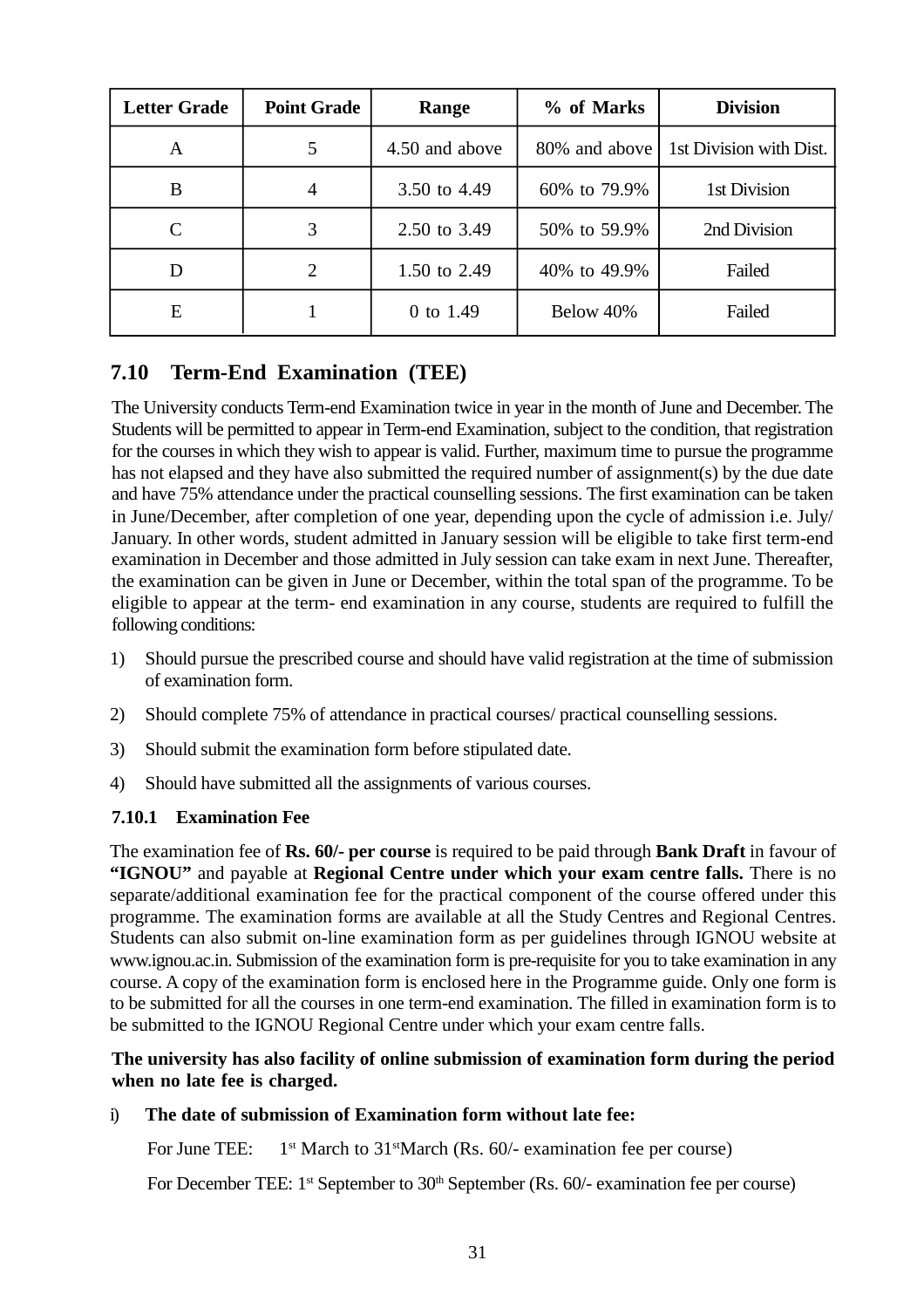| Letter Grade | Point Grade | Range | % of Marks | Division |
|---|---|---|---|---|
| A | 5 | 4.50 and above | 80% and above | 1st Division with Dist. |
| B | 4 | 3.50 to 4.49 | 60% to 79.9% | 1st Division |
| C | 3 | 2.50 to 3.49 | 50% to 59.9% | 2nd Division |
| D | 2 | 1.50 to 2.49 | 40% to 49.9% | Failed |
| E | 1 | 0 to 1.49 | Below 40% | Failed |

## 7.10 Term-End Examination (TEE)

The University conducts Term-end Examination twice in year in the month of June and December. The Students will be permitted to appear in Term-end Examination, subject to the condition, that registration for the courses in which they wish to appear is valid. Further, maximum time to pursue the programme has not elapsed and they have also submitted the required number of assignment(s) by the due date and have 75% attendance under the practical counselling sessions. The first examination can be taken in June/December, after completion of one year, depending upon the cycle of admission i.e. July/ January. In other words, student admitted in January session will be eligible to take first term-end examination in December and those admitted in July session can take exam in next June. Thereafter, the examination can be given in June or December, within the total span of the programme. To be eligible to appear at the term- end examination in any course, students are required to fulfill the following conditions:

1) Should pursue the prescribed course and should have valid registration at the time of submission of examination form.
2) Should complete 75% of attendance in practical courses/ practical counselling sessions.
3) Should submit the examination form before stipulated date.
4) Should have submitted all the assignments of various courses.

### 7.10.1 Examination Fee

The examination fee of **Rs. 60/- per course** is required to be paid through **Bank Draft** in favour of **"IGNOU"** and payable at **Regional Centre under which your exam centre falls.** There is no separate/additional examination fee for the practical component of the course offered under this programme. The examination forms are available at all the Study Centres and Regional Centres. Students can also submit on-line examination form as per guidelines through IGNOU website at www.ignou.ac.in. Submission of the examination form is pre-requisite for you to take examination in any course. A copy of the examination form is enclosed here in the Programme guide. Only one form is to be submitted for all the courses in one term-end examination. The filled in examination form is to be submitted to the IGNOU Regional Centre under which your exam centre falls.

**The university has also facility of online submission of examination form during the period when no late fee is charged.**

i) **The date of submission of Examination form without late fee:**

For June TEE: 1st March to 31st March (Rs. 60/- examination fee per course)

For December TEE: 1st September to 30th September (Rs. 60/- examination fee per course)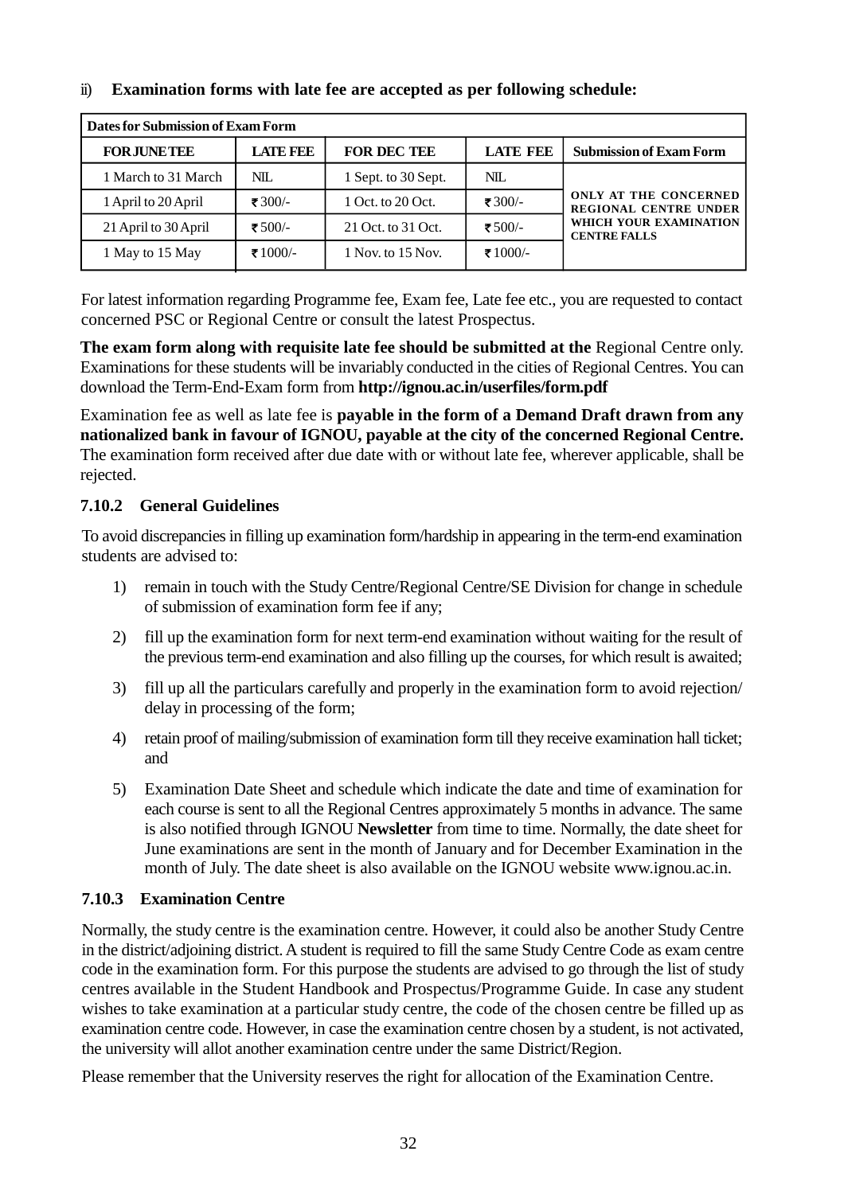ii) **Examination forms with late fee are accepted as per following schedule:**

| Dates for Submission of Exam Form | | | | |
|---|---|---|---|---|
| **FOR JUNE TEE** | **LATE FEE** | **FOR DEC TEE** | **LATE FEE** | **Submission of Exam Form** |
| 1 March to 31 March | NIL | 1 Sept. to 30 Sept. | NIL | **ONLY AT THE CONCERNED REGIONAL CENTRE UNDER WHICH YOUR EXAMINATION CENTRE FALLS** |
| 1 April to 20 April | ₹ 300/- | 1 Oct. to 20 Oct. | ₹ 300/- | |
| 21 April to 30 April | ₹ 500/- | 21 Oct. to 31 Oct. | ₹ 500/- | |
| 1 May to 15 May | ₹ 1000/- | 1 Nov. to 15 Nov. | ₹ 1000/- | |

For latest information regarding Programme fee, Exam fee, Late fee etc., you are requested to contact concerned PSC or Regional Centre or consult the latest Prospectus.

**The exam form along with requisite late fee should be submitted at the** Regional Centre only. Examinations for these students will be invariably conducted in the cities of Regional Centres. You can download the Term-End-Exam form from **http://ignou.ac.in/userfiles/form.pdf**

Examination fee as well as late fee is **payable in the form of a Demand Draft drawn from any nationalized bank in favour of IGNOU, payable at the city of the concerned Regional Centre.** The examination form received after due date with or without late fee, wherever applicable, shall be rejected.

### 7.10.2 General Guidelines

To avoid discrepancies in filling up examination form/hardship in appearing in the term-end examination students are advised to:

1) remain in touch with the Study Centre/Regional Centre/SE Division for change in schedule of submission of examination form fee if any;

2) fill up the examination form for next term-end examination without waiting for the result of the previous term-end examination and also filling up the courses, for which result is awaited;

3) fill up all the particulars carefully and properly in the examination form to avoid rejection/ delay in processing of the form;

4) retain proof of mailing/submission of examination form till they receive examination hall ticket; and

5) Examination Date Sheet and schedule which indicate the date and time of examination for each course is sent to all the Regional Centres approximately 5 months in advance. The same is also notified through IGNOU **Newsletter** from time to time. Normally, the date sheet for June examinations are sent in the month of January and for December Examination in the month of July. The date sheet is also available on the IGNOU website www.ignou.ac.in.

### 7.10.3 Examination Centre

Normally, the study centre is the examination centre. However, it could also be another Study Centre in the district/adjoining district. A student is required to fill the same Study Centre Code as exam centre code in the examination form. For this purpose the students are advised to go through the list of study centres available in the Student Handbook and Prospectus/Programme Guide. In case any student wishes to take examination at a particular study centre, the code of the chosen centre be filled up as examination centre code. However, in case the examination centre chosen by a student, is not activated, the university will allot another examination centre under the same District/Region.

Please remember that the University reserves the right for allocation of the Examination Centre.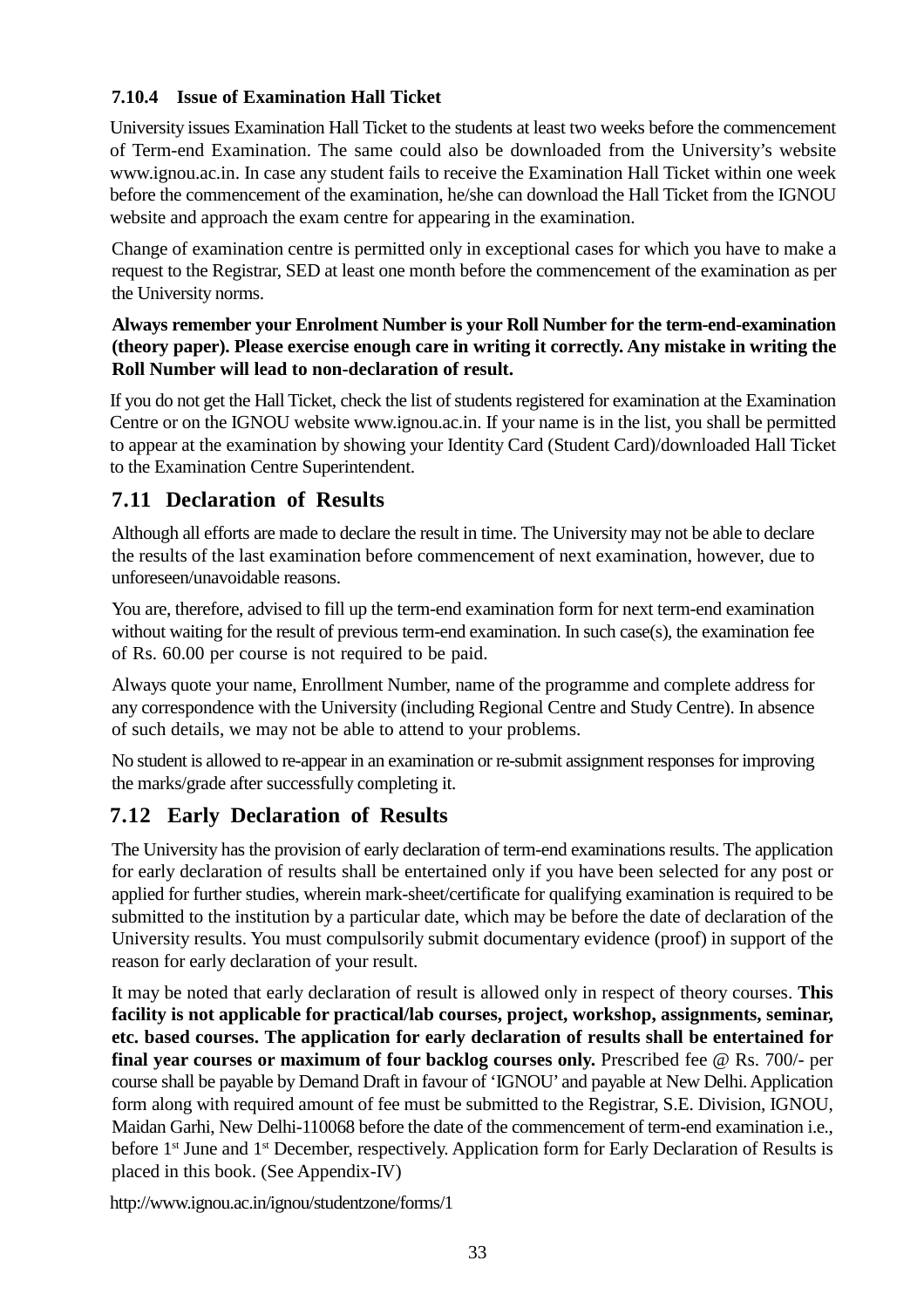### 7.10.4 Issue of Examination Hall Ticket

University issues Examination Hall Ticket to the students at least two weeks before the commencement of Term-end Examination. The same could also be downloaded from the University's website www.ignou.ac.in. In case any student fails to receive the Examination Hall Ticket within one week before the commencement of the examination, he/she can download the Hall Ticket from the IGNOU website and approach the exam centre for appearing in the examination.

Change of examination centre is permitted only in exceptional cases for which you have to make a request to the Registrar, SED at least one month before the commencement of the examination as per the University norms.

**Always remember your Enrolment Number is your Roll Number for the term-end-examination (theory paper). Please exercise enough care in writing it correctly. Any mistake in writing the Roll Number will lead to non-declaration of result.**

If you do not get the Hall Ticket, check the list of students registered for examination at the Examination Centre or on the IGNOU website www.ignou.ac.in. If your name is in the list, you shall be permitted to appear at the examination by showing your Identity Card (Student Card)/downloaded Hall Ticket to the Examination Centre Superintendent.

## 7.11 Declaration of Results

Although all efforts are made to declare the result in time. The University may not be able to declare the results of the last examination before commencement of next examination, however, due to unforeseen/unavoidable reasons.

You are, therefore, advised to fill up the term-end examination form for next term-end examination without waiting for the result of previous term-end examination. In such case(s), the examination fee of Rs. 60.00 per course is not required to be paid.

Always quote your name, Enrollment Number, name of the programme and complete address for any correspondence with the University (including Regional Centre and Study Centre). In absence of such details, we may not be able to attend to your problems.

No student is allowed to re-appear in an examination or re-submit assignment responses for improving the marks/grade after successfully completing it.

## 7.12 Early Declaration of Results

The University has the provision of early declaration of term-end examinations results. The application for early declaration of results shall be entertained only if you have been selected for any post or applied for further studies, wherein mark-sheet/certificate for qualifying examination is required to be submitted to the institution by a particular date, which may be before the date of declaration of the University results. You must compulsorily submit documentary evidence (proof) in support of the reason for early declaration of your result.

It may be noted that early declaration of result is allowed only in respect of theory courses. **This facility is not applicable for practical/lab courses, project, workshop, assignments, seminar, etc. based courses. The application for early declaration of results shall be entertained for final year courses or maximum of four backlog courses only.** Prescribed fee @ Rs. 700/- per course shall be payable by Demand Draft in favour of 'IGNOU' and payable at New Delhi. Application form along with required amount of fee must be submitted to the Registrar, S.E. Division, IGNOU, Maidan Garhi, New Delhi-110068 before the date of the commencement of term-end examination i.e., before 1st June and 1st December, respectively. Application form for Early Declaration of Results is placed in this book. (See Appendix-IV)

http://www.ignou.ac.in/ignou/studentzone/forms/1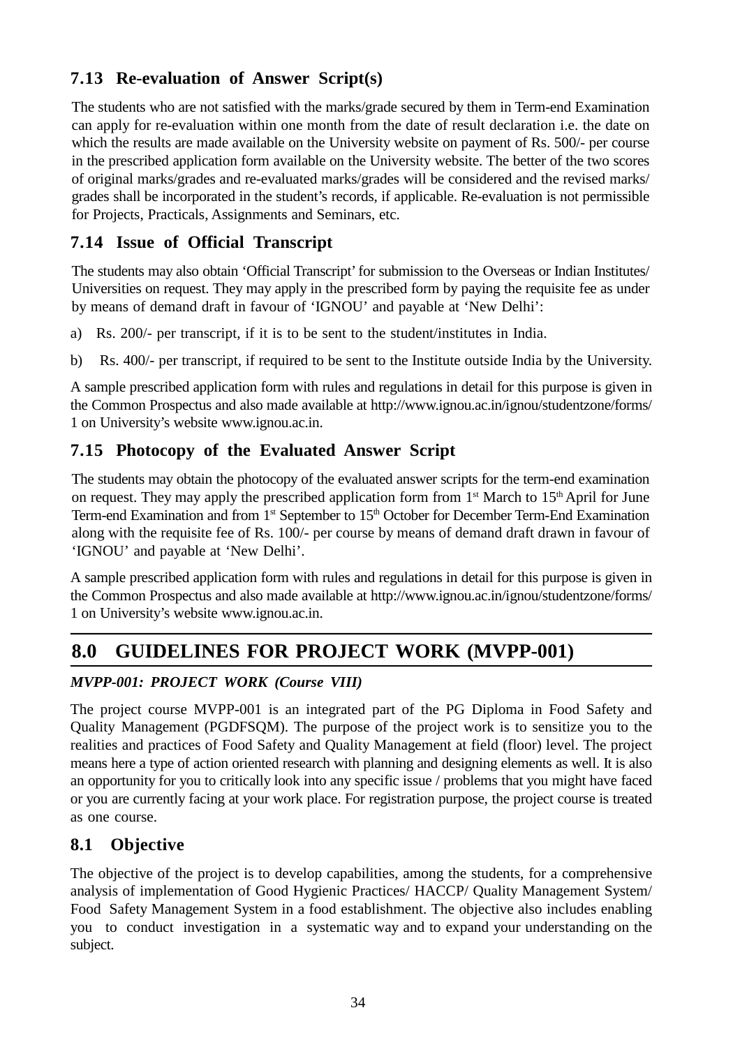### 7.13 Re-evaluation of Answer Script(s)

The students who are not satisfied with the marks/grade secured by them in Term-end Examination can apply for re-evaluation within one month from the date of result declaration i.e. the date on which the results are made available on the University website on payment of Rs. 500/- per course in the prescribed application form available on the University website. The better of the two scores of original marks/grades and re-evaluated marks/grades will be considered and the revised marks/ grades shall be incorporated in the student's records, if applicable. Re-evaluation is not permissible for Projects, Practicals, Assignments and Seminars, etc.

### 7.14 Issue of Official Transcript

The students may also obtain 'Official Transcript' for submission to the Overseas or Indian Institutes/ Universities on request. They may apply in the prescribed form by paying the requisite fee as under by means of demand draft in favour of 'IGNOU' and payable at 'New Delhi':

a) Rs. 200/- per transcript, if it is to be sent to the student/institutes in India.

b) Rs. 400/- per transcript, if required to be sent to the Institute outside India by the University.

A sample prescribed application form with rules and regulations in detail for this purpose is given in the Common Prospectus and also made available at http://www.ignou.ac.in/ignou/studentzone/forms/1 on University's website www.ignou.ac.in.

### 7.15 Photocopy of the Evaluated Answer Script

The students may obtain the photocopy of the evaluated answer scripts for the term-end examination on request. They may apply the prescribed application form from 1st March to 15th April for June Term-end Examination and from 1st September to 15th October for December Term-End Examination along with the requisite fee of Rs. 100/- per course by means of demand draft drawn in favour of 'IGNOU' and payable at 'New Delhi'.

A sample prescribed application form with rules and regulations in detail for this purpose is given in the Common Prospectus and also made available at http://www.ignou.ac.in/ignou/studentzone/forms/1 on University's website www.ignou.ac.in.

## 8.0 GUIDELINES FOR PROJECT WORK (MVPP-001)

***MVPP-001: PROJECT WORK (Course VIII)***

The project course MVPP-001 is an integrated part of the PG Diploma in Food Safety and Quality Management (PGDFSQM). The purpose of the project work is to sensitize you to the realities and practices of Food Safety and Quality Management at field (floor) level. The project means here a type of action oriented research with planning and designing elements as well. It is also an opportunity for you to critically look into any specific issue / problems that you might have faced or you are currently facing at your work place. For registration purpose, the project course is treated as one course.

### 8.1 Objective

The objective of the project is to develop capabilities, among the students, for a comprehensive analysis of implementation of Good Hygienic Practices/ HACCP/ Quality Management System/ Food Safety Management System in a food establishment. The objective also includes enabling you to conduct investigation in a systematic way and to expand your understanding on the subject.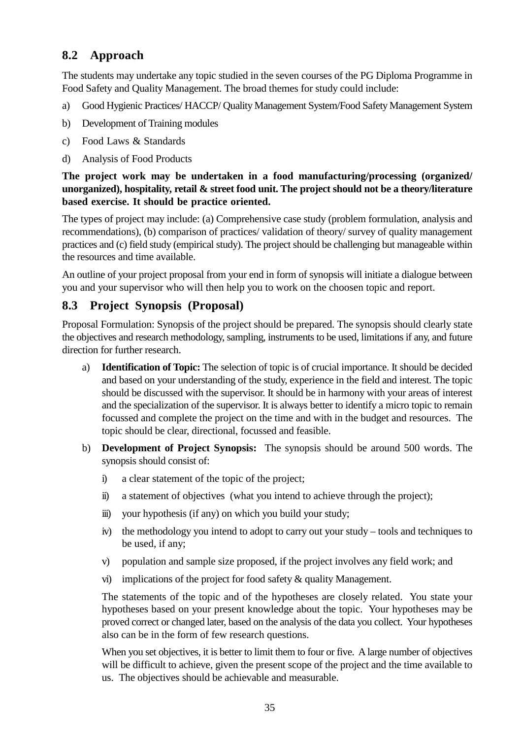## 8.2 Approach

The students may undertake any topic studied in the seven courses of the PG Diploma Programme in Food Safety and Quality Management. The broad themes for study could include:

a) Good Hygienic Practices/ HACCP/ Quality Management System/Food Safety Management System

b) Development of Training modules

c) Food Laws & Standards

d) Analysis of Food Products

**The project work may be undertaken in a food manufacturing/processing (organized/ unorganized), hospitality, retail & street food unit. The project should not be a theory/literature based exercise. It should be practice oriented.**

The types of project may include: (a) Comprehensive case study (problem formulation, analysis and recommendations), (b) comparison of practices/ validation of theory/ survey of quality management practices and (c) field study (empirical study). The project should be challenging but manageable within the resources and time available.

An outline of your project proposal from your end in form of synopsis will initiate a dialogue between you and your supervisor who will then help you to work on the choosen topic and report.

## 8.3 Project Synopsis (Proposal)

Proposal Formulation: Synopsis of the project should be prepared. The synopsis should clearly state the objectives and research methodology, sampling, instruments to be used, limitations if any, and future direction for further research.

a) **Identification of Topic:** The selection of topic is of crucial importance. It should be decided and based on your understanding of the study, experience in the field and interest. The topic should be discussed with the supervisor. It should be in harmony with your areas of interest and the specialization of the supervisor. It is always better to identify a micro topic to remain focussed and complete the project on the time and with in the budget and resources. The topic should be clear, directional, focussed and feasible.

b) **Development of Project Synopsis:** The synopsis should be around 500 words. The synopsis should consist of:

   i) a clear statement of the topic of the project;

   ii) a statement of objectives (what you intend to achieve through the project);

   iii) your hypothesis (if any) on which you build your study;

   iv) the methodology you intend to adopt to carry out your study – tools and techniques to be used, if any;

   v) population and sample size proposed, if the project involves any field work; and

   vi) implications of the project for food safety & quality Management.

   The statements of the topic and of the hypotheses are closely related. You state your hypotheses based on your present knowledge about the topic. Your hypotheses may be proved correct or changed later, based on the analysis of the data you collect. Your hypotheses also can be in the form of few research questions.

   When you set objectives, it is better to limit them to four or five. A large number of objectives will be difficult to achieve, given the present scope of the project and the time available to us. The objectives should be achievable and measurable.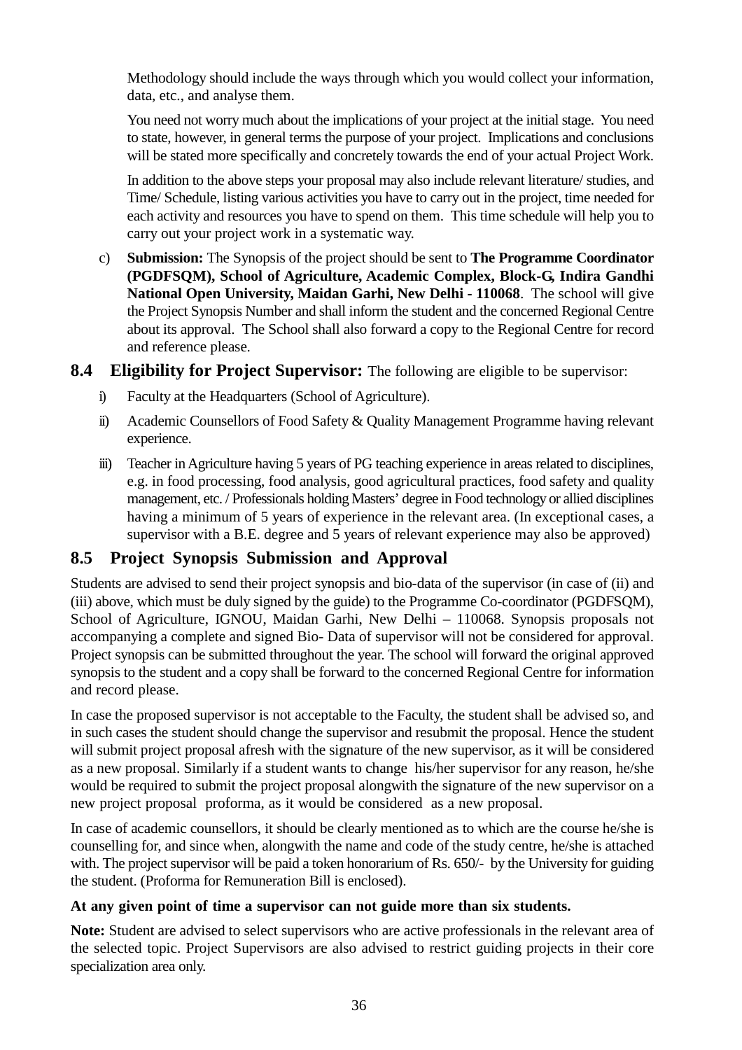Methodology should include the ways through which you would collect your information, data, etc., and analyse them.

You need not worry much about the implications of your project at the initial stage. You need to state, however, in general terms the purpose of your project. Implications and conclusions will be stated more specifically and concretely towards the end of your actual Project Work.

In addition to the above steps your proposal may also include relevant literature/ studies, and Time/ Schedule, listing various activities you have to carry out in the project, time needed for each activity and resources you have to spend on them. This time schedule will help you to carry out your project work in a systematic way.

c) **Submission:** The Synopsis of the project should be sent to **The Programme Coordinator (PGDFSQM), School of Agriculture, Academic Complex, Block-G, Indira Gandhi National Open University, Maidan Garhi, New Delhi - 110068**. The school will give the Project Synopsis Number and shall inform the student and the concerned Regional Centre about its approval. The School shall also forward a copy to the Regional Centre for record and reference please.

## 8.4 Eligibility for Project Supervisor: The following are eligible to be supervisor:

i) Faculty at the Headquarters (School of Agriculture).

ii) Academic Counsellors of Food Safety & Quality Management Programme having relevant experience.

iii) Teacher in Agriculture having 5 years of PG teaching experience in areas related to disciplines, e.g. in food processing, food analysis, good agricultural practices, food safety and quality management, etc. / Professionals holding Masters' degree in Food technology or allied disciplines having a minimum of 5 years of experience in the relevant area. (In exceptional cases, a supervisor with a B.E. degree and 5 years of relevant experience may also be approved)

## 8.5 Project Synopsis Submission and Approval

Students are advised to send their project synopsis and bio-data of the supervisor (in case of (ii) and (iii) above, which must be duly signed by the guide) to the Programme Co-coordinator (PGDFSQM), School of Agriculture, IGNOU, Maidan Garhi, New Delhi – 110068. Synopsis proposals not accompanying a complete and signed Bio- Data of supervisor will not be considered for approval. Project synopsis can be submitted throughout the year. The school will forward the original approved synopsis to the student and a copy shall be forward to the concerned Regional Centre for information and record please.

In case the proposed supervisor is not acceptable to the Faculty, the student shall be advised so, and in such cases the student should change the supervisor and resubmit the proposal. Hence the student will submit project proposal afresh with the signature of the new supervisor, as it will be considered as a new proposal. Similarly if a student wants to change his/her supervisor for any reason, he/she would be required to submit the project proposal alongwith the signature of the new supervisor on a new project proposal proforma, as it would be considered as a new proposal.

In case of academic counsellors, it should be clearly mentioned as to which are the course he/she is counselling for, and since when, alongwith the name and code of the study centre, he/she is attached with. The project supervisor will be paid a token honorarium of Rs. 650/- by the University for guiding the student. (Proforma for Remuneration Bill is enclosed).

**At any given point of time a supervisor can not guide more than six students.**

**Note:** Student are advised to select supervisors who are active professionals in the relevant area of the selected topic. Project Supervisors are also advised to restrict guiding projects in their core specialization area only.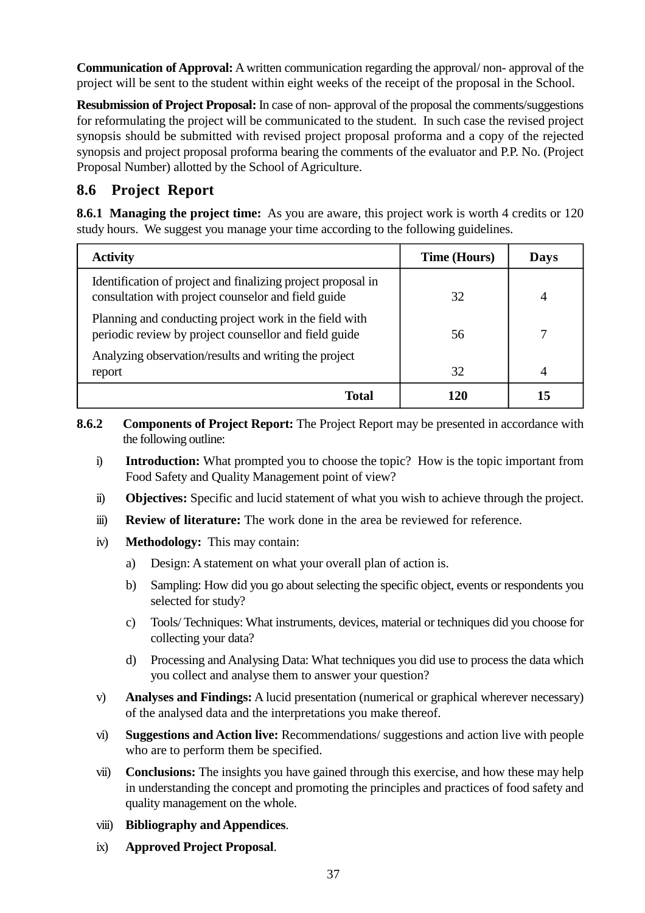**Communication of Approval:** A written communication regarding the approval/ non- approval of the project will be sent to the student within eight weeks of the receipt of the proposal in the School.

**Resubmission of Project Proposal:** In case of non- approval of the proposal the comments/suggestions for reformulating the project will be communicated to the student. In such case the revised project synopsis should be submitted with revised project proposal proforma and a copy of the rejected synopsis and project proposal proforma bearing the comments of the evaluator and P.P. No. (Project Proposal Number) allotted by the School of Agriculture.

## 8.6 Project Report

**8.6.1 Managing the project time:** As you are aware, this project work is worth 4 credits or 120 study hours. We suggest you manage your time according to the following guidelines.

| Activity | Time (Hours) | Days |
|---|---|---|
| Identification of project and finalizing project proposal in consultation with project counselor and field guide | 32 | 4 |
| Planning and conducting project work in the field with periodic review by project counsellor and field guide | 56 | 7 |
| Analyzing observation/results and writing the project report | 32 | 4 |
| **Total** | **120** | **15** |

**8.6.2 Components of Project Report:** The Project Report may be presented in accordance with the following outline:

i) **Introduction:** What prompted you to choose the topic? How is the topic important from Food Safety and Quality Management point of view?

ii) **Objectives:** Specific and lucid statement of what you wish to achieve through the project.

iii) **Review of literature:** The work done in the area be reviewed for reference.

iv) **Methodology:** This may contain:

   a) Design: A statement on what your overall plan of action is.

   b) Sampling: How did you go about selecting the specific object, events or respondents you selected for study?

   c) Tools/ Techniques: What instruments, devices, material or techniques did you choose for collecting your data?

   d) Processing and Analysing Data: What techniques you did use to process the data which you collect and analyse them to answer your question?

v) **Analyses and Findings:** A lucid presentation (numerical or graphical wherever necessary) of the analysed data and the interpretations you make thereof.

vi) **Suggestions and Action live:** Recommendations/ suggestions and action live with people who are to perform them be specified.

vii) **Conclusions:** The insights you have gained through this exercise, and how these may help in understanding the concept and promoting the principles and practices of food safety and quality management on the whole.

viii) **Bibliography and Appendices**.

ix) **Approved Project Proposal**.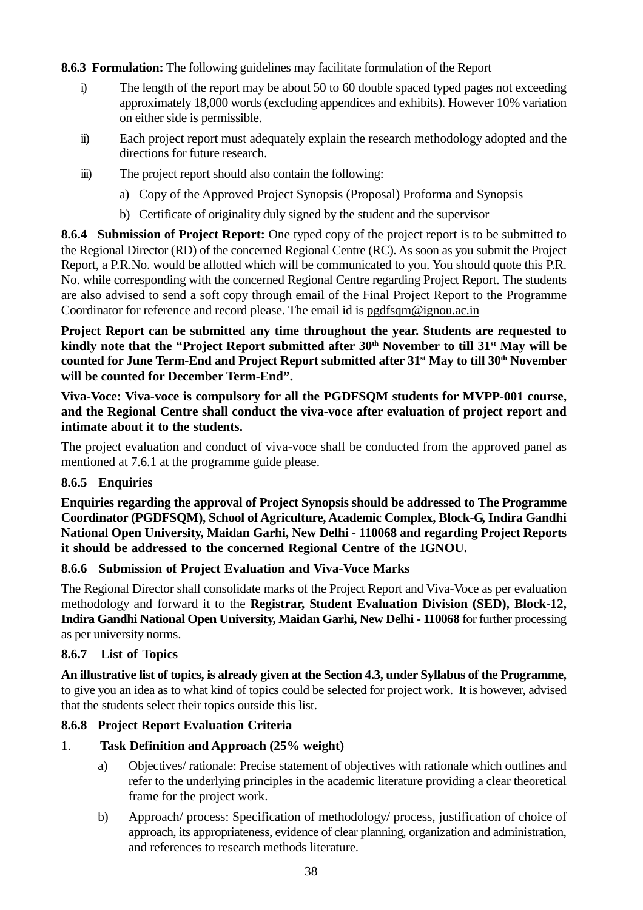**8.6.3 Formulation:** The following guidelines may facilitate formulation of the Report

i) The length of the report may be about 50 to 60 double spaced typed pages not exceeding approximately 18,000 words (excluding appendices and exhibits). However 10% variation on either side is permissible.

ii) Each project report must adequately explain the research methodology adopted and the directions for future research.

iii) The project report should also contain the following:

   a) Copy of the Approved Project Synopsis (Proposal) Proforma and Synopsis

   b) Certificate of originality duly signed by the student and the supervisor

**8.6.4 Submission of Project Report:** One typed copy of the project report is to be submitted to the Regional Director (RD) of the concerned Regional Centre (RC). As soon as you submit the Project Report, a P.R.No. would be allotted which will be communicated to you. You should quote this P.R. No. while corresponding with the concerned Regional Centre regarding Project Report. The students are also advised to send a soft copy through email of the Final Project Report to the Programme Coordinator for reference and record please. The email id is pgdfsqm@ignou.ac.in

**Project Report can be submitted any time throughout the year. Students are requested to kindly note that the "Project Report submitted after 30th November to till 31st May will be counted for June Term-End and Project Report submitted after 31st May to till 30th November will be counted for December Term-End".**

**Viva-Voce: Viva-voce is compulsory for all the PGDFSQM students for MVPP-001 course, and the Regional Centre shall conduct the viva-voce after evaluation of project report and intimate about it to the students.**

The project evaluation and conduct of viva-voce shall be conducted from the approved panel as mentioned at 7.6.1 at the programme guide please.

**8.6.5 Enquiries**

**Enquiries regarding the approval of Project Synopsis should be addressed to The Programme Coordinator (PGDFSQM), School of Agriculture, Academic Complex, Block-G, Indira Gandhi National Open University, Maidan Garhi, New Delhi - 110068 and regarding Project Reports it should be addressed to the concerned Regional Centre of the IGNOU.**

**8.6.6 Submission of Project Evaluation and Viva-Voce Marks**

The Regional Director shall consolidate marks of the Project Report and Viva-Voce as per evaluation methodology and forward it to the **Registrar, Student Evaluation Division (SED), Block-12, Indira Gandhi National Open University, Maidan Garhi, New Delhi - 110068** for further processing as per university norms.

**8.6.7 List of Topics**

**An illustrative list of topics, is already given at the Section 4.3, under Syllabus of the Programme,** to give you an idea as to what kind of topics could be selected for project work. It is however, advised that the students select their topics outside this list.

**8.6.8 Project Report Evaluation Criteria**

1. **Task Definition and Approach (25% weight)**

   a) Objectives/ rationale: Precise statement of objectives with rationale which outlines and refer to the underlying principles in the academic literature providing a clear theoretical frame for the project work.

   b) Approach/ process: Specification of methodology/ process, justification of choice of approach, its appropriateness, evidence of clear planning, organization and administration, and references to research methods literature.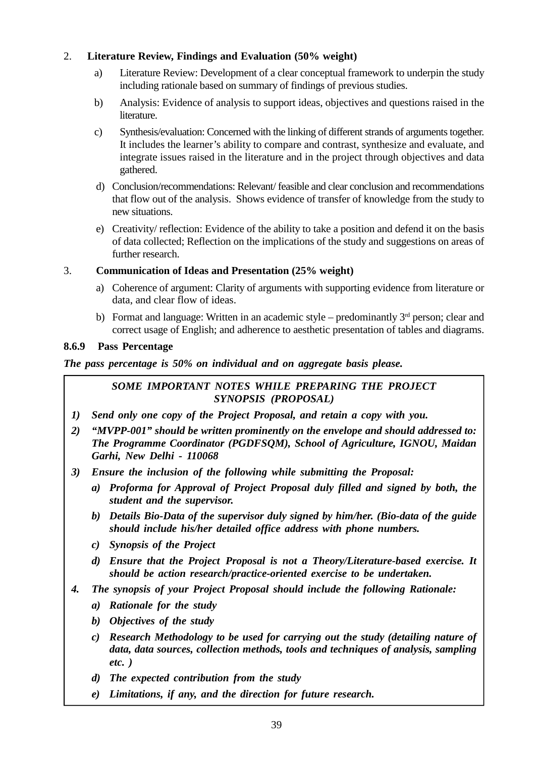2. **Literature Review, Findings and Evaluation (50% weight)**

   a) Literature Review: Development of a clear conceptual framework to underpin the study including rationale based on summary of findings of previous studies.

   b) Analysis: Evidence of analysis to support ideas, objectives and questions raised in the literature.

   c) Synthesis/evaluation: Concerned with the linking of different strands of arguments together. It includes the learner's ability to compare and contrast, synthesize and evaluate, and integrate issues raised in the literature and in the project through objectives and data gathered.

   d) Conclusion/recommendations: Relevant/ feasible and clear conclusion and recommendations that flow out of the analysis. Shows evidence of transfer of knowledge from the study to new situations.

   e) Creativity/ reflection: Evidence of the ability to take a position and defend it on the basis of data collected; Reflection on the implications of the study and suggestions on areas of further research.

3. **Communication of Ideas and Presentation (25% weight)**

   a) Coherence of argument: Clarity of arguments with supporting evidence from literature or data, and clear flow of ideas.

   b) Format and language: Written in an academic style – predominantly 3rd person; clear and correct usage of English; and adherence to aesthetic presentation of tables and diagrams.

### 8.6.9 Pass Percentage

***The pass percentage is 50% on individual and on aggregate basis please.***

***SOME IMPORTANT NOTES WHILE PREPARING THE PROJECT SYNOPSIS (PROPOSAL)***

1) ***Send only one copy of the Project Proposal, and retain a copy with you.***
2) ***"MVPP-001" should be written prominently on the envelope and should addressed to: The Programme Coordinator (PGDFSQM), School of Agriculture, IGNOU, Maidan Garhi, New Delhi - 110068***
3) ***Ensure the inclusion of the following while submitting the Proposal:***
   a) ***Proforma for Approval of Project Proposal duly filled and signed by both, the student and the supervisor.***
   b) ***Details Bio-Data of the supervisor duly signed by him/her. (Bio-data of the guide should include his/her detailed office address with phone numbers.***
   c) ***Synopsis of the Project***
   d) ***Ensure that the Project Proposal is not a Theory/Literature-based exercise. It should be action research/practice-oriented exercise to be undertaken.***
4. ***The synopsis of your Project Proposal should include the following Rationale:***
   a) ***Rationale for the study***
   b) ***Objectives of the study***
   c) ***Research Methodology to be used for carrying out the study (detailing nature of data, data sources, collection methods, tools and techniques of analysis, sampling etc. )***
   d) ***The expected contribution from the study***
   e) ***Limitations, if any, and the direction for future research.***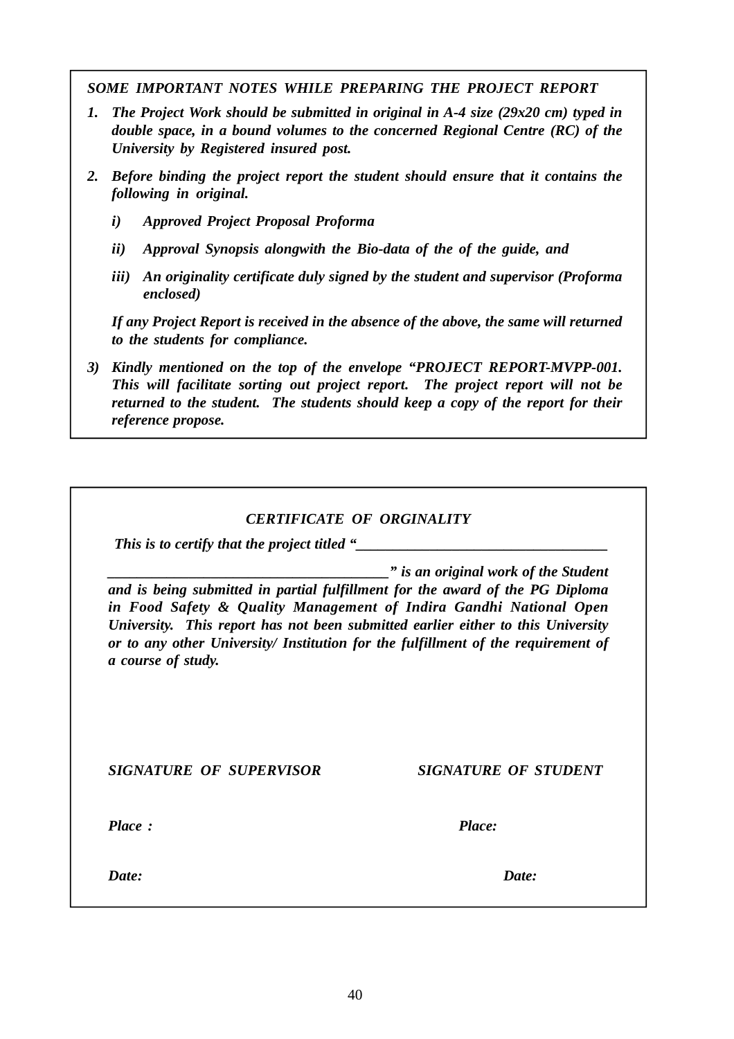***SOME IMPORTANT NOTES WHILE PREPARING THE PROJECT REPORT***

1. ***The Project Work should be submitted in original in A-4 size (29x20 cm) typed in double space, in a bound volumes to the concerned Regional Centre (RC) of the University by Registered insured post.***

2. ***Before binding the project report the student should ensure that it contains the following in original.***

   i) ***Approved Project Proposal Proforma***

   ii) ***Approval Synopsis alongwith the Bio-data of the of the guide, and***

   iii) ***An originality certificate duly signed by the student and supervisor (Proforma enclosed)***

   ***If any Project Report is received in the absence of the above, the same will returned to the students for compliance.***

3) ***Kindly mentioned on the top of the envelope "PROJECT REPORT-MVPP-001. This will facilitate sorting out project report. The project report will not be returned to the student. The students should keep a copy of the report for their reference propose.***

---

***CERTIFICATE OF ORGINALITY***

***This is to certify that the project titled "_________________________________ _____________________________________" is an original work of the Student and is being submitted in partial fulfillment for the award of the PG Diploma in Food Safety & Quality Management of Indira Gandhi National Open University. This report has not been submitted earlier either to this University or to any other University/ Institution for the fulfillment of the requirement of a course of study.***

***SIGNATURE OF SUPERVISOR*** ***SIGNATURE OF STUDENT***

***Place :*** ***Place:***

***Date:*** ***Date:***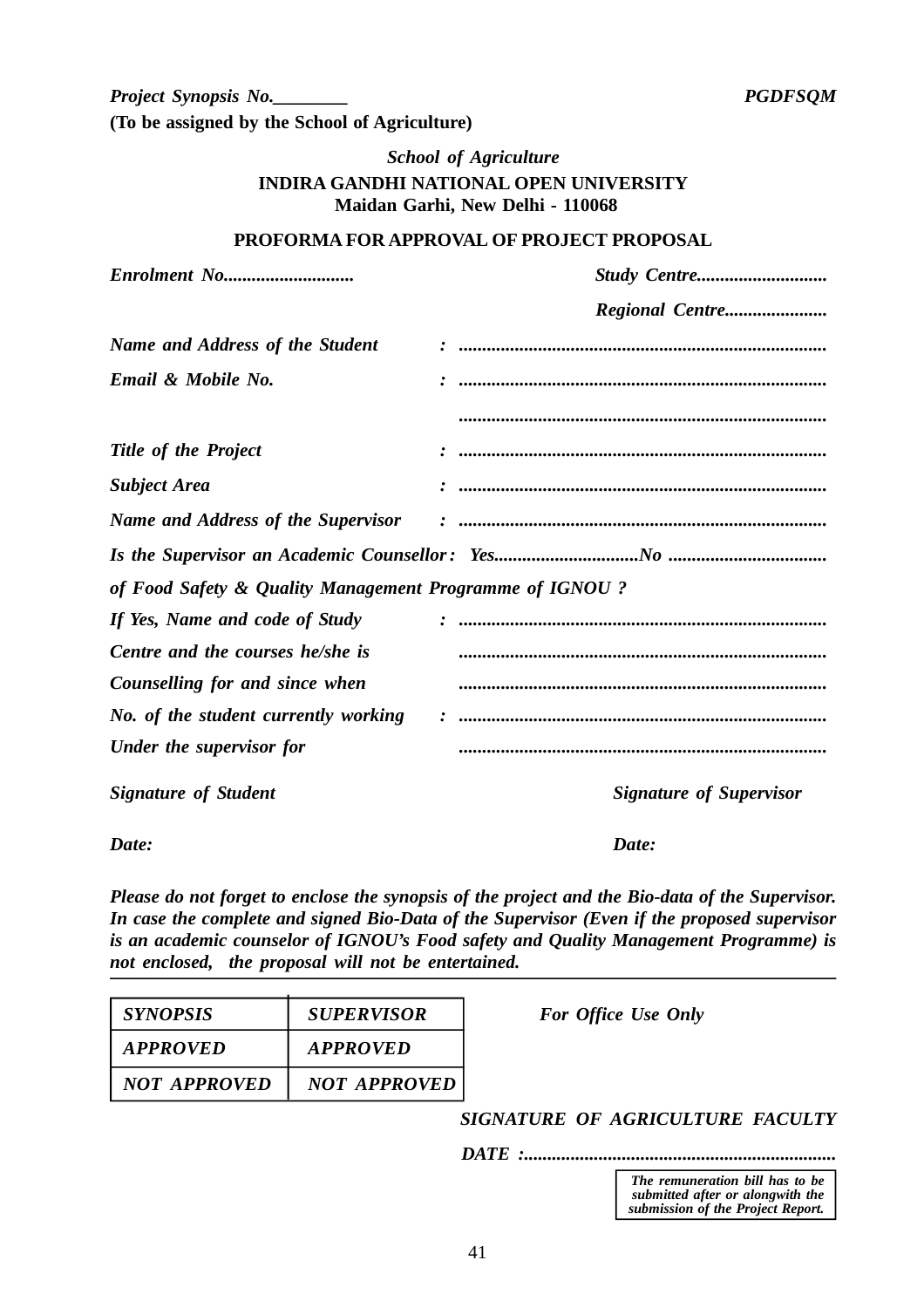*Project Synopsis No.________* ***PGDFSQM***

**(To be assigned by the School of Agriculture)**

***School of Agriculture***

**INDIRA GANDHI NATIONAL OPEN UNIVERSITY**

**Maidan Garhi, New Delhi - 110068**

**PROFORMA FOR APPROVAL OF PROJECT PROPOSAL**

***Enrolment No............................*** ***Study Centre............................***

***Regional Centre......................***

***Name and Address of the Student*** **:** ..............................................................................

***Email & Mobile No.*** **:** ..............................................................................

..............................................................................

***Title of the Project*** **:** ..............................................................................

***Subject Area*** **:** ..............................................................................

***Name and Address of the Supervisor*** **:** ..............................................................................

***Is the Supervisor an Academic Counsellor : Yes...............................No ..................................***

***of Food Safety & Quality Management Programme of IGNOU ?***

***If Yes, Name and code of Study*** **:** ..............................................................................

***Centre and the courses he/she is*** ..............................................................................

***Counselling for and since when*** ..............................................................................

***No. of the student currently working*** **:** ..............................................................................

***Under the supervisor for*** ..............................................................................

***Signature of Student*** ***Signature of Supervisor***

***Date:*** ***Date:***

***Please do not forget to enclose the synopsis of the project and the Bio-data of the Supervisor. In case the complete and signed Bio-Data of the Supervisor (Even if the proposed supervisor is an academic counselor of IGNOU's Food safety and Quality Management Programme) is not enclosed, the proposal will not be entertained.***

| *SYNOPSIS* | *SUPERVISOR* |
|---|---|
| *APPROVED* | *APPROVED* |
| *NOT APPROVED* | *NOT APPROVED* |

***For Office Use Only***

***SIGNATURE OF AGRICULTURE FACULTY***

***DATE :..................................................................***

***The remuneration bill has to be submitted after or alongwith the submission of the Project Report.***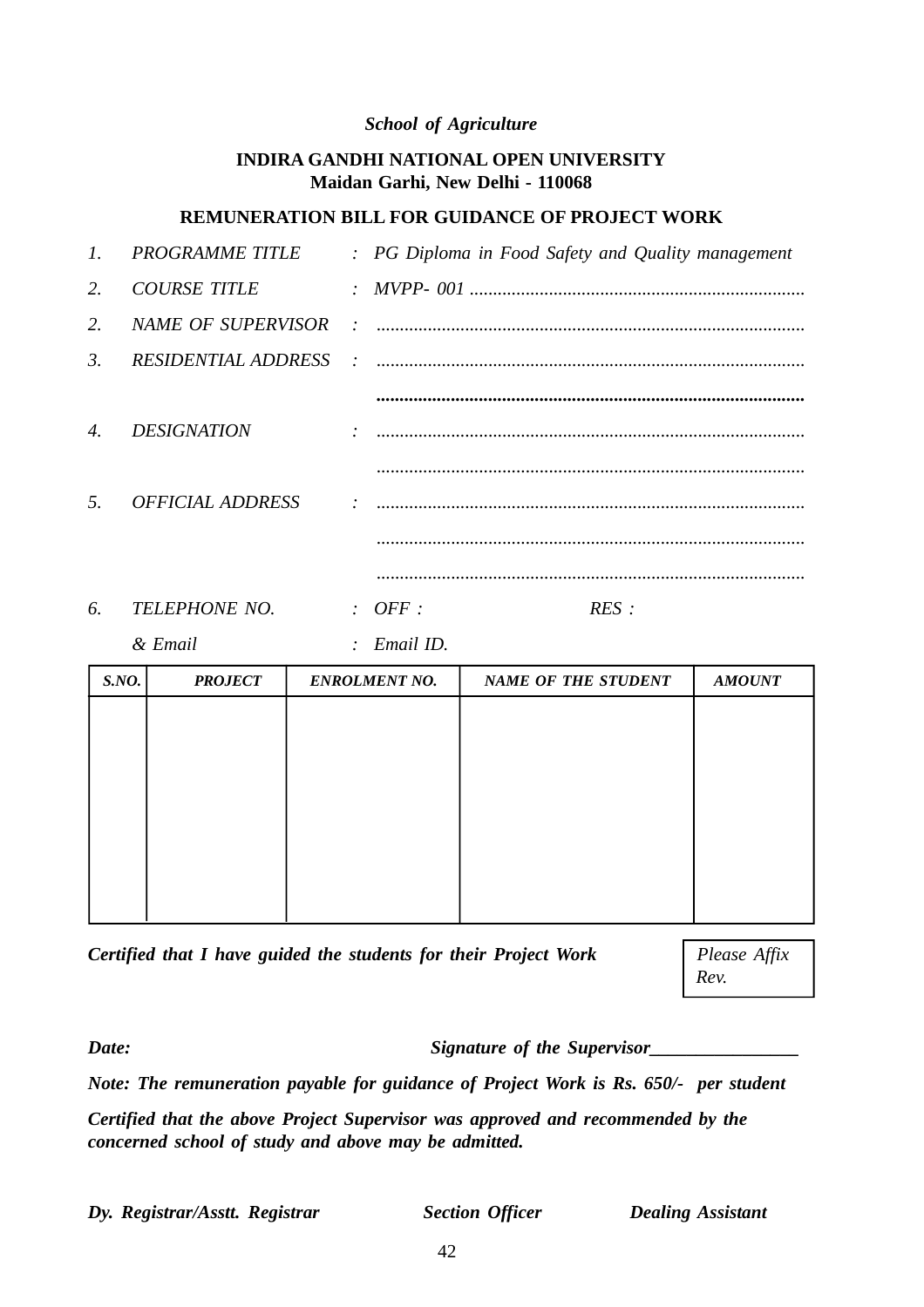*School of Agriculture*

**INDIRA GANDHI NATIONAL OPEN UNIVERSITY**
**Maidan Garhi, New Delhi - 110068**

**REMUNERATION BILL FOR GUIDANCE OF PROJECT WORK**

*1. PROGRAMME TITLE : PG Diploma in Food Safety and Quality management*

*2. COURSE TITLE : MVPP- 001 ........................................................................*

*2. NAME OF SUPERVISOR : ............................................................................................*

*3. RESIDENTIAL ADDRESS : ............................................................................................*

*............................................................................................*

*4. DESIGNATION : ............................................................................................*

*............................................................................................*

*5. OFFICIAL ADDRESS : ............................................................................................*

*............................................................................................*

*............................................................................................*

*6. TELEPHONE NO. : OFF : RES :*

*& Email : Email ID.*

| S.NO. | PROJECT | ENROLMENT NO. | NAME OF THE STUDENT | AMOUNT |
|---|---|---|---|---|
| | | | | |

***Certified that I have guided the students for their Project Work***

*Please Affix Rev.*

***Date:*** ***Signature of the Supervisor________________***

***Note: The remuneration payable for guidance of Project Work is Rs. 650/- per student***

***Certified that the above Project Supervisor was approved and recommended by the concerned school of study and above may be admitted.***

***Dy. Registrar/Asstt. Registrar*** ***Section Officer*** ***Dealing Assistant***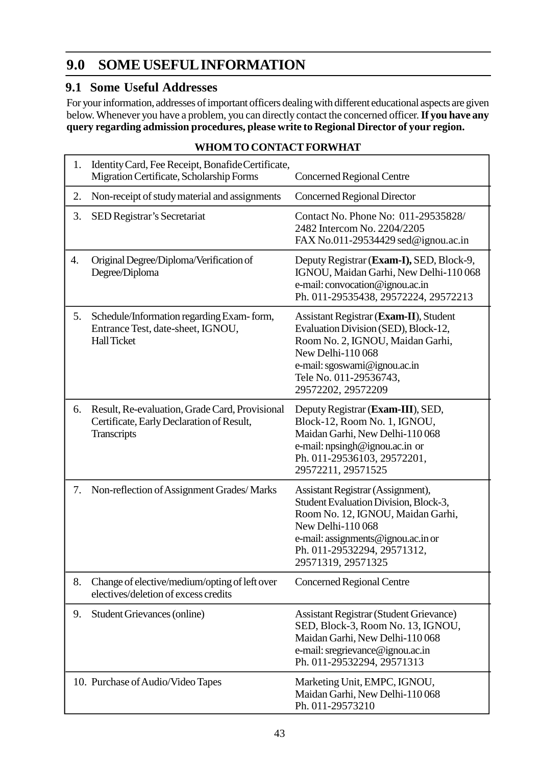## 9.0 SOME USEFUL INFORMATION

### 9.1 Some Useful Addresses

For your information, addresses of important officers dealing with different educational aspects are given below. Whenever you have a problem, you can directly contact the concerned officer. **If you have any query regarding admission procedures, please write to Regional Director of your region.**

**WHOM TO CONTACT FORWHAT**

| No. | Matter | Contact |
|---|---|---|
| 1. | Identity Card, Fee Receipt, Bonafide Certificate, Migration Certificate, Scholarship Forms | Concerned Regional Centre |
| 2. | Non-receipt of study material and assignments | Concerned Regional Director |
| 3. | SED Registrar's Secretariat | Contact No. Phone No: 011-29535828/ 2482 Intercom No. 2204/2205 FAX No.011-29534429 sed@ignou.ac.in |
| 4. | Original Degree/Diploma/Verification of Degree/Diploma | Deputy Registrar (**Exam-I),** SED, Block-9, IGNOU, Maidan Garhi, New Delhi-110 068 e-mail: convocation@ignou.ac.in Ph. 011-29535438, 29572224, 29572213 |
| 5. | Schedule/Information regarding Exam- form, Entrance Test, date-sheet, IGNOU, Hall Ticket | Assistant Registrar (**Exam-II**), Student Evaluation Division (SED), Block-12, Room No. 2, IGNOU, Maidan Garhi, New Delhi-110 068 e-mail: sgoswami@ignou.ac.in Tele No. 011-29536743, 29572202, 29572209 |
| 6. | Result, Re-evaluation, Grade Card, Provisional Certificate, Early Declaration of Result, Transcripts | Deputy Registrar (**Exam-III**), SED, Block-12, Room No. 1, IGNOU, Maidan Garhi, New Delhi-110 068 e-mail: npsingh@ignou.ac.in or Ph. 011-29536103, 29572201, 29572211, 29571525 |
| 7. | Non-reflection of Assignment Grades/ Marks | Assistant Registrar (Assignment), Student Evaluation Division, Block-3, Room No. 12, IGNOU, Maidan Garhi, New Delhi-110 068 e-mail: assignments@ignou.ac.in or Ph. 011-29532294, 29571312, 29571319, 29571325 |
| 8. | Change of elective/medium/opting of left over electives/deletion of excess credits | Concerned Regional Centre |
| 9. | Student Grievances (online) | Assistant Registrar (Student Grievance) SED, Block-3, Room No. 13, IGNOU, Maidan Garhi, New Delhi-110 068 e-mail: sregrievance@ignou.ac.in Ph. 011-29532294, 29571313 |
| 10. | Purchase of Audio/Video Tapes | Marketing Unit, EMPC, IGNOU, Maidan Garhi, New Delhi-110 068 Ph. 011-29573210 |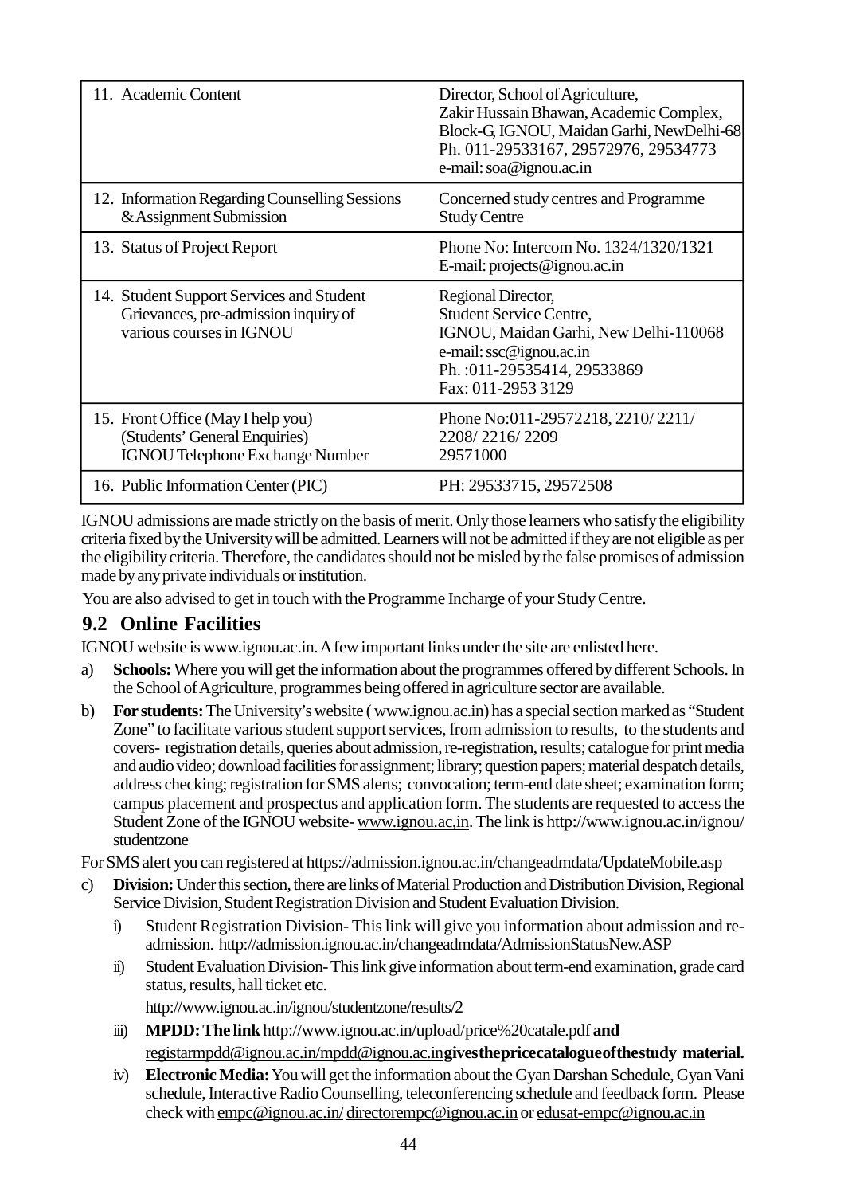| | |
|---|---|
| 11. Academic Content | Director, School of Agriculture,<br>Zakir Hussain Bhawan, Academic Complex,<br>Block-G, IGNOU, Maidan Garhi, NewDelhi-68<br>Ph. 011-29533167, 29572976, 29534773<br>e-mail: soa@ignou.ac.in |
| 12. Information Regarding Counselling Sessions & Assignment Submission | Concerned study centres and Programme Study Centre |
| 13. Status of Project Report | Phone No: Intercom No. 1324/1320/1321<br>E-mail: projects@ignou.ac.in |
| 14. Student Support Services and Student Grievances, pre-admission inquiry of various courses in IGNOU | Regional Director,<br>Student Service Centre,<br>IGNOU, Maidan Garhi, New Delhi-110068<br>e-mail: ssc@ignou.ac.in<br>Ph. :011-29535414, 29533869<br>Fax: 011-2953 3129 |
| 15. Front Office (May I help you)<br>(Students' General Enquiries)<br>IGNOU Telephone Exchange Number | Phone No:011-29572218, 2210/ 2211/<br>2208/ 2216/ 2209<br>29571000 |
| 16. Public Information Center (PIC) | PH: 29533715, 29572508 |

IGNOU admissions are made strictly on the basis of merit. Only those learners who satisfy the eligibility criteria fixed by the University will be admitted. Learners will not be admitted if they are not eligible as per the eligibility criteria. Therefore, the candidates should not be misled by the false promises of admission made by any private individuals or institution.

You are also advised to get in touch with the Programme Incharge of your Study Centre.

## 9.2 Online Facilities

IGNOU website is www.ignou.ac.in. A few important links under the site are enlisted here.

a) **Schools:** Where you will get the information about the programmes offered by different Schools. In the School of Agriculture, programmes being offered in agriculture sector are available.

b) **For students:** The University's website ( www.ignou.ac.in) has a special section marked as "Student Zone" to facilitate various student support services, from admission to results, to the students and covers- registration details, queries about admission, re-registration, results; catalogue for print media and audio video; download facilities for assignment; library; question papers; material despatch details, address checking; registration for SMS alerts; convocation; term-end date sheet; examination form; campus placement and prospectus and application form. The students are requested to access the Student Zone of the IGNOU website- www.ignou.ac,in. The link is http://www.ignou.ac.in/ignou/studentzone

For SMS alert you can registered at https://admission.ignou.ac.in/changeadmdata/UpdateMobile.asp

c) **Division:** Under this section, there are links of Material Production and Distribution Division, Regional Service Division, Student Registration Division and Student Evaluation Division.

   i) Student Registration Division- This link will give you information about admission and re-admission. http://admission.ignou.ac.in/changeadmdata/AdmissionStatusNew.ASP

   ii) Student Evaluation Division- This link give information about term-end examination, grade card status, results, hall ticket etc.

   http://www.ignou.ac.in/ignou/studentzone/results/2

   iii) **MPDD: The link** http://www.ignou.ac.in/upload/price%20catale.pdf **and** registarmpdd@ignou.ac.in/mpdd@ignou.ac.in**givesthepricecatalogueofthestudy material.**

   iv) **Electronic Media:** You will get the information about the Gyan Darshan Schedule, Gyan Vani schedule, Interactive Radio Counselling, teleconferencing schedule and feedback form. Please check with empc@ignou.ac.in/ directorempc@ignou.ac.in or edusat-empc@ignou.ac.in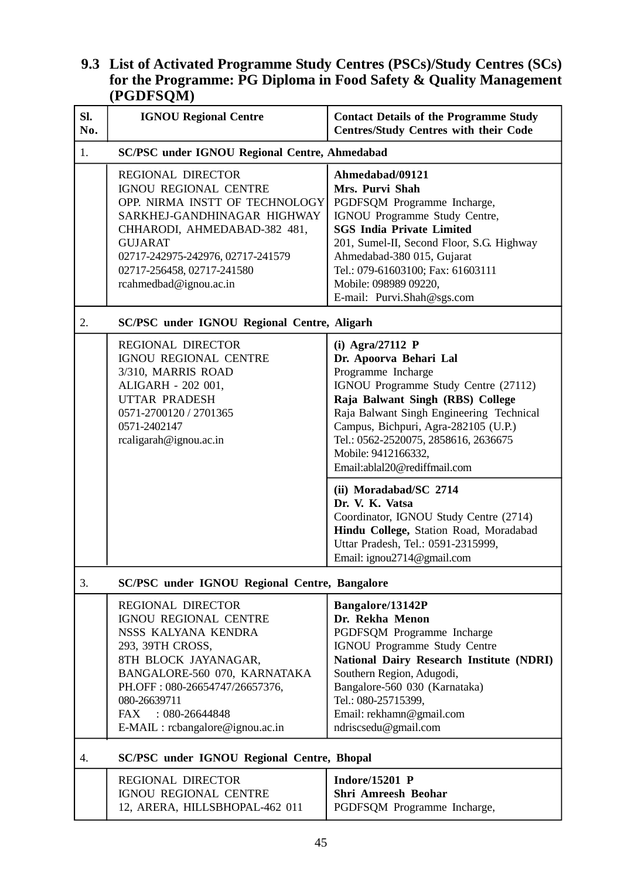## 9.3 List of Activated Programme Study Centres (PSCs)/Study Centres (SCs) for the Programme: PG Diploma in Food Safety & Quality Management (PGDFSQM)

| Sl. No. | IGNOU Regional Centre | Contact Details of the Programme Study Centres/Study Centres with their Code |
|---|---|---|
| 1. | **SC/PSC under IGNOU Regional Centre, Ahmedabad** | |
| | REGIONAL DIRECTOR<br>IGNOU REGIONAL CENTRE<br>OPP. NIRMA INSTT OF TECHNOLOGY<br>SARKHEJ-GANDHINAGAR HIGHWAY<br>CHHARODI, AHMEDABAD-382 481, GUJARAT<br>02717-242975-242976, 02717-241579<br>02717-256458, 02717-241580<br>rcahmedbad@ignou.ac.in | **Ahmedabad/09121**<br>**Mrs. Purvi Shah**<br>PGDFSQM Programme Incharge,<br>IGNOU Programme Study Centre,<br>**SGS India Private Limited**<br>201, Sumel-II, Second Floor, S.G. Highway<br>Ahmedabad-380 015, Gujarat<br>Tel.: 079-61603100; Fax: 61603111<br>Mobile: 098989 09220,<br>E-mail: Purvi.Shah@sgs.com |
| 2. | **SC/PSC under IGNOU Regional Centre, Aligarh** | |
| | REGIONAL DIRECTOR<br>IGNOU REGIONAL CENTRE<br>3/310, MARRIS ROAD<br>ALIGARH - 202 001,<br>UTTAR PRADESH<br>0571-2700120 / 2701365<br>0571-2402147<br>rcaligarah@ignou.ac.in | **(i) Agra/27112 P**<br>**Dr. Apoorva Behari Lal**<br>Programme Incharge<br>IGNOU Programme Study Centre (27112)<br>**Raja Balwant Singh (RBS) College**<br>Raja Balwant Singh Engineering Technical Campus, Bichpuri, Agra-282105 (U.P.)<br>Tel.: 0562-2520075, 2858616, 2636675<br>Mobile: 9412166332,<br>Email:ablal20@rediffmail.com |
| | | **(ii) Moradabad/SC 2714**<br>**Dr. V. K. Vatsa**<br>Coordinator, IGNOU Study Centre (2714)<br>**Hindu College,** Station Road, Moradabad<br>Uttar Pradesh, Tel.: 0591-2315999,<br>Email: ignou2714@gmail.com |
| 3. | **SC/PSC under IGNOU Regional Centre, Bangalore** | |
| | REGIONAL DIRECTOR<br>IGNOU REGIONAL CENTRE<br>NSSS KALYANA KENDRA<br>293, 39TH CROSS,<br>8TH BLOCK JAYANAGAR,<br>BANGALORE-560 070, KARNATAKA<br>PH.OFF : 080-26654747/26657376,<br>080-26639711<br>FAX : 080-26644848<br>E-MAIL : rcbangalore@ignou.ac.in | **Bangalore/13142P**<br>**Dr. Rekha Menon**<br>PGDFSQM Programme Incharge<br>IGNOU Programme Study Centre<br>**National Dairy Research Institute (NDRI)**<br>Southern Region, Adugodi,<br>Bangalore-560 030 (Karnataka)<br>Tel.: 080-25715399,<br>Email: rekhamn@gmail.com<br>ndriscsedu@gmail.com |
| 4. | **SC/PSC under IGNOU Regional Centre, Bhopal** | |
| | REGIONAL DIRECTOR<br>IGNOU REGIONAL CENTRE<br>12, ARERA, HILLSBHOPAL-462 011 | **Indore/15201 P**<br>**Shri Amreesh Beohar**<br>PGDFSQM Programme Incharge, |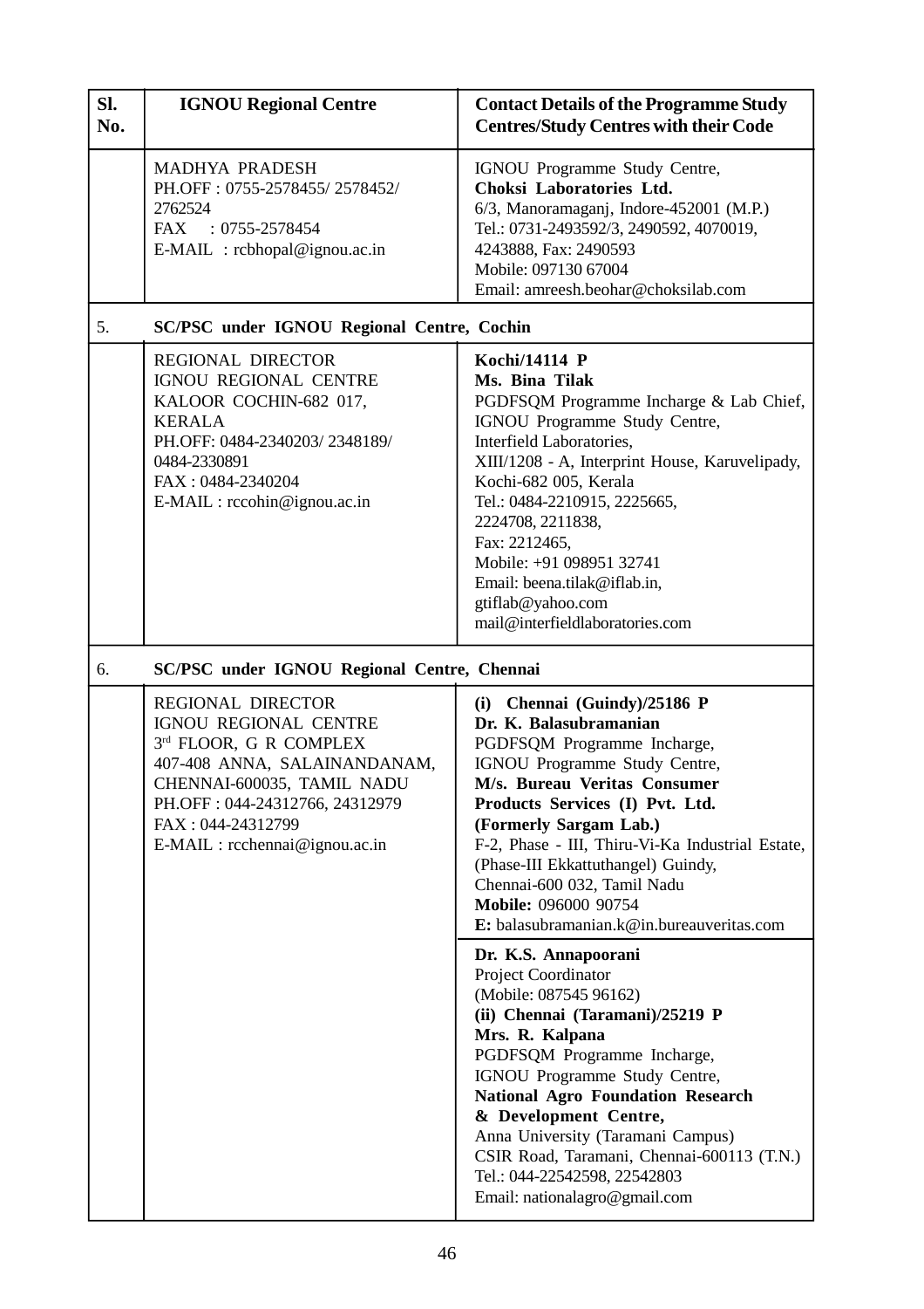| Sl. No. | IGNOU Regional Centre | Contact Details of the Programme Study Centres/Study Centres with their Code |
|---|---|---|
| | MADHYA PRADESH<br>PH.OFF : 0755-2578455/ 2578452/ 2762524<br>FAX : 0755-2578454<br>E-MAIL : rcbhopal@ignou.ac.in | IGNOU Programme Study Centre,<br>**Choksi Laboratories Ltd.**<br>6/3, Manoramaganj, Indore-452001 (M.P.)<br>Tel.: 0731-2493592/3, 2490592, 4070019, 4243888, Fax: 2490593<br>Mobile: 097130 67004<br>Email: amreesh.beohar@choksilab.com |
| 5. | **SC/PSC under IGNOU Regional Centre, Cochin** | |
| | REGIONAL DIRECTOR<br>IGNOU REGIONAL CENTRE<br>KALOOR COCHIN-682 017, KERALA<br>PH.OFF: 0484-2340203/ 2348189/ 0484-2330891<br>FAX : 0484-2340204<br>E-MAIL : rccohin@ignou.ac.in | **Kochi/14114 P**<br>**Ms. Bina Tilak**<br>PGDFSQM Programme Incharge & Lab Chief,<br>IGNOU Programme Study Centre,<br>Interfield Laboratories,<br>XIII/1208 - A, Interprint House, Karuvelipady,<br>Kochi-682 005, Kerala<br>Tel.: 0484-2210915, 2225665, 2224708, 2211838,<br>Fax: 2212465,<br>Mobile: +91 098951 32741<br>Email: beena.tilak@iflab.in, gtiflab@yahoo.com<br>mail@interfieldlaboratories.com |
| 6. | **SC/PSC under IGNOU Regional Centre, Chennai** | |
| | REGIONAL DIRECTOR<br>IGNOU REGIONAL CENTRE<br>3rd FLOOR, G R COMPLEX<br>407-408 ANNA, SALAINANDANAM, CHENNAI-600035, TAMIL NADU<br>PH.OFF : 044-24312766, 24312979<br>FAX : 044-24312799<br>E-MAIL : rcchennai@ignou.ac.in | **(i) Chennai (Guindy)/25186 P**<br>**Dr. K. Balasubramanian**<br>PGDFSQM Programme Incharge,<br>IGNOU Programme Study Centre,<br>**M/s. Bureau Veritas Consumer Products Services (I) Pvt. Ltd.**<br>**(Formerly Sargam Lab.)**<br>F-2, Phase - III, Thiru-Vi-Ka Industrial Estate, (Phase-III Ekkattuthangel) Guindy,<br>Chennai-600 032, Tamil Nadu<br>**Mobile:** 096000 90754<br>**E:** balasubramanian.k@in.bureauveritas.com |
| | | **Dr. K.S. Annapoorani**<br>Project Coordinator<br>(Mobile: 087545 96162)<br>**(ii) Chennai (Taramani)/25219 P**<br>**Mrs. R. Kalpana**<br>PGDFSQM Programme Incharge,<br>IGNOU Programme Study Centre,<br>**National Agro Foundation Research & Development Centre,**<br>Anna University (Taramani Campus)<br>CSIR Road, Taramani, Chennai-600113 (T.N.)<br>Tel.: 044-22542598, 22542803<br>Email: nationalagro@gmail.com |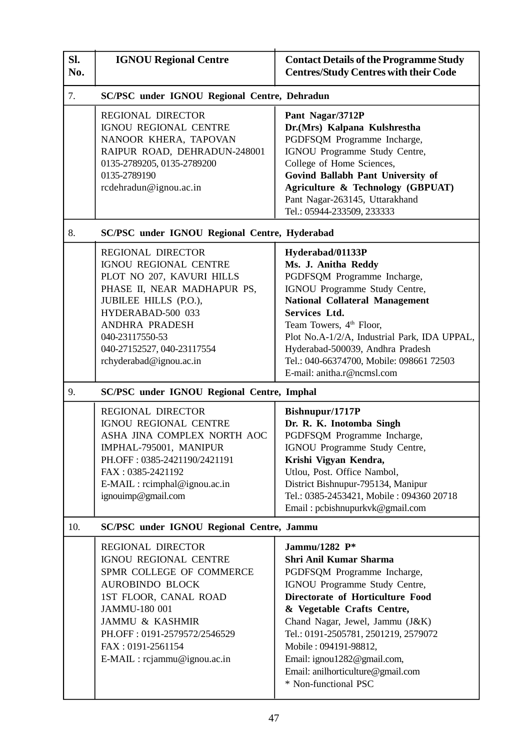| Sl. No. | IGNOU Regional Centre | Contact Details of the Programme Study Centres/Study Centres with their Code |
|---|---|---|
| 7. | **SC/PSC under IGNOU Regional Centre, Dehradun** | |
| | REGIONAL DIRECTOR<br>IGNOU REGIONAL CENTRE<br>NANOOR KHERA, TAPOVAN<br>RAIPUR ROAD, DEHRADUN-248001<br>0135-2789205, 0135-2789200<br>0135-2789190<br>rcdehradun@ignou.ac.in | **Pant Nagar/3712P**<br>**Dr.(Mrs) Kalpana Kulshrestha**<br>PGDFSQM Programme Incharge,<br>IGNOU Programme Study Centre,<br>College of Home Sciences,<br>**Govind Ballabh Pant University of Agriculture & Technology (GBPUAT)**<br>Pant Nagar-263145, Uttarakhand<br>Tel.: 05944-233509, 233333 |
| 8. | **SC/PSC under IGNOU Regional Centre, Hyderabad** | |
| | REGIONAL DIRECTOR<br>IGNOU REGIONAL CENTRE<br>PLOT NO 207, KAVURI HILLS<br>PHASE II, NEAR MADHAPUR PS,<br>JUBILEE HILLS (P.O.),<br>HYDERABAD-500 033<br>ANDHRA PRADESH<br>040-23117550-53<br>040-27152527, 040-23117554<br>rchyderabad@ignou.ac.in | **Hyderabad/01133P**<br>**Ms. J. Anitha Reddy**<br>PGDFSQM Programme Incharge,<br>IGNOU Programme Study Centre,<br>**National Collateral Management Services Ltd.**<br>Team Towers, 4th Floor,<br>Plot No.A-1/2/A, Industrial Park, IDA UPPAL,<br>Hyderabad-500039, Andhra Pradesh<br>Tel.: 040-66374700, Mobile: 098661 72503<br>E-mail: anitha.r@ncmsl.com |
| 9. | **SC/PSC under IGNOU Regional Centre, Imphal** | |
| | REGIONAL DIRECTOR<br>IGNOU REGIONAL CENTRE<br>ASHA JINA COMPLEX NORTH AOC<br>IMPHAL-795001, MANIPUR<br>PH.OFF : 0385-2421190/2421191<br>FAX : 0385-2421192<br>E-MAIL : rcimphal@ignou.ac.in<br>ignouimp@gmail.com | **Bishnupur/1717P**<br>**Dr. R. K. Inotomba Singh**<br>PGDFSQM Programme Incharge,<br>IGNOU Programme Study Centre,<br>**Krishi Vigyan Kendra,**<br>Utlou, Post. Office Nambol,<br>District Bishnupur-795134, Manipur<br>Tel.: 0385-2453421, Mobile : 094360 20718<br>Email : pcbishnupurkvk@gmail.com |
| 10. | **SC/PSC under IGNOU Regional Centre, Jammu** | |
| | REGIONAL DIRECTOR<br>IGNOU REGIONAL CENTRE<br>SPMR COLLEGE OF COMMERCE<br>AUROBINDO BLOCK<br>1ST FLOOR, CANAL ROAD<br>JAMMU-180 001<br>JAMMU & KASHMIR<br>PH.OFF : 0191-2579572/2546529<br>FAX : 0191-2561154<br>E-MAIL : rcjammu@ignou.ac.in | **Jammu/1282 P***<br>**Shri Anil Kumar Sharma**<br>PGDFSQM Programme Incharge,<br>IGNOU Programme Study Centre,<br>**Directorate of Horticulture Food & Vegetable Crafts Centre,**<br>Chand Nagar, Jewel, Jammu (J&K)<br>Tel.: 0191-2505781, 2501219, 2579072<br>Mobile : 094191-98812,<br>Email: ignou1282@gmail.com,<br>Email: anilhorticulture@gmail.com<br>* Non-functional PSC |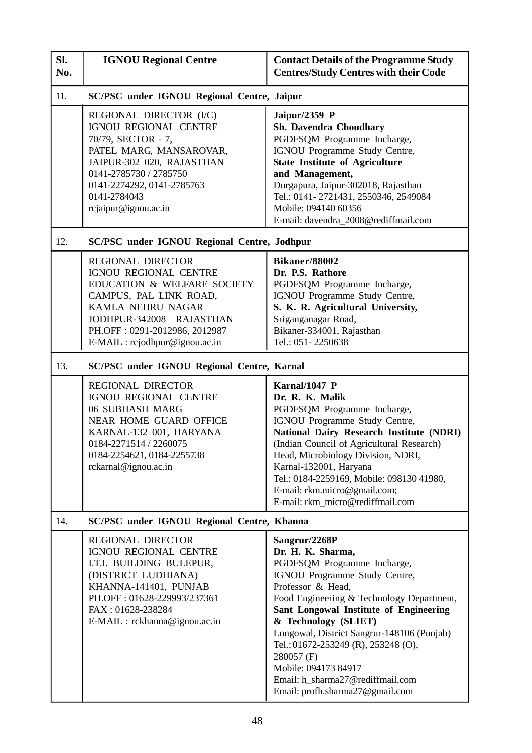| Sl. No. | IGNOU Regional Centre | Contact Details of the Programme Study Centres/Study Centres with their Code |
|---|---|---|
| 11. | **SC/PSC under IGNOU Regional Centre, Jaipur** | |
| | REGIONAL DIRECTOR (I/C)<br>IGNOU REGIONAL CENTRE<br>70/79, SECTOR - 7,<br>PATEL MARG, MANSAROVAR,<br>JAIPUR-302 020, RAJASTHAN<br>0141-2785730 / 2785750<br>0141-2274292, 0141-2785763<br>0141-2784043<br>rcjaipur@ignou.ac.in | **Jaipur/2359 P**<br>**Sh. Davendra Choudhary**<br>PGDFSQM Programme Incharge,<br>IGNOU Programme Study Centre,<br>**State Institute of Agriculture and Management,**<br>Durgapura, Jaipur-302018, Rajasthan<br>Tel.: 0141- 2721431, 2550346, 2549084<br>Mobile: 094140 60356<br>E-mail: davendra_2008@rediffmail.com |
| 12. | **SC/PSC under IGNOU Regional Centre, Jodhpur** | |
| | REGIONAL DIRECTOR<br>IGNOU REGIONAL CENTRE<br>EDUCATION & WELFARE SOCIETY<br>CAMPUS, PAL LINK ROAD,<br>KAMLA NEHRU NAGAR<br>JODHPUR-342008 RAJASTHAN<br>PH.OFF : 0291-2012986, 2012987<br>E-MAIL : rcjodhpur@ignou.ac.in | **Bikaner/88002**<br>**Dr. P.S. Rathore**<br>PGDFSQM Programme Incharge,<br>IGNOU Programme Study Centre,<br>**S. K. R. Agricultural University,**<br>Sriganganagar Road,<br>Bikaner-334001, Rajasthan<br>Tel.: 051- 2250638 |
| 13. | **SC/PSC under IGNOU Regional Centre, Karnal** | |
| | REGIONAL DIRECTOR<br>IGNOU REGIONAL CENTRE<br>06 SUBHASH MARG<br>NEAR HOME GUARD OFFICE<br>KARNAL-132 001, HARYANA<br>0184-2271514 / 2260075<br>0184-2254621, 0184-2255738<br>rckarnal@ignou.ac.in | **Karnal/1047 P**<br>**Dr. R. K. Malik**<br>PGDFSQM Programme Incharge,<br>IGNOU Programme Study Centre,<br>**National Dairy Research Institute (NDRI)**<br>(Indian Council of Agricultural Research)<br>Head, Microbiology Division, NDRI,<br>Karnal-132001, Haryana<br>Tel.: 0184-2259169, Mobile: 098130 41980,<br>E-mail: rkm.micro@gmail.com;<br>E-mail: rkm_micro@rediffmail.com |
| 14. | **SC/PSC under IGNOU Regional Centre, Khanna** | |
| | REGIONAL DIRECTOR<br>IGNOU REGIONAL CENTRE<br>I.T.I. BUILDING BULEPUR,<br>(DISTRICT LUDHIANA)<br>KHANNA-141401, PUNJAB<br>PH.OFF : 01628-229993/237361<br>FAX : 01628-238284<br>E-MAIL : rckhanna@ignou.ac.in | **Sangrur/2268P**<br>**Dr. H. K. Sharma,**<br>PGDFSQM Programme Incharge,<br>IGNOU Programme Study Centre,<br>Professor & Head,<br>Food Engineering & Technology Department,<br>**Sant Longowal Institute of Engineering & Technology (SLIET)**<br>Longowal, District Sangrur-148106 (Punjab)<br>Tel.: 01672-253249 (R), 253248 (O),<br>280057 (F)<br>Mobile: 094173 84917<br>Email: h_sharma27@rediffmail.com<br>Email: profh.sharma27@gmail.com |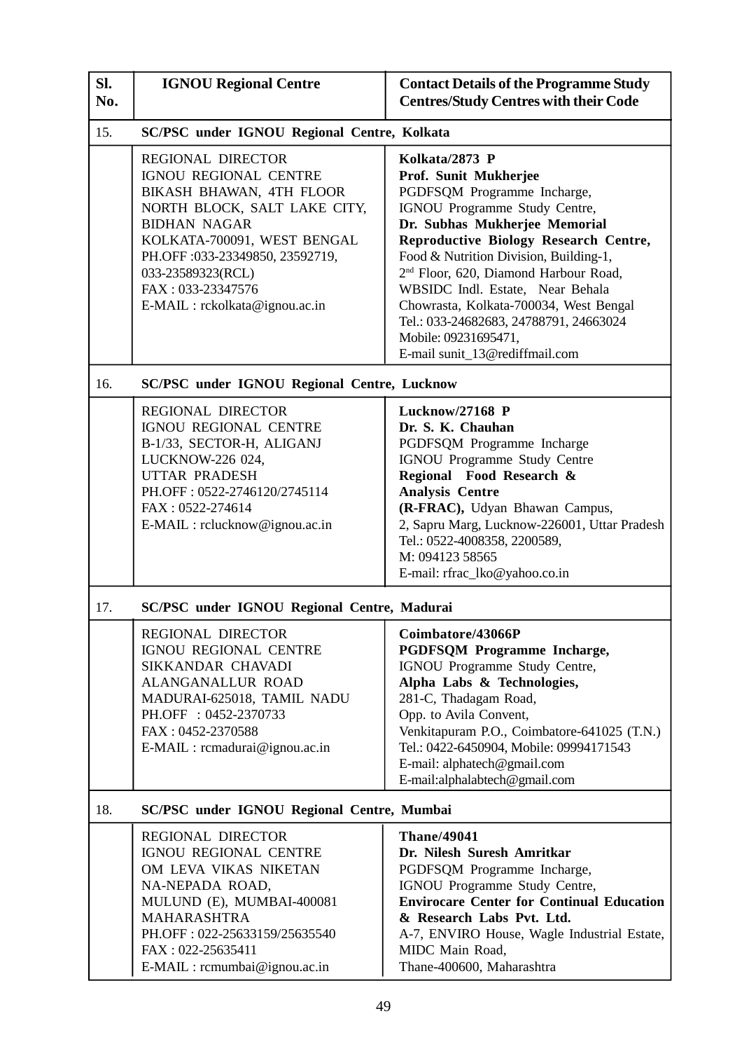| Sl. No. | IGNOU Regional Centre | Contact Details of the Programme Study Centres/Study Centres with their Code |
|---|---|---|
| 15. | **SC/PSC under IGNOU Regional Centre, Kolkata** | |
| | REGIONAL DIRECTOR<br>IGNOU REGIONAL CENTRE<br>BIKASH BHAWAN, 4TH FLOOR<br>NORTH BLOCK, SALT LAKE CITY,<br>BIDHAN NAGAR<br>KOLKATA-700091, WEST BENGAL<br>PH.OFF :033-23349850, 23592719,<br>033-23589323(RCL)<br>FAX : 033-23347576<br>E-MAIL : rckolkata@ignou.ac.in | **Kolkata/2873 P**<br>**Prof. Sunit Mukherjee**<br>PGDFSQM Programme Incharge,<br>IGNOU Programme Study Centre,<br>**Dr. Subhas Mukherjee Memorial Reproductive Biology Research Centre,**<br>Food & Nutrition Division, Building-1,<br>2nd Floor, 620, Diamond Harbour Road,<br>WBSIDC Indl. Estate, Near Behala Chowrasta, Kolkata-700034, West Bengal<br>Tel.: 033-24682683, 24788791, 24663024<br>Mobile: 09231695471,<br>E-mail sunit_13@rediffmail.com |
| 16. | **SC/PSC under IGNOU Regional Centre, Lucknow** | |
| | REGIONAL DIRECTOR<br>IGNOU REGIONAL CENTRE<br>B-1/33, SECTOR-H, ALIGANJ<br>LUCKNOW-226 024,<br>UTTAR PRADESH<br>PH.OFF : 0522-2746120/2745114<br>FAX : 0522-274614<br>E-MAIL : rclucknow@ignou.ac.in | **Lucknow/27168 P**<br>**Dr. S. K. Chauhan**<br>PGDFSQM Programme Incharge<br>IGNOU Programme Study Centre<br>**Regional Food Research & Analysis Centre**<br>**(R-FRAC),** Udyan Bhawan Campus,<br>2, Sapru Marg, Lucknow-226001, Uttar Pradesh<br>Tel.: 0522-4008358, 2200589,<br>M: 094123 58565<br>E-mail: rfrac_lko@yahoo.co.in |
| 17. | **SC/PSC under IGNOU Regional Centre, Madurai** | |
| | REGIONAL DIRECTOR<br>IGNOU REGIONAL CENTRE<br>SIKKANDAR CHAVADI<br>ALANGANALLUR ROAD<br>MADURAI-625018, TAMIL NADU<br>PH.OFF : 0452-2370733<br>FAX : 0452-2370588<br>E-MAIL : rcmadurai@ignou.ac.in | **Coimbatore/43066P**<br>**PGDFSQM Programme Incharge,**<br>IGNOU Programme Study Centre,<br>**Alpha Labs & Technologies,**<br>281-C, Thadagam Road,<br>Opp. to Avila Convent,<br>Venkitapuram P.O., Coimbatore-641025 (T.N.)<br>Tel.: 0422-6450904, Mobile: 09994171543<br>E-mail: alphatech@gmail.com<br>E-mail:alphalabtech@gmail.com |
| 18. | **SC/PSC under IGNOU Regional Centre, Mumbai** | |
| | REGIONAL DIRECTOR<br>IGNOU REGIONAL CENTRE<br>OM LEVA VIKAS NIKETAN<br>NA-NEPADA ROAD,<br>MULUND (E), MUMBAI-400081<br>MAHARASHTRA<br>PH.OFF : 022-25633159/25635540<br>FAX : 022-25635411<br>E-MAIL : rcmumbai@ignou.ac.in | **Thane/49041**<br>**Dr. Nilesh Suresh Amritkar**<br>PGDFSQM Programme Incharge,<br>IGNOU Programme Study Centre,<br>**Envirocare Center for Continual Education & Research Labs Pvt. Ltd.**<br>A-7, ENVIRO House, Wagle Industrial Estate,<br>MIDC Main Road,<br>Thane-400600, Maharashtra |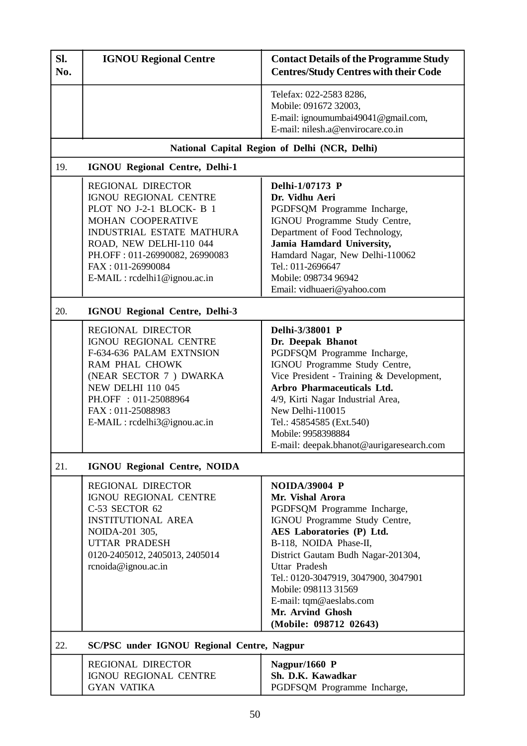| Sl. No. | IGNOU Regional Centre | Contact Details of the Programme Study Centres/Study Centres with their Code |
|---|---|---|
| | | Telefax: 022-2583 8286,<br>Mobile: 091672 32003,<br>E-mail: ignoumumbai49041@gmail.com,<br>E-mail: nilesh.a@envirocare.co.in |
| | **National Capital Region of Delhi (NCR, Delhi)** | |
| 19. | **IGNOU Regional Centre, Delhi-1** | |
| | REGIONAL DIRECTOR<br>IGNOU REGIONAL CENTRE<br>PLOT NO J-2-1 BLOCK- B 1<br>MOHAN COOPERATIVE<br>INDUSTRIAL ESTATE MATHURA<br>ROAD, NEW DELHI-110 044<br>PH.OFF : 011-26990082, 26990083<br>FAX : 011-26990084<br>E-MAIL : rcdelhi1@ignou.ac.in | **Delhi-1/07173 P**<br>**Dr. Vidhu Aeri**<br>PGDFSQM Programme Incharge,<br>IGNOU Programme Study Centre,<br>Department of Food Technology,<br>**Jamia Hamdard University,**<br>Hamdard Nagar, New Delhi-110062<br>Tel.: 011-2696647<br>Mobile: 098734 96942<br>Email: vidhuaeri@yahoo.com |
| 20. | **IGNOU Regional Centre, Delhi-3** | |
| | REGIONAL DIRECTOR<br>IGNOU REGIONAL CENTRE<br>F-634-636 PALAM EXTNSION<br>RAM PHAL CHOWK<br>(NEAR SECTOR 7 ) DWARKA<br>NEW DELHI 110 045<br>PH.OFF : 011-25088964<br>FAX : 011-25088983<br>E-MAIL : rcdelhi3@ignou.ac.in | **Delhi-3/38001 P**<br>**Dr. Deepak Bhanot**<br>PGDFSQM Programme Incharge,<br>IGNOU Programme Study Centre,<br>Vice President - Training & Development,<br>**Arbro Pharmaceuticals Ltd.**<br>4/9, Kirti Nagar Industrial Area,<br>New Delhi-110015<br>Tel.: 45854585 (Ext.540)<br>Mobile: 9958398884<br>E-mail: deepak.bhanot@aurigaresearch.com |
| 21. | **IGNOU Regional Centre, NOIDA** | |
| | REGIONAL DIRECTOR<br>IGNOU REGIONAL CENTRE<br>C-53 SECTOR 62<br>INSTITUTIONAL AREA<br>NOIDA-201 305,<br>UTTAR PRADESH<br>0120-2405012, 2405013, 2405014<br>rcnoida@ignou.ac.in | **NOIDA/39004 P**<br>**Mr. Vishal Arora**<br>PGDFSQM Programme Incharge,<br>IGNOU Programme Study Centre,<br>**AES Laboratories (P) Ltd.**<br>B-118, NOIDA Phase-II,<br>District Gautam Budh Nagar-201304,<br>Uttar Pradesh<br>Tel.: 0120-3047919, 3047900, 3047901<br>Mobile: 098113 31569<br>E-mail: tqm@aeslabs.com<br>**Mr. Arvind Ghosh**<br>**(Mobile: 098712 02643)** |
| 22. | **SC/PSC under IGNOU Regional Centre, Nagpur** | |
| | REGIONAL DIRECTOR<br>IGNOU REGIONAL CENTRE<br>GYAN VATIKA | **Nagpur/1660 P**<br>**Sh. D.K. Kawadkar**<br>PGDFSQM Programme Incharge, |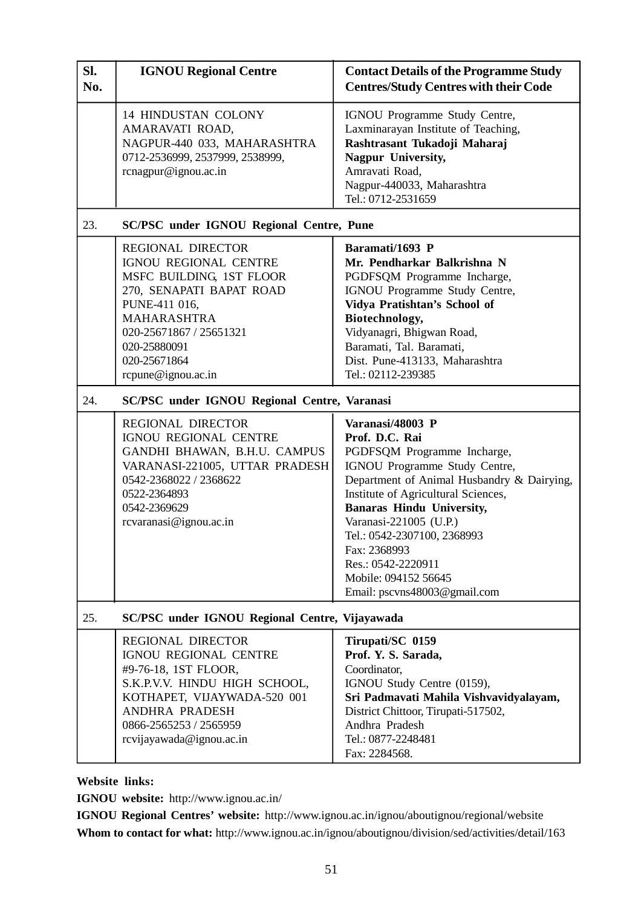| Sl. No. | IGNOU Regional Centre | Contact Details of the Programme Study Centres/Study Centres with their Code |
|---|---|---|
| | 14 HINDUSTAN COLONY<br>AMARAVATI ROAD,<br>NAGPUR-440 033, MAHARASHTRA<br>0712-2536999, 2537999, 2538999,<br>rcnagpur@ignou.ac.in | IGNOU Programme Study Centre,<br>Laxminarayan Institute of Teaching,<br>**Rashtrasant Tukadoji Maharaj Nagpur University,**<br>Amravati Road,<br>Nagpur-440033, Maharashtra<br>Tel.: 0712-2531659 |
| 23. | **SC/PSC under IGNOU Regional Centre, Pune** | |
| | REGIONAL DIRECTOR<br>IGNOU REGIONAL CENTRE<br>MSFC BUILDING, 1ST FLOOR<br>270, SENAPATI BAPAT ROAD<br>PUNE-411 016,<br>MAHARASHTRA<br>020-25671867 / 25651321<br>020-25880091<br>020-25671864<br>rcpune@ignou.ac.in | **Baramati/1693 P**<br>**Mr. Pendharkar Balkrishna N**<br>PGDFSQM Programme Incharge,<br>IGNOU Programme Study Centre,<br>**Vidya Pratishtan's School of Biotechnology,**<br>Vidyanagri, Bhigwan Road,<br>Baramati, Tal. Baramati,<br>Dist. Pune-413133, Maharashtra<br>Tel.: 02112-239385 |
| 24. | **SC/PSC under IGNOU Regional Centre, Varanasi** | |
| | REGIONAL DIRECTOR<br>IGNOU REGIONAL CENTRE<br>GANDHI BHAWAN, B.H.U. CAMPUS<br>VARANASI-221005, UTTAR PRADESH<br>0542-2368022 / 2368622<br>0522-2364893<br>0542-2369629<br>rcvaranasi@ignou.ac.in | **Varanasi/48003 P**<br>**Prof. D.C. Rai**<br>PGDFSQM Programme Incharge,<br>IGNOU Programme Study Centre,<br>Department of Animal Husbandry & Dairying,<br>Institute of Agricultural Sciences,<br>**Banaras Hindu University,**<br>Varanasi-221005 (U.P.)<br>Tel.: 0542-2307100, 2368993<br>Fax: 2368993<br>Res.: 0542-2220911<br>Mobile: 094152 56645<br>Email: pscvns48003@gmail.com |
| 25. | **SC/PSC under IGNOU Regional Centre, Vijayawada** | |
| | REGIONAL DIRECTOR<br>IGNOU REGIONAL CENTRE<br>#9-76-18, 1ST FLOOR,<br>S.K.P.V.V. HINDU HIGH SCHOOL,<br>KOTHAPET, VIJAYWADA-520 001<br>ANDHRA PRADESH<br>0866-2565253 / 2565959<br>rcvijayawada@ignou.ac.in | **Tirupati/SC 0159**<br>**Prof. Y. S. Sarada,**<br>Coordinator,<br>IGNOU Study Centre (0159),<br>**Sri Padmavati Mahila Vishvavidyalayam,**<br>District Chittoor, Tirupati-517502,<br>Andhra Pradesh<br>Tel.: 0877-2248481<br>Fax: 2284568. |

**Website links:**

**IGNOU website:** http://www.ignou.ac.in/

**IGNOU Regional Centres' website:** http://www.ignou.ac.in/ignou/aboutignou/regional/website

**Whom to contact for what:** http://www.ignou.ac.in/ignou/aboutignou/division/sed/activities/detail/163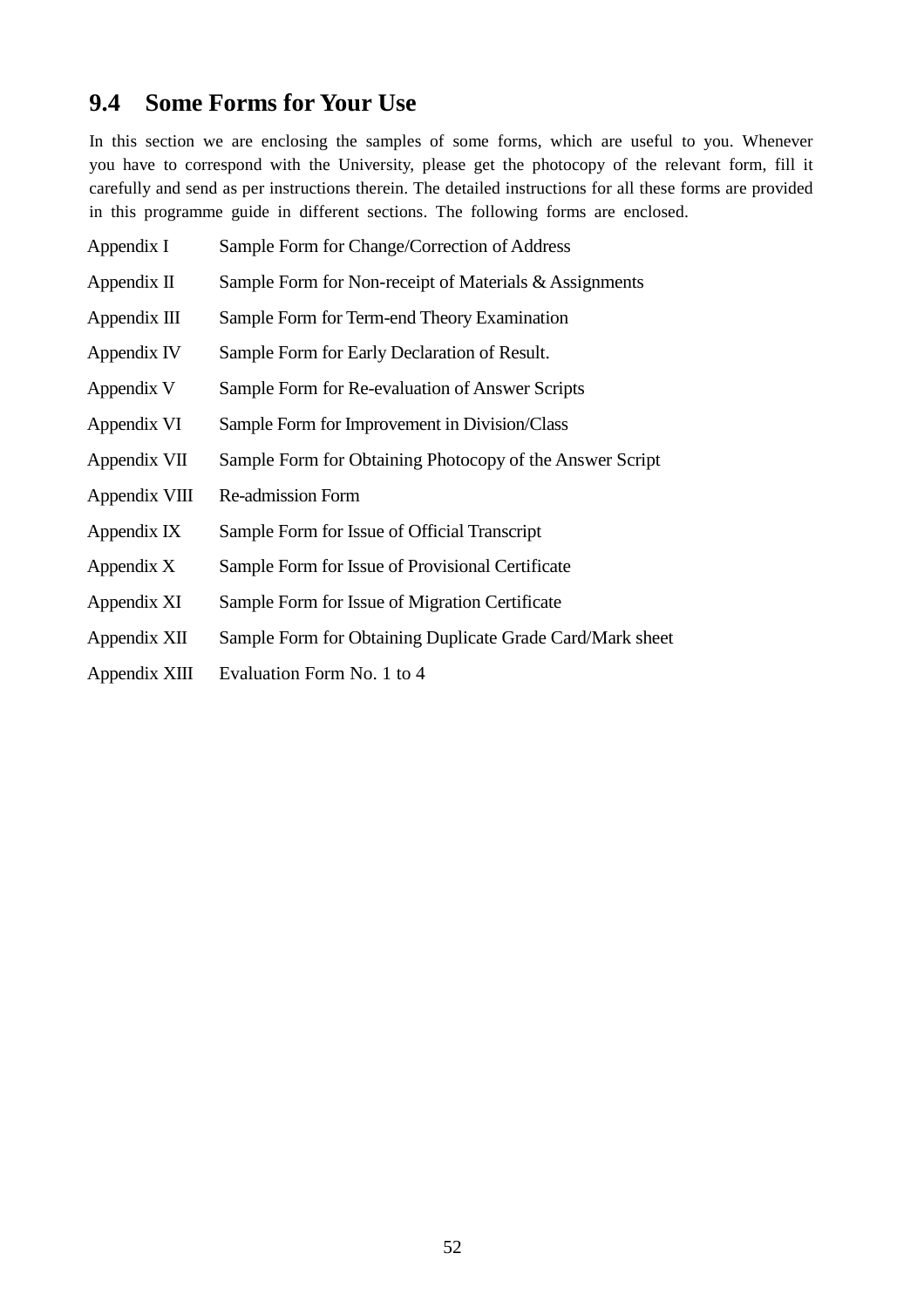## 9.4 Some Forms for Your Use

In this section we are enclosing the samples of some forms, which are useful to you. Whenever you have to correspond with the University, please get the photocopy of the relevant form, fill it carefully and send as per instructions therein. The detailed instructions for all these forms are provided in this programme guide in different sections. The following forms are enclosed.

| | |
|---|---|
| Appendix I | Sample Form for Change/Correction of Address |
| Appendix II | Sample Form for Non-receipt of Materials & Assignments |
| Appendix III | Sample Form for Term-end Theory Examination |
| Appendix IV | Sample Form for Early Declaration of Result. |
| Appendix V | Sample Form for Re-evaluation of Answer Scripts |
| Appendix VI | Sample Form for Improvement in Division/Class |
| Appendix VII | Sample Form for Obtaining Photocopy of the Answer Script |
| Appendix VIII | Re-admission Form |
| Appendix IX | Sample Form for Issue of Official Transcript |
| Appendix X | Sample Form for Issue of Provisional Certificate |
| Appendix XI | Sample Form for Issue of Migration Certificate |
| Appendix XII | Sample Form for Obtaining Duplicate Grade Card/Mark sheet |
| Appendix XIII | Evaluation Form No. 1 to 4 |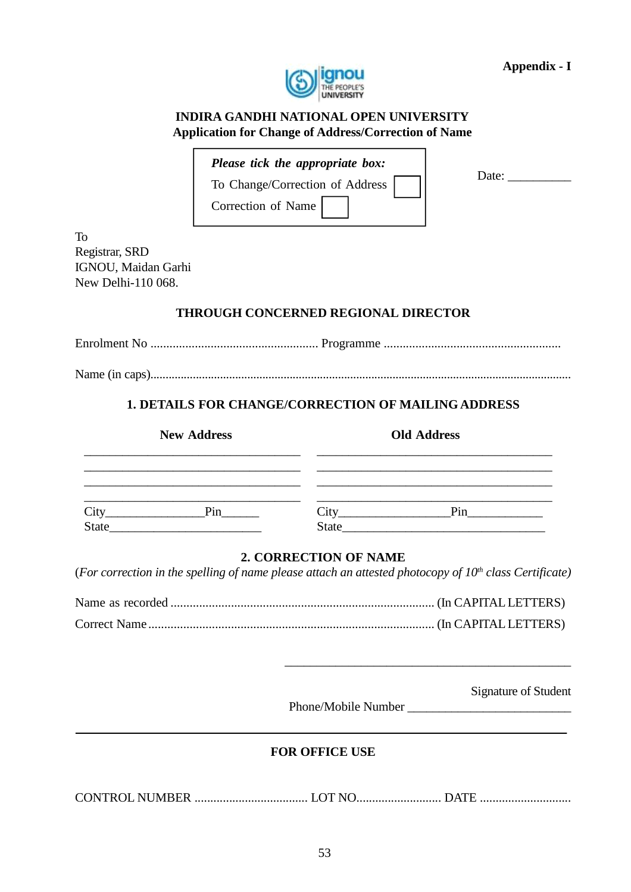**Appendix - I**

# INDIRA GANDHI NATIONAL OPEN UNIVERSITY

## Application for Change of Address/Correction of Name

*Please tick the appropriate box:*

To Change/Correction of Address ☐

Correction of Name ☐

Date: __________

To
Registrar, SRD
IGNOU, Maidan Garhi
New Delhi-110 068.

### THROUGH CONCERNED REGIONAL DIRECTOR

Enrolment No ..................................................... Programme ........................................................

Name (in caps)..........................................................................................................................................

### 1. DETAILS FOR CHANGE/CORRECTION OF MAILING ADDRESS

| New Address | Old Address |
|---|---|
| ___________________________________ | ______________________________________ |
| ___________________________________ | ______________________________________ |
| ___________________________________ | ______________________________________ |
| ___________________________________ | ______________________________________ |
| City________________Pin______ | City_________________Pin____________ |
| State________________________ | State________________________________ |

### 2. CORRECTION OF NAME

(*For correction in the spelling of name please attach an attested photocopy of 10th class Certificate)*

Name as recorded ................................................................................... (In CAPITAL LETTERS)

Correct Name .......................................................................................... (In CAPITAL LETTERS)

_______________________________________________

Signature of Student

Phone/Mobile Number __________________________

---

### FOR OFFICE USE

CONTROL NUMBER .................................... LOT NO........................... DATE .............................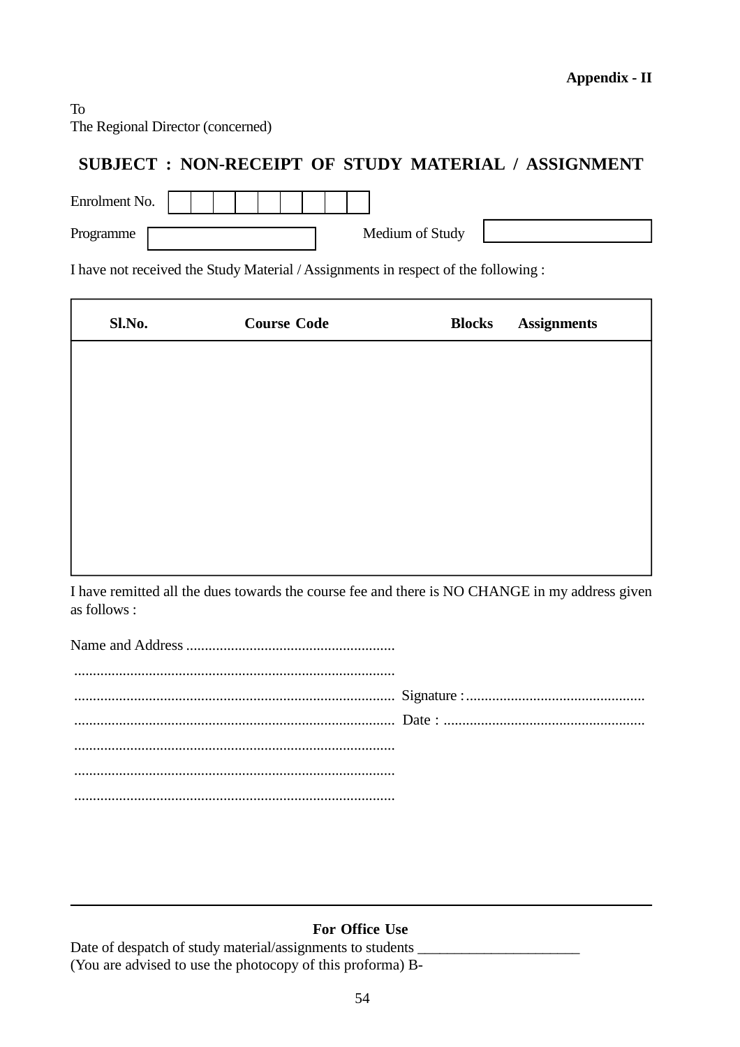**Appendix - II**

To
The Regional Director (concerned)

## SUBJECT : NON-RECEIPT OF STUDY MATERIAL / ASSIGNMENT

Enrolment No. | | | | | | | | | |

Programme ____________ Medium of Study ____________

I have not received the Study Material / Assignments in respect of the following :

| Sl.No. | Course Code | Blocks | Assignments |
|---|---|---|---|
| | | | |

I have remitted all the dues towards the course fee and there is NO CHANGE in my address given as follows :

Name and Address ........................................................

......................................................................................

...................................................................................... Signature :................................................

...................................................................................... Date : ......................................................

......................................................................................

......................................................................................

......................................................................................

---

**For Office Use**

Date of despatch of study material/assignments to students ______________________
(You are advised to use the photocopy of this proforma) B-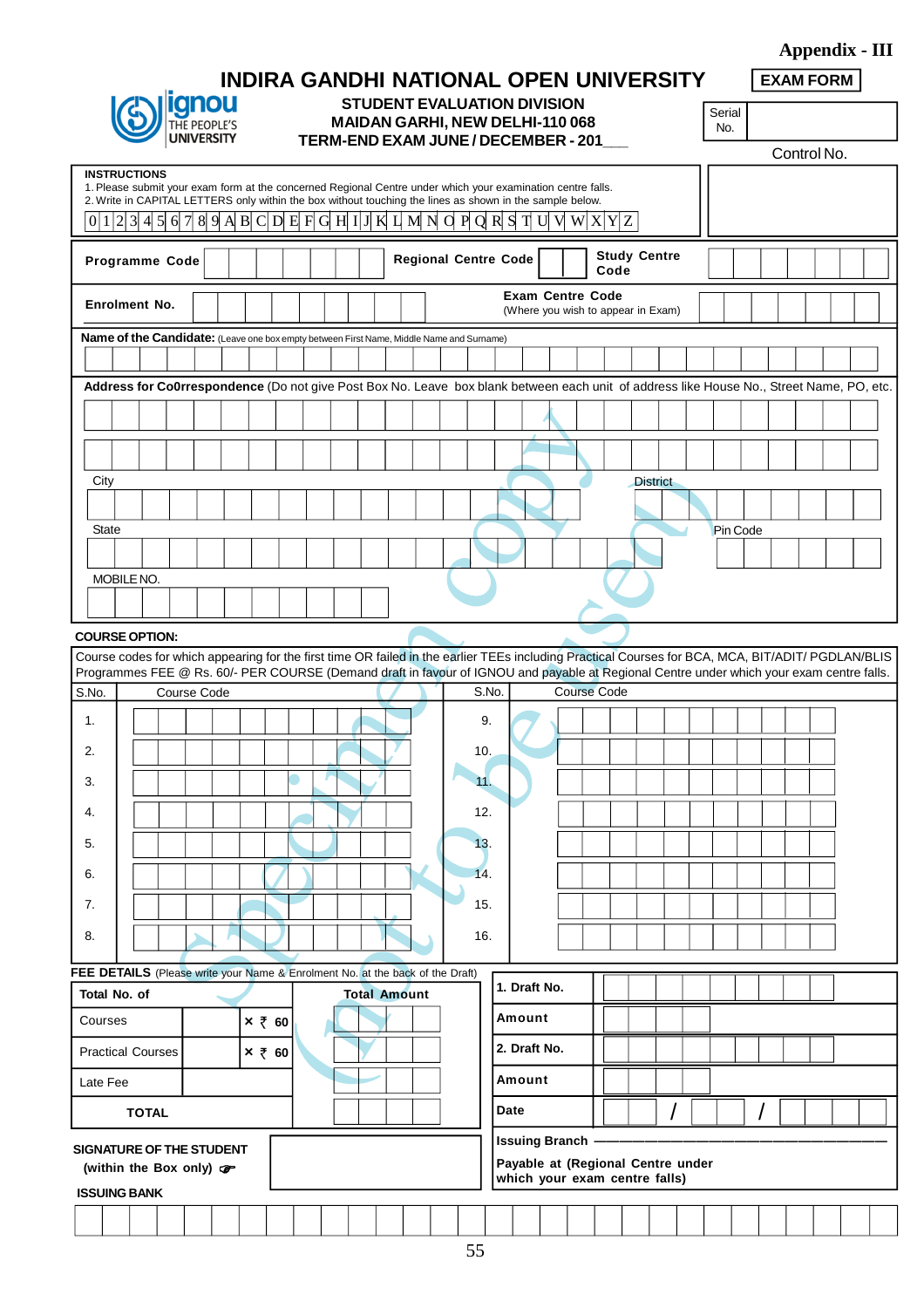**Appendix - III**

# INDIRA GANDHI NATIONAL OPEN UNIVERSITY

**EXAM FORM**

ignou THE PEOPLE'S UNIVERSITY

**STUDENT EVALUATION DIVISION**
**MAIDAN GARHI, NEW DELHI-110 068**
**TERM-END EXAM JUNE / DECEMBER - 201___**

Serial No.

Control No.

**INSTRUCTIONS**
1. Please submit your exam form at the concerned Regional Centre under which your examination centre falls.
2. Write in CAPITAL LETTERS only within the box without touching the lines as shown in the sample below.

0 1 2 3 4 5 6 7 8 9 A B C D E F G H I J K L M N O P Q R S T U V W X Y Z

**Programme Code** | **Regional Centre Code** | **Study Centre Code**

**Enrolment No.** | **Exam Centre Code** (Where you wish to appear in Exam)

**Name of the Candidate:** (Leave one box empty between First Name, Middle Name and Surname)

**Address for Co0rrespondence** (Do not give Post Box No. Leave box blank between each unit of address like House No., Street Name, PO, etc.

City | District

State | Pin Code

MOBILE NO.

**COURSE OPTION:**

Course codes for which appearing for the first time OR failed in the earlier TEEs including Practical Courses for BCA, MCA, BIT/ADIT/ PGDLAN/BLIS Programmes FEE @ Rs. 60/- PER COURSE (Demand draft in favour of IGNOU and payable at Regional Centre under which your exam centre falls.

| S.No. | Course Code | S.No. | Course Code |
|---|---|---|---|
| 1. | | 9. | |
| 2. | | 10. | |
| 3. | | 11. | |
| 4. | | 12. | |
| 5. | | 13. | |
| 6. | | 14. | |
| 7. | | 15. | |
| 8. | | 16. | |

**FEE DETAILS** (Please write your Name & Enrolment No. at the back of the Draft)

| Total No. of | | | Total Amount |
|---|---|---|---|
| Courses | | × ₹ 60 | |
| Practical Courses | | × ₹ 60 | |
| Late Fee | | | |
| **TOTAL** | | | |

| | |
|---|---|
| **1. Draft No.** | |
| **Amount** | |
| **2. Draft No.** | |
| **Amount** | |
| **Date** | / / |
| **Issuing Branch** | |

**Payable at (Regional Centre under which your exam centre falls)**

**SIGNATURE OF THE STUDENT (within the Box only)**

**ISSUING BANK**

Specimen copy (not to be used)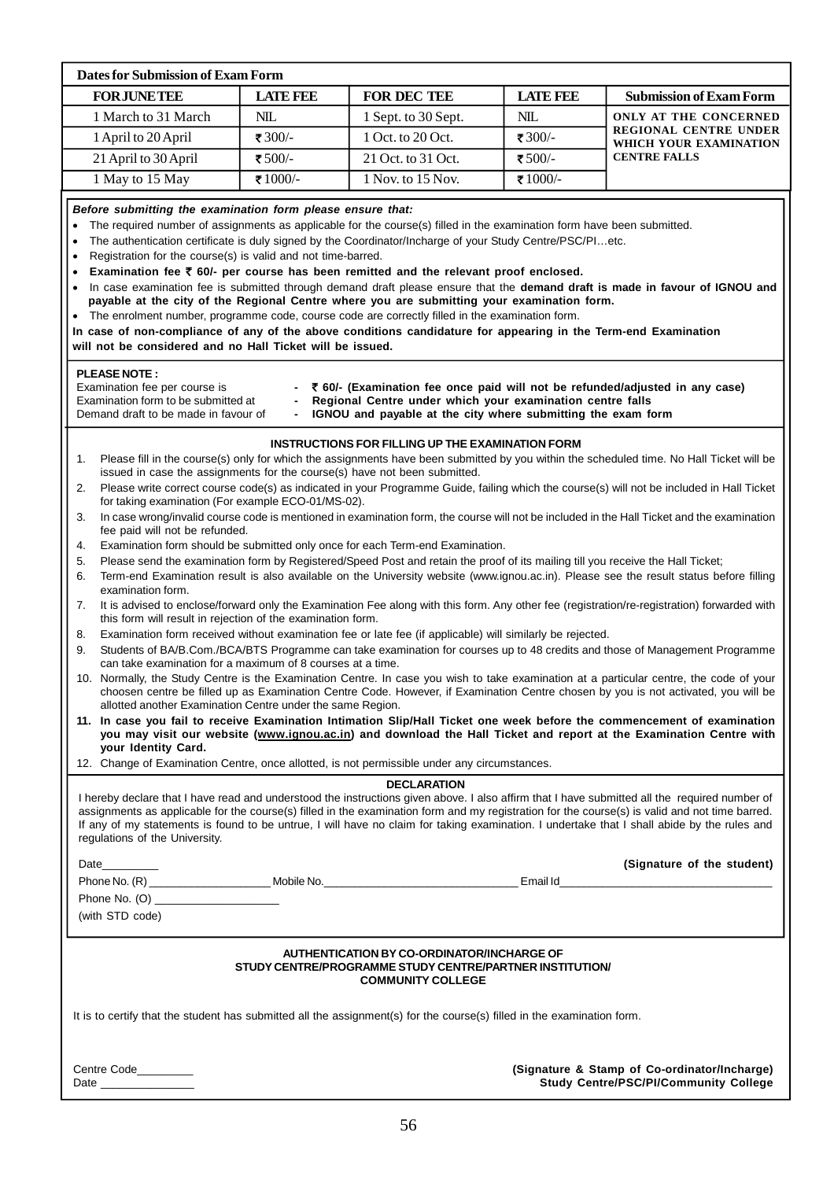**Dates for Submission of Exam Form**

| FOR JUNE TEE | LATE FEE | FOR DEC TEE | LATE FEE | Submission of Exam Form |
|---|---|---|---|---|
| 1 March to 31 March | NIL | 1 Sept. to 30 Sept. | NIL | ONLY AT THE CONCERNED REGIONAL CENTRE UNDER WHICH YOUR EXAMINATION CENTRE FALLS |
| 1 April to 20 April | ₹300/- | 1 Oct. to 20 Oct. | ₹300/- | |
| 21 April to 30 April | ₹500/- | 21 Oct. to 31 Oct. | ₹500/- | |
| 1 May to 15 May | ₹1000/- | 1 Nov. to 15 Nov. | ₹1000/- | |

***Before submitting the examination form please ensure that:***

- The required number of assignments as applicable for the course(s) filled in the examination form have been submitted.
- The authentication certificate is duly signed by the Coordinator/Incharge of your Study Centre/PSC/PI…etc.
- Registration for the course(s) is valid and not time-barred.
- **Examination fee ₹ 60/- per course has been remitted and the relevant proof enclosed.**
- In case examination fee is submitted through demand draft please ensure that the **demand draft is made in favour of IGNOU and payable at the city of the Regional Centre where you are submitting your examination form.**
- The enrolment number, programme code, course code are correctly filled in the examination form.

**In case of non-compliance of any of the above conditions candidature for appearing in the Term-end Examination will not be considered and no Hall Ticket will be issued.**

**PLEASE NOTE :**

Examination fee per course is - **₹ 60/- (Examination fee once paid will not be refunded/adjusted in any case)**
Examination form to be submitted at - **Regional Centre under which your examination centre falls**
Demand draft to be made in favour of - **IGNOU and payable at the city where submitting the exam form**

**INSTRUCTIONS FOR FILLING UP THE EXAMINATION FORM**

1. Please fill in the course(s) only for which the assignments have been submitted by you within the scheduled time. No Hall Ticket will be issued in case the assignments for the course(s) have not been submitted.
2. Please write correct course code(s) as indicated in your Programme Guide, failing which the course(s) will not be included in Hall Ticket for taking examination (For example ECO-01/MS-02).
3. In case wrong/invalid course code is mentioned in examination form, the course will not be included in the Hall Ticket and the examination fee paid will not be refunded.
4. Examination form should be submitted only once for each Term-end Examination.
5. Please send the examination form by Registered/Speed Post and retain the proof of its mailing till you receive the Hall Ticket;
6. Term-end Examination result is also available on the University website (www.ignou.ac.in). Please see the result status before filling examination form.
7. It is advised to enclose/forward only the Examination Fee along with this form. Any other fee (registration/re-registration) forwarded with this form will result in rejection of the examination form.
8. Examination form received without examination fee or late fee (if applicable) will similarly be rejected.
9. Students of BA/B.Com./BCA/BTS Programme can take examination for courses up to 48 credits and those of Management Programme can take examination for a maximum of 8 courses at a time.
10. Normally, the Study Centre is the Examination Centre. In case you wish to take examination at a particular centre, the code of your choosen centre be filled up as Examination Centre Code. However, if Examination Centre chosen by you is not activated, you will be allotted another Examination Centre under the same Region.
11. **In case you fail to receive Examination Intimation Slip/Hall Ticket one week before the commencement of examination you may visit our website (www.ignou.ac.in) and download the Hall Ticket and report at the Examination Centre with your Identity Card.**
12. Change of Examination Centre, once allotted, is not permissible under any circumstances.

**DECLARATION**

I hereby declare that I have read and understood the instructions given above. I also affirm that I have submitted all the required number of assignments as applicable for the course(s) filled in the examination form and my registration for the course(s) is valid and not time barred. If any of my statements is found to be untrue, I will have no claim for taking examination. I undertake that I shall abide by the rules and regulations of the University.

Date_________ **(Signature of the student)**

Phone No. (R) ___________________ Mobile No.______________________________ Email Id_________________________________

Phone No. (O) ___________________

(with STD code)

**AUTHENTICATION BY CO-ORDINATOR/INCHARGE OF STUDY CENTRE/PROGRAMME STUDY CENTRE/PARTNER INSTITUTION/ COMMUNITY COLLEGE**

It is to certify that the student has submitted all the assignment(s) for the course(s) filled in the examination form.

Centre Code_________
Date _______________

**(Signature & Stamp of Co-ordinator/Incharge)**
**Study Centre/PSC/PI/Community College**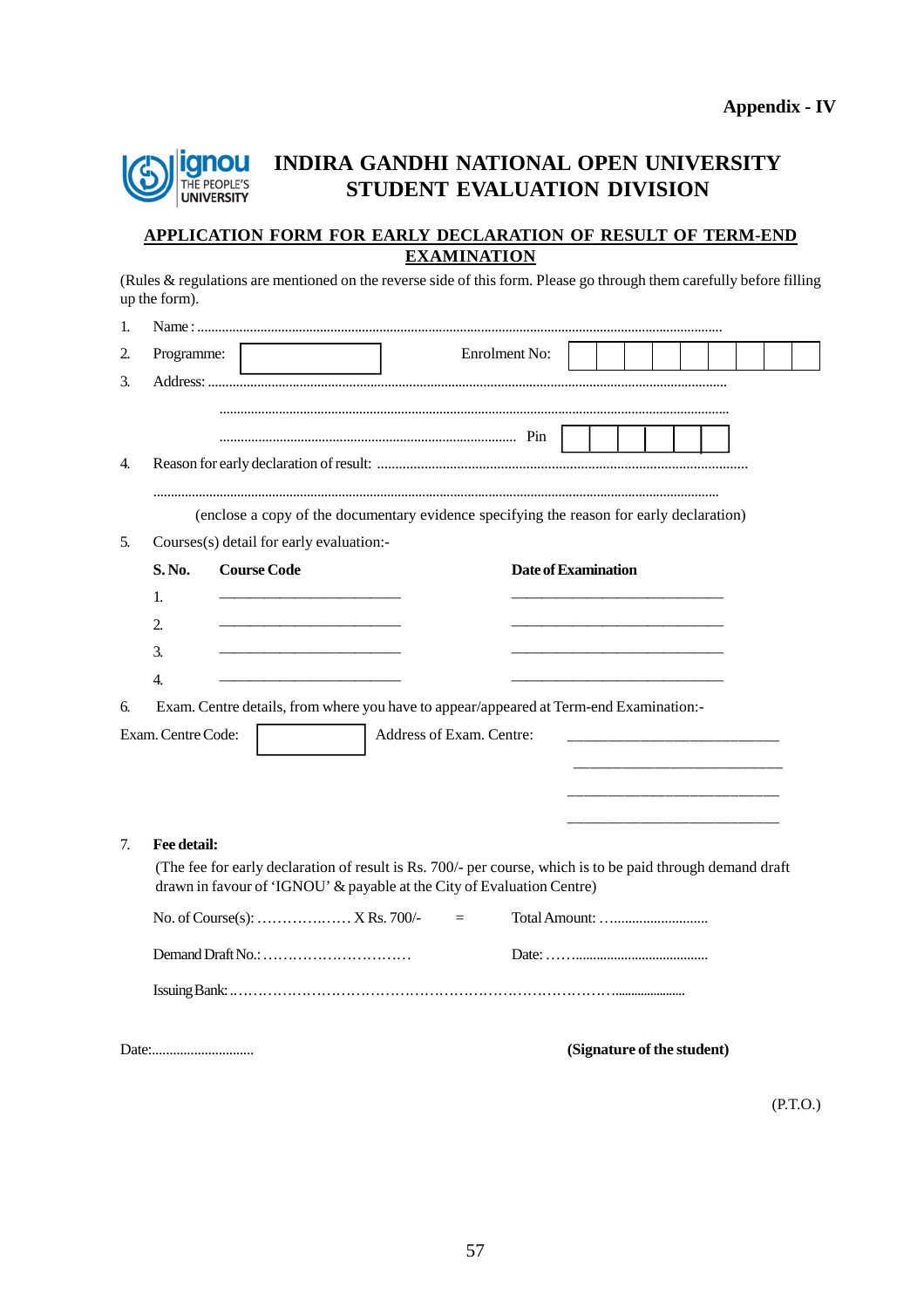**Appendix - IV**

# INDIRA GANDHI NATIONAL OPEN UNIVERSITY
## STUDENT EVALUATION DIVISION

**APPLICATION FORM FOR EARLY DECLARATION OF RESULT OF TERM-END EXAMINATION**

(Rules & regulations are mentioned on the reverse side of this form. Please go through them carefully before filling up the form).

1. Name : ....................................................................................................................................................

2. Programme: [ ] Enrolment No: [ | | | | | | | | | ]

3. Address: ................................................................................................................................................

   ................................................................................................................................................

   .................................................................................... Pin [ | | | | | ]

4. Reason for early declaration of result: ......................................................................................................

   ................................................................................................................................................

   (enclose a copy of the documentary evidence specifying the reason for early declaration)

5. Courses(s) detail for early evaluation:-

| S. No. | Course Code | Date of Examination |
|---|---|---|
| 1. | ________________________ | ____________________________ |
| 2. | ________________________ | ____________________________ |
| 3. | ________________________ | ____________________________ |
| 4. | ________________________ | ____________________________ |

6. Exam. Centre details, from where you have to appear/appeared at Term-end Examination:-

Exam. Centre Code: [ ] Address of Exam. Centre: ____________________________

____________________________

____________________________

____________________________

7. **Fee detail:**

   (The fee for early declaration of result is Rs. 700/- per course, which is to be paid through demand draft drawn in favour of 'IGNOU' & payable at the City of Evaluation Centre)

   No. of Course(s): ……………..…. X Rs. 700/- = Total Amount: …..........................

   Demand Draft No.: ………………………… Date: ……......................................

   Issuing Bank: ..……………………………………………………………………….....................

Date:............................ **(Signature of the student)**

(P.T.O.)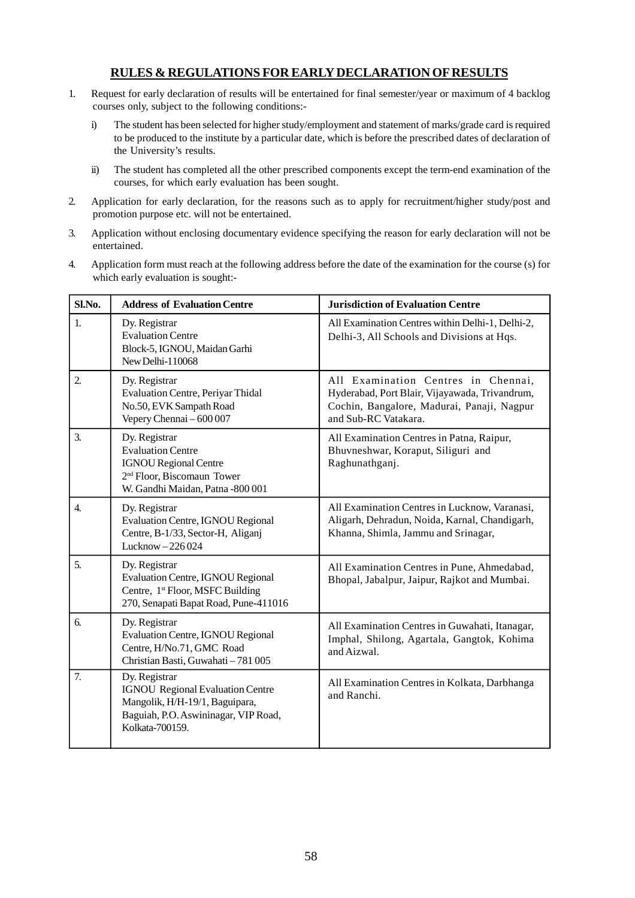## RULES & REGULATIONS FOR EARLY DECLARATION OF RESULTS

1. Request for early declaration of results will be entertained for final semester/year or maximum of 4 backlog courses only, subject to the following conditions:-

   i) The student has been selected for higher study/employment and statement of marks/grade card is required to be produced to the institute by a particular date, which is before the prescribed dates of declaration of the University's results.

   ii) The student has completed all the other prescribed components except the term-end examination of the courses, for which early evaluation has been sought.

2. Application for early declaration, for the reasons such as to apply for recruitment/higher study/post and promotion purpose etc. will not be entertained.

3. Application without enclosing documentary evidence specifying the reason for early declaration will not be entertained.

4. Application form must reach at the following address before the date of the examination for the course (s) for which early evaluation is sought:-

| Sl.No. | Address of Evaluation Centre | Jurisdiction of Evaluation Centre |
|---|---|---|
| 1. | Dy. Registrar<br>Evaluation Centre<br>Block-5, IGNOU, Maidan Garhi<br>New Delhi-110068 | All Examination Centres within Delhi-1, Delhi-2, Delhi-3, All Schools and Divisions at Hqs. |
| 2. | Dy. Registrar<br>Evaluation Centre, Periyar Thidal<br>No.50, EVK Sampath Road<br>Vepery Chennai – 600 007 | All Examination Centres in Chennai, Hyderabad, Port Blair, Vijayawada, Trivandrum, Cochin, Bangalore, Madurai, Panaji, Nagpur and Sub-RC Vatakara. |
| 3. | Dy. Registrar<br>Evaluation Centre<br>IGNOU Regional Centre<br>2nd Floor, Biscomaun Tower<br>W. Gandhi Maidan, Patna -800 001 | All Examination Centres in Patna, Raipur, Bhuvneshwar, Koraput, Siliguri and Raghunathganj. |
| 4. | Dy. Registrar<br>Evaluation Centre, IGNOU Regional Centre, B-1/33, Sector-H, Aliganj<br>Lucknow – 226 024 | All Examination Centres in Lucknow, Varanasi, Aligarh, Dehradun, Noida, Karnal, Chandigarh, Khanna, Shimla, Jammu and Srinagar, |
| 5. | Dy. Registrar<br>Evaluation Centre, IGNOU Regional Centre, 1st Floor, MSFC Building<br>270, Senapati Bapat Road, Pune-411016 | All Examination Centres in Pune, Ahmedabad, Bhopal, Jabalpur, Jaipur, Rajkot and Mumbai. |
| 6. | Dy. Registrar<br>Evaluation Centre, IGNOU Regional Centre, H/No.71, GMC Road<br>Christian Basti, Guwahati – 781 005 | All Examination Centres in Guwahati, Itanagar, Imphal, Shilong, Agartala, Gangtok, Kohima and Aizwal. |
| 7. | Dy. Registrar<br>IGNOU Regional Evaluation Centre<br>Mangolik, H/H-19/1, Baguipara,<br>Baguiah, P.O. Aswininagar, VIP Road,<br>Kolkata-700159. | All Examination Centres in Kolkata, Darbhanga and Ranchi. |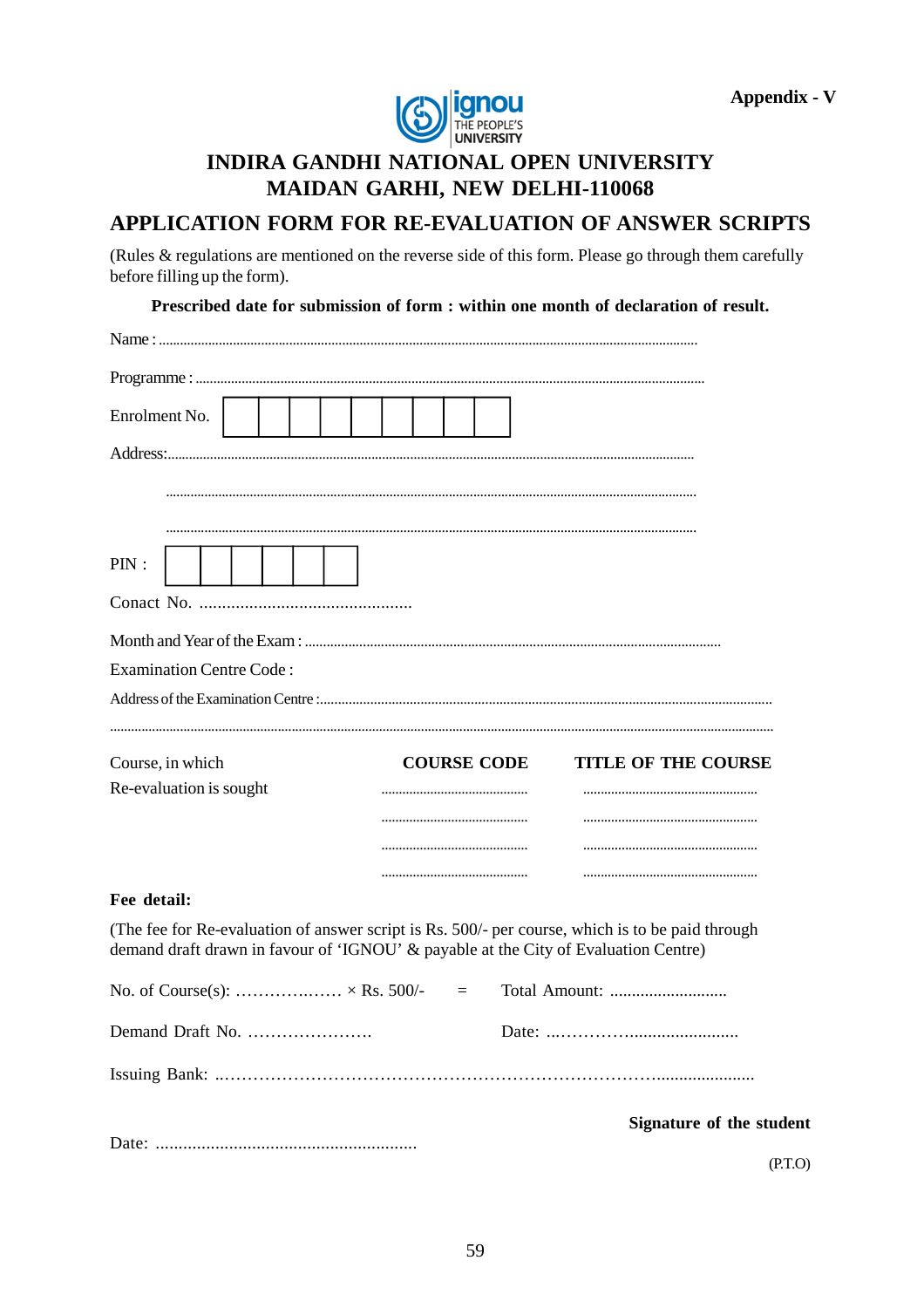Appendix - V

# INDIRA GANDHI NATIONAL OPEN UNIVERSITY
# MAIDAN GARHI, NEW DELHI-110068

## APPLICATION FORM FOR RE-EVALUATION OF ANSWER SCRIPTS

(Rules & regulations are mentioned on the reverse side of this form. Please go through them carefully before filling up the form).

**Prescribed date for submission of form : within one month of declaration of result.**

Name : ..........................................................................................................................................

Programme : ..................................................................................................................................

Enrolment No. | | | | | | | | | |

Address:..........................................................................................................................................

..........................................................................................................................................

..........................................................................................................................................

PIN : | | | | | | |

Conact No. ................................................

Month and Year of the Exam : ..................................................................................................

Examination Centre Code :

Address of the Examination Centre :.........................................................................................................

.................................................................................................................................................................

| Course, in which Re-evaluation is sought | COURSE CODE | TITLE OF THE COURSE |
|---|---|---|
| | .......................................... | .................................................. |
| | .......................................... | .................................................. |
| | .......................................... | .................................................. |
| | .......................................... | .................................................. |

**Fee detail:**

(The fee for Re-evaluation of answer script is Rs. 500/- per course, which is to be paid through demand draft drawn in favour of 'IGNOU' & payable at the City of Evaluation Centre)

No. of Course(s): ……………..…… × Rs. 500/- = Total Amount: ...........................

Demand Draft No. …………………. Date: ..………………......................

Issuing Bank: ..……………………………………………………………………......................

**Signature of the student**

Date: .........................................................

(P.T.O)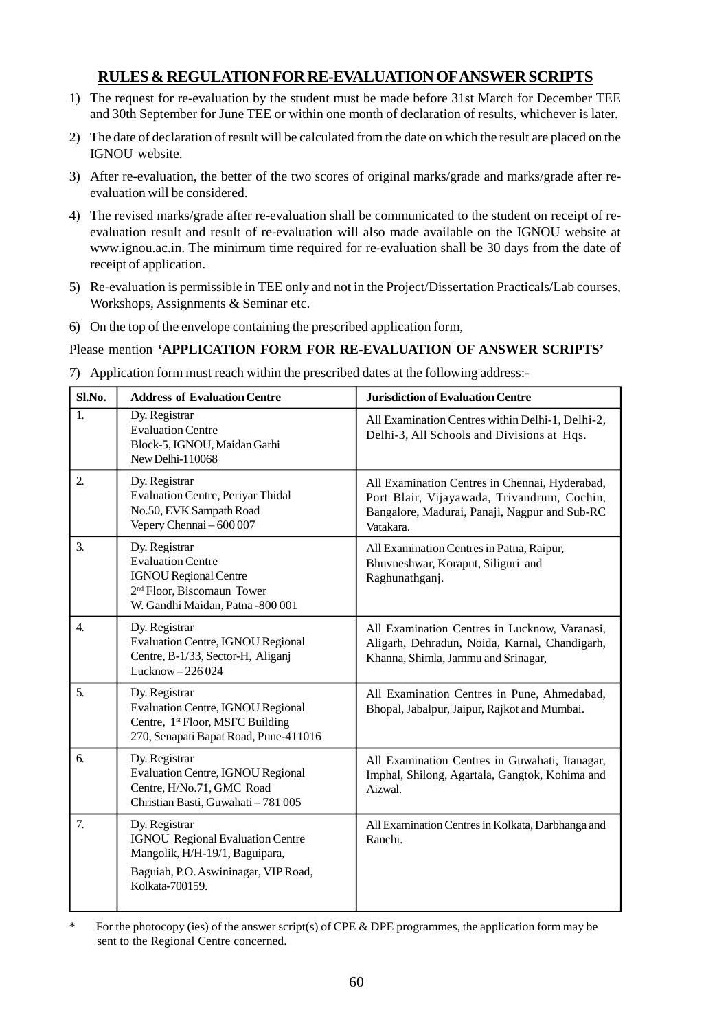## RULES & REGULATION FOR RE-EVALUATION OF ANSWER SCRIPTS

1) The request for re-evaluation by the student must be made before 31st March for December TEE and 30th September for June TEE or within one month of declaration of results, whichever is later.
2) The date of declaration of result will be calculated from the date on which the result are placed on the IGNOU website.
3) After re-evaluation, the better of the two scores of original marks/grade and marks/grade after re-evaluation will be considered.
4) The revised marks/grade after re-evaluation shall be communicated to the student on receipt of re-evaluation result and result of re-evaluation will also made available on the IGNOU website at www.ignou.ac.in. The minimum time required for re-evaluation shall be 30 days from the date of receipt of application.
5) Re-evaluation is permissible in TEE only and not in the Project/Dissertation Practicals/Lab courses, Workshops, Assignments & Seminar etc.
6) On the top of the envelope containing the prescribed application form,

Please mention **'APPLICATION FORM FOR RE-EVALUATION OF ANSWER SCRIPTS'**

7) Application form must reach within the prescribed dates at the following address:-

| Sl.No. | Address of Evaluation Centre | Jurisdiction of Evaluation Centre |
|---|---|---|
| 1. | Dy. Registrar<br>Evaluation Centre<br>Block-5, IGNOU, Maidan Garhi<br>New Delhi-110068 | All Examination Centres within Delhi-1, Delhi-2, Delhi-3, All Schools and Divisions at Hqs. |
| 2. | Dy. Registrar<br>Evaluation Centre, Periyar Thidal<br>No.50, EVK Sampath Road<br>Vepery Chennai – 600 007 | All Examination Centres in Chennai, Hyderabad, Port Blair, Vijayawada, Trivandrum, Cochin, Bangalore, Madurai, Panaji, Nagpur and Sub-RC Vatakara. |
| 3. | Dy. Registrar<br>Evaluation Centre<br>IGNOU Regional Centre<br>2nd Floor, Biscomaun Tower<br>W. Gandhi Maidan, Patna -800 001 | All Examination Centres in Patna, Raipur, Bhuvneshwar, Koraput, Siliguri and Raghunathganj. |
| 4. | Dy. Registrar<br>Evaluation Centre, IGNOU Regional Centre, B-1/33, Sector-H, Aliganj<br>Lucknow – 226 024 | All Examination Centres in Lucknow, Varanasi, Aligarh, Dehradun, Noida, Karnal, Chandigarh, Khanna, Shimla, Jammu and Srinagar, |
| 5. | Dy. Registrar<br>Evaluation Centre, IGNOU Regional Centre, 1st Floor, MSFC Building<br>270, Senapati Bapat Road, Pune-411016 | All Examination Centres in Pune, Ahmedabad, Bhopal, Jabalpur, Jaipur, Rajkot and Mumbai. |
| 6. | Dy. Registrar<br>Evaluation Centre, IGNOU Regional Centre, H/No.71, GMC Road<br>Christian Basti, Guwahati – 781 005 | All Examination Centres in Guwahati, Itanagar, Imphal, Shilong, Agartala, Gangtok, Kohima and Aizwal. |
| 7. | Dy. Registrar<br>IGNOU Regional Evaluation Centre<br>Mangolik, H/H-19/1, Baguipara,<br>Baguiah, P.O. Aswininagar, VIP Road,<br>Kolkata-700159. | All Examination Centres in Kolkata, Darbhanga and Ranchi. |

\* For the photocopy (ies) of the answer script(s) of CPE & DPE programmes, the application form may be sent to the Regional Centre concerned.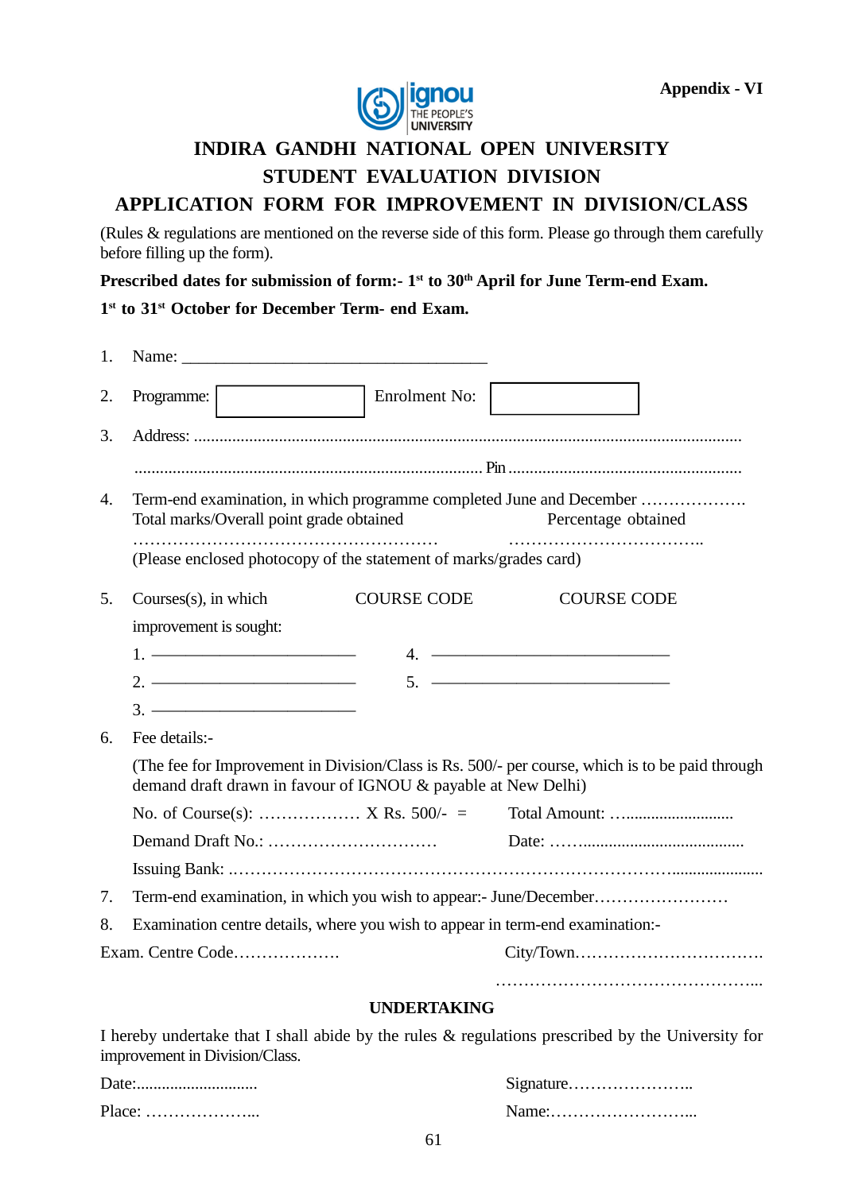Appendix - VI

ignou THE PEOPLE'S UNIVERSITY

# INDIRA GANDHI NATIONAL OPEN UNIVERSITY

## STUDENT EVALUATION DIVISION

## APPLICATION FORM FOR IMPROVEMENT IN DIVISION/CLASS

(Rules & regulations are mentioned on the reverse side of this form. Please go through them carefully before filling up the form).

**Prescribed dates for submission of form:- 1st to 30th April for June Term-end Exam.**

**1st to 31st October for December Term- end Exam.**

1. Name: ___________________________________

2. Programme: [ ] Enrolment No: [ ]

3. Address: ..............................................................................................................................

   ................................................................................. Pin ........................................................

4. Term-end examination, in which programme completed June and December ……………….
   Total marks/Overall point grade obtained Percentage obtained
   ……………………………………………… ……………………………..
   (Please enclosed photocopy of the statement of marks/grades card)

5. Courses(s), in which improvement is sought: COURSE CODE COURSE CODE

   1. ________________________ 4. ____________________________
   2. ________________________ 5. ____________________________
   3. ________________________

6. Fee details:-

   (The fee for Improvement in Division/Class is Rs. 500/- per course, which is to be paid through demand draft drawn in favour of IGNOU & payable at New Delhi)

   No. of Course(s): …………….. X Rs. 500/- = Total Amount: …........................

   Demand Draft No.: ………………………… Date: ……......................................

   Issuing Bank: ..…………………………………………………………………......................

7. Term-end examination, in which you wish to appear:- June/December……………………

8. Examination centre details, where you wish to appear in term-end examination:-

Exam. Centre Code………………. City/Town…………………………….

……………………………………...

### UNDERTAKING

I hereby undertake that I shall abide by the rules & regulations prescribed by the University for improvement in Division/Class.

Date:............................ Signature…………………..

Place: ………………... Name:……………………...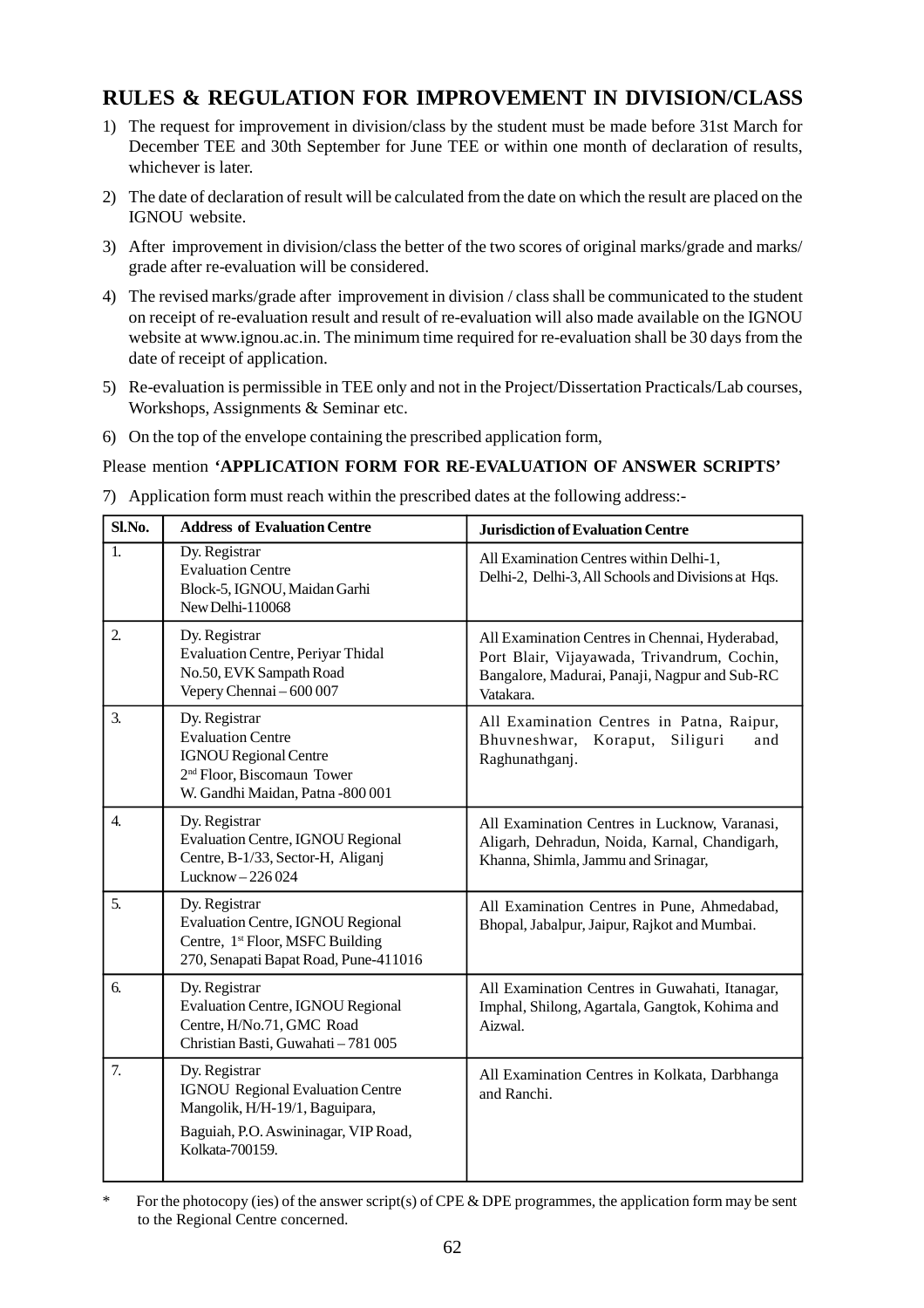## RULES & REGULATION FOR IMPROVEMENT IN DIVISION/CLASS

1) The request for improvement in division/class by the student must be made before 31st March for December TEE and 30th September for June TEE or within one month of declaration of results, whichever is later.

2) The date of declaration of result will be calculated from the date on which the result are placed on the IGNOU website.

3) After improvement in division/class the better of the two scores of original marks/grade and marks/ grade after re-evaluation will be considered.

4) The revised marks/grade after improvement in division / class shall be communicated to the student on receipt of re-evaluation result and result of re-evaluation will also made available on the IGNOU website at www.ignou.ac.in. The minimum time required for re-evaluation shall be 30 days from the date of receipt of application.

5) Re-evaluation is permissible in TEE only and not in the Project/Dissertation Practicals/Lab courses, Workshops, Assignments & Seminar etc.

6) On the top of the envelope containing the prescribed application form,

Please mention **'APPLICATION FORM FOR RE-EVALUATION OF ANSWER SCRIPTS'**

7) Application form must reach within the prescribed dates at the following address:-

| Sl.No. | Address of Evaluation Centre | Jurisdiction of Evaluation Centre |
|---|---|---|
| 1. | Dy. Registrar<br>Evaluation Centre<br>Block-5, IGNOU, Maidan Garhi<br>New Delhi-110068 | All Examination Centres within Delhi-1, Delhi-2, Delhi-3, All Schools and Divisions at Hqs. |
| 2. | Dy. Registrar<br>Evaluation Centre, Periyar Thidal<br>No.50, EVK Sampath Road<br>Vepery Chennai – 600 007 | All Examination Centres in Chennai, Hyderabad, Port Blair, Vijayawada, Trivandrum, Cochin, Bangalore, Madurai, Panaji, Nagpur and Sub-RC Vatakara. |
| 3. | Dy. Registrar<br>Evaluation Centre<br>IGNOU Regional Centre<br>2nd Floor, Biscomaun Tower<br>W. Gandhi Maidan, Patna -800 001 | All Examination Centres in Patna, Raipur, Bhuvneshwar, Koraput, Siliguri and Raghunathganj. |
| 4. | Dy. Registrar<br>Evaluation Centre, IGNOU Regional Centre, B-1/33, Sector-H, Aliganj<br>Lucknow – 226 024 | All Examination Centres in Lucknow, Varanasi, Aligarh, Dehradun, Noida, Karnal, Chandigarh, Khanna, Shimla, Jammu and Srinagar, |
| 5. | Dy. Registrar<br>Evaluation Centre, IGNOU Regional Centre, 1st Floor, MSFC Building<br>270, Senapati Bapat Road, Pune-411016 | All Examination Centres in Pune, Ahmedabad, Bhopal, Jabalpur, Jaipur, Rajkot and Mumbai. |
| 6. | Dy. Registrar<br>Evaluation Centre, IGNOU Regional Centre, H/No.71, GMC Road<br>Christian Basti, Guwahati – 781 005 | All Examination Centres in Guwahati, Itanagar, Imphal, Shilong, Agartala, Gangtok, Kohima and Aizwal. |
| 7. | Dy. Registrar<br>IGNOU Regional Evaluation Centre<br>Mangolik, H/H-19/1, Baguipara,<br>Baguiah, P.O. Aswininagar, VIP Road, Kolkata-700159. | All Examination Centres in Kolkata, Darbhanga and Ranchi. |

\* For the photocopy (ies) of the answer script(s) of CPE & DPE programmes, the application form may be sent to the Regional Centre concerned.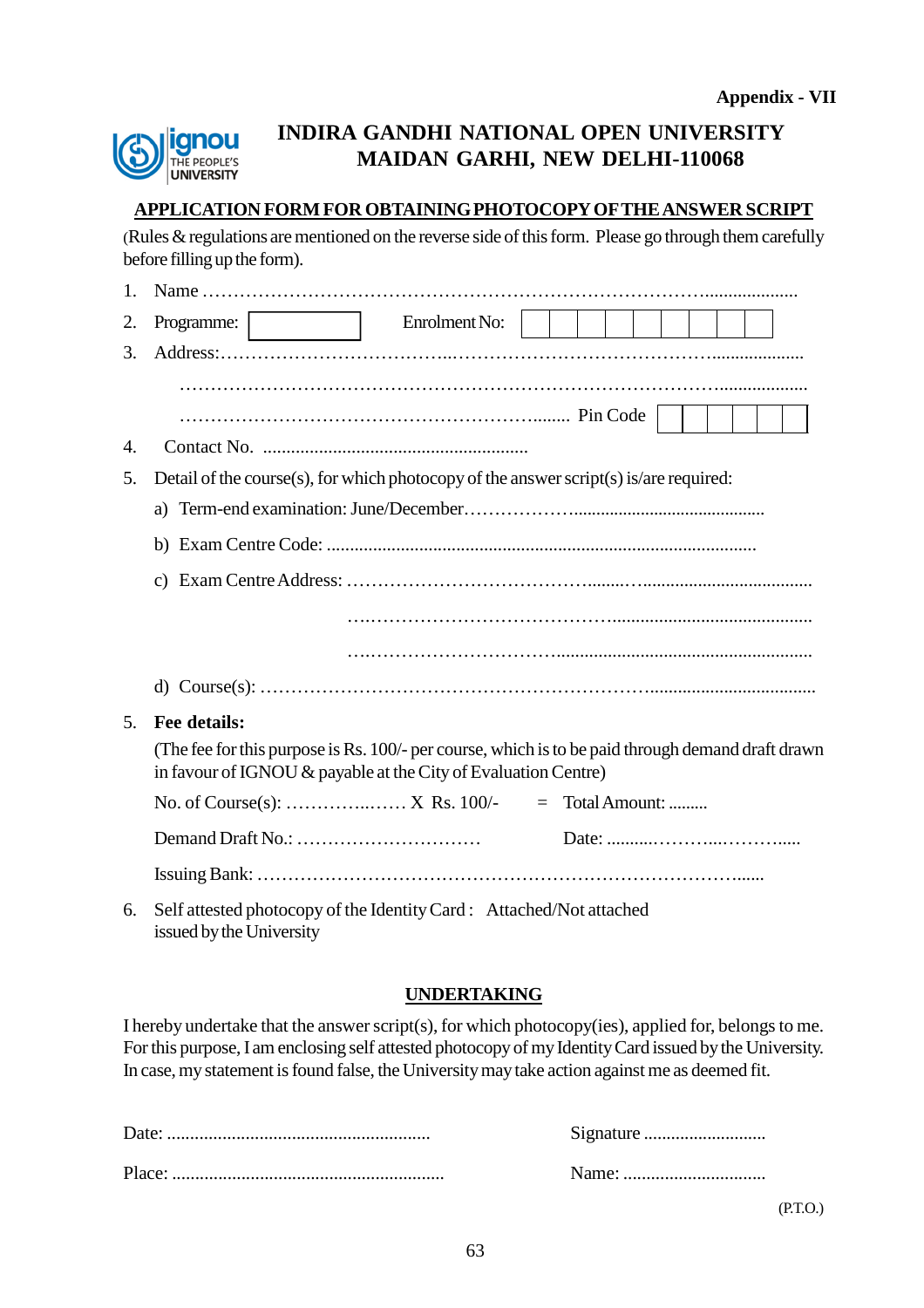Appendix - VII

# INDIRA GANDHI NATIONAL OPEN UNIVERSITY
# MAIDAN GARHI, NEW DELHI-110068

## APPLICATION FORM FOR OBTAINING PHOTOCOPY OF THE ANSWER SCRIPT

(Rules & regulations are mentioned on the reverse side of this form. Please go through them carefully before filling up the form).

1. Name ……………………………………………………………………………………....................
2. Programme: [ ] Enrolment No: [ | | | | | | | | | ]
3. Address:………………………………...……………………………………....................

   ………………………………………………………………………………...................

   …………………………………………………....... Pin Code [ | | | | | ]
4. Contact No. ..........................................................
5. Detail of the course(s), for which photocopy of the answer script(s) is/are required:

   a) Term-end examination: June/December………………...........................................

   b) Exam Centre Code: ............................................................................................

   c) Exam Centre Address: ……………………………………........…......................................

   ….…………………………………...........................................

   ….……………………………........................................................

   d) Course(s): ……………………………………………………….....................................

5. **Fee details:**

   (The fee for this purpose is Rs. 100/- per course, which is to be paid through demand draft drawn in favour of IGNOU & payable at the City of Evaluation Centre)

   No. of Course(s): …………...…… X Rs. 100/- = Total Amount: .........

   Demand Draft No.: ………………………… Date: ...........………...………......

   Issuing Bank: …………………………………………………………………….......

6. Self attested photocopy of the Identity Card : Attached/Not attached
   issued by the University

## UNDERTAKING

I hereby undertake that the answer script(s), for which photocopy(ies), applied for, belongs to me. For this purpose, I am enclosing self attested photocopy of my Identity Card issued by the University. In case, my statement is found false, the University may take action against me as deemed fit.

Date: ......................................................... Signature ...........................

Place: .......................................................... Name: ...............................

(P.T.O.)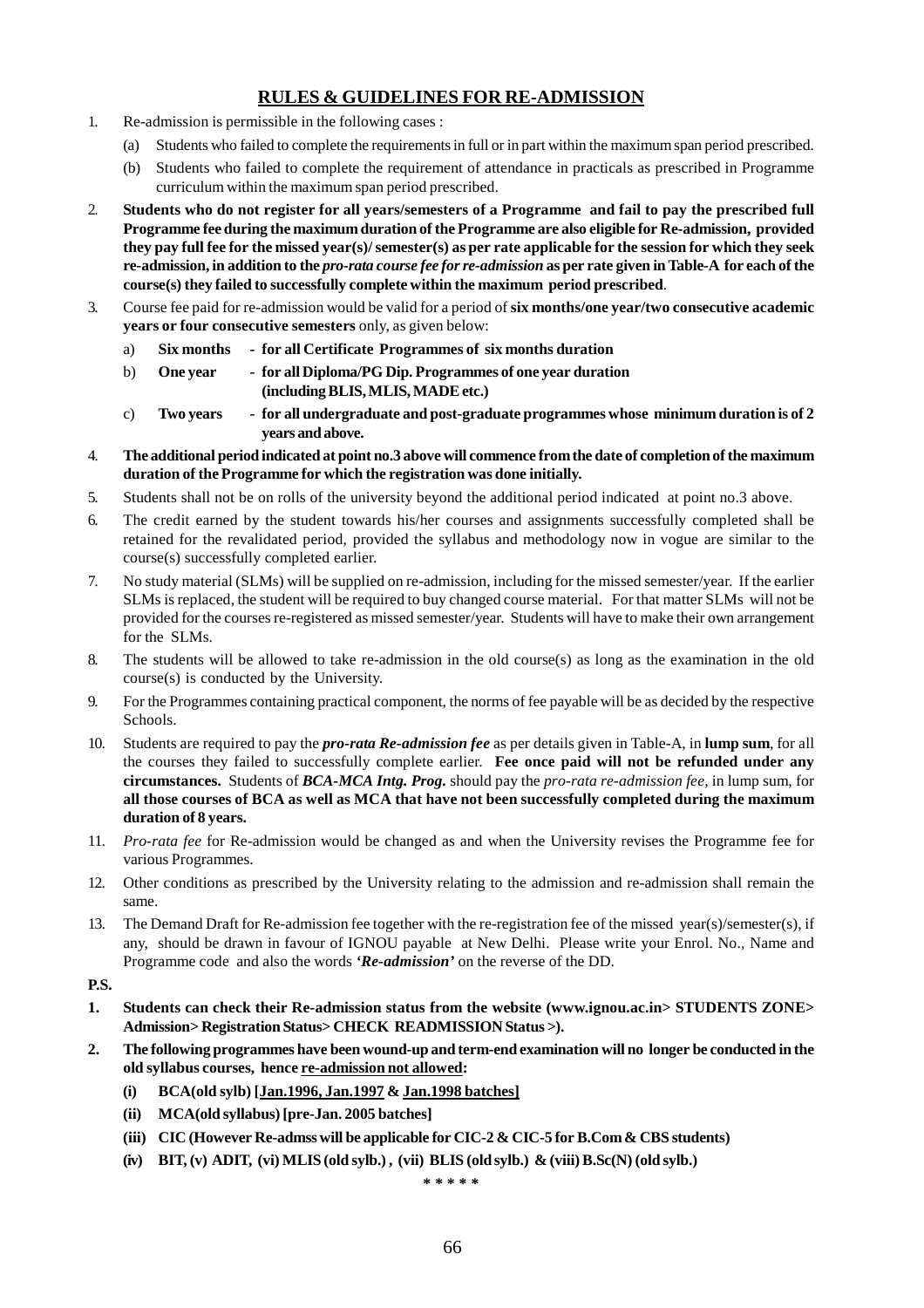## RULES & GUIDELINES FOR RE-ADMISSION

1. Re-admission is permissible in the following cases :
   - (a) Students who failed to complete the requirements in full or in part within the maximum span period prescribed.
   - (b) Students who failed to complete the requirement of attendance in practicals as prescribed in Programme curriculum within the maximum span period prescribed.
2. **Students who do not register for all years/semesters of a Programme and fail to pay the prescribed full Programme fee during the maximum duration of the Programme are also eligible for Re-admission, provided they pay full fee for the missed year(s)/ semester(s) as per rate applicable for the session for which they seek re-admission, in addition to the *pro-rata course fee for re-admission* as per rate given in Table-A for each of the course(s) they failed to successfully complete within the maximum period prescribed**.
3. Course fee paid for re-admission would be valid for a period of **six months/one year/two consecutive academic years or four consecutive semesters** only, as given below:
   - a) **Six months - for all Certificate Programmes of six months duration**
   - b) **One year - for all Diploma/PG Dip. Programmes of one year duration (including BLIS, MLIS, MADE etc.)**
   - c) **Two years - for all undergraduate and post-graduate programmes whose minimum duration is of 2 years and above.**
4. **The additional period indicated at point no.3 above will commence from the date of completion of the maximum duration of the Programme for which the registration was done initially.**
5. Students shall not be on rolls of the university beyond the additional period indicated at point no.3 above.
6. The credit earned by the student towards his/her courses and assignments successfully completed shall be retained for the revalidated period, provided the syllabus and methodology now in vogue are similar to the course(s) successfully completed earlier.
7. No study material (SLMs) will be supplied on re-admission, including for the missed semester/year. If the earlier SLMs is replaced, the student will be required to buy changed course material. For that matter SLMs will not be provided for the courses re-registered as missed semester/year. Students will have to make their own arrangement for the SLMs.
8. The students will be allowed to take re-admission in the old course(s) as long as the examination in the old course(s) is conducted by the University.
9. For the Programmes containing practical component, the norms of fee payable will be as decided by the respective Schools.
10. Students are required to pay the ***pro-rata Re-admission fee*** as per details given in Table-A, in **lump sum**, for all the courses they failed to successfully complete earlier. **Fee once paid will not be refunded under any circumstances.** Students of ***BCA-MCA Intg. Prog.*** should pay the *pro-rata re-admission fee*, in lump sum, for **all those courses of BCA as well as MCA that have not been successfully completed during the maximum duration of 8 years.**
11. *Pro-rata fee* for Re-admission would be changed as and when the University revises the Programme fee for various Programmes.
12. Other conditions as prescribed by the University relating to the admission and re-admission shall remain the same.
13. The Demand Draft for Re-admission fee together with the re-registration fee of the missed year(s)/semester(s), if any, should be drawn in favour of IGNOU payable at New Delhi. Please write your Enrol. No., Name and Programme code and also the words ***'Re-admission'*** on the reverse of the DD.

**P.S.**

1. **Students can check their Re-admission status from the website (www.ignou.ac.in> STUDENTS ZONE> Admission> Registration Status> CHECK READMISSION Status >).**
2. **The following programmes have been wound-up and term-end examination will no longer be conducted in the old syllabus courses, hence <u>re-admission not allowed</u>:**
   - **(i) BCA(old sylb) [<u>Jan.1996, Jan.1997</u> & <u>Jan.1998 batches</u>]**
   - **(ii) MCA(old syllabus) [pre-Jan. 2005 batches]**
   - **(iii) CIC (However Re-admss will be applicable for CIC-2 & CIC-5 for B.Com & CBS students)**
   - **(iv) BIT, (v) ADIT, (vi) MLIS (old sylb.) , (vii) BLIS (old sylb.) & (viii) B.Sc(N) (old sylb.)**

\* \* \* \* \*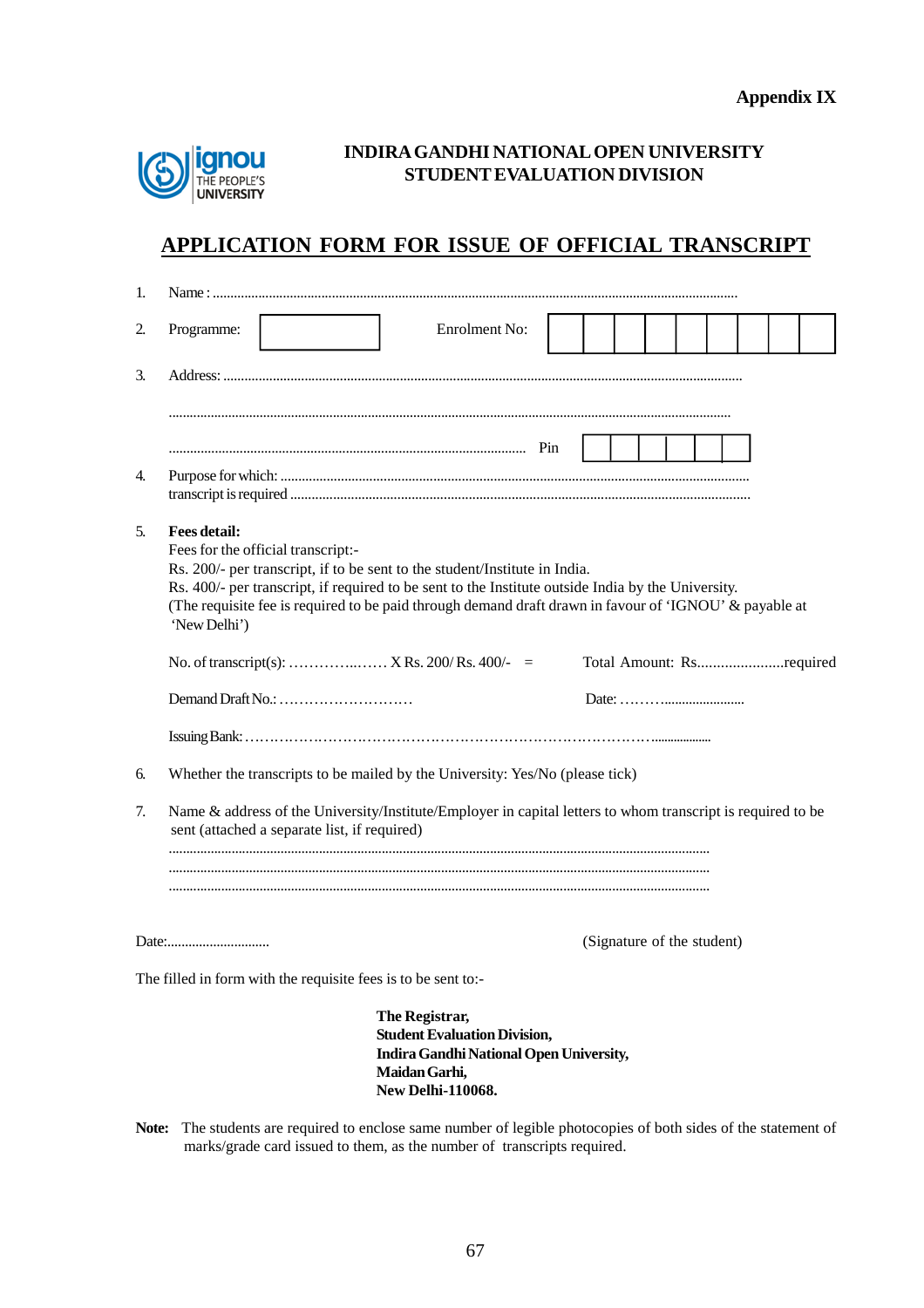**Appendix IX**

**INDIRA GANDHI NATIONAL OPEN UNIVERSITY**
**STUDENT EVALUATION DIVISION**

## APPLICATION FORM FOR ISSUE OF OFFICIAL TRANSCRIPT

1. Name : ....................................................................................................................................................

2. Programme: [ ] Enrolment No: [ | | | | | | | | | ]

3. Address: .................................................................................................................................................

   ..............................................................................................................................................................

   ................................................................................................ Pin [ | | | | | | ]

4. Purpose for which: ...................................................................................................................................
   transcript is required .................................................................................................................................

5. **Fees detail:**
   Fees for the official transcript:-
   Rs. 200/- per transcript, if to be sent to the student/Institute in India.
   Rs. 400/- per transcript, if required to be sent to the Institute outside India by the University.
   (The requisite fee is required to be paid through demand draft drawn in favour of 'IGNOU' & payable at 'New Delhi')

   No. of transcript(s): …………..…… X Rs. 200/ Rs. 400/- = Total Amount: Rs......................required

   Demand Draft No.: ……………………… Date: ……….......................

   Issuing Bank: …………………………………………………………………………..................

6. Whether the transcripts to be mailed by the University: Yes/No (please tick)

7. Name & address of the University/Institute/Employer in capital letters to whom transcript is required to be sent (attached a separate list, if required)
   ..............................................................................................................................................................
   ..............................................................................................................................................................
   ..............................................................................................................................................................

Date:............................ (Signature of the student)

The filled in form with the requisite fees is to be sent to:-

**The Registrar,**
**Student Evaluation Division,**
**Indira Gandhi National Open University,**
**Maidan Garhi,**
**New Delhi-110068.**

**Note:** The students are required to enclose same number of legible photocopies of both sides of the statement of marks/grade card issued to them, as the number of transcripts required.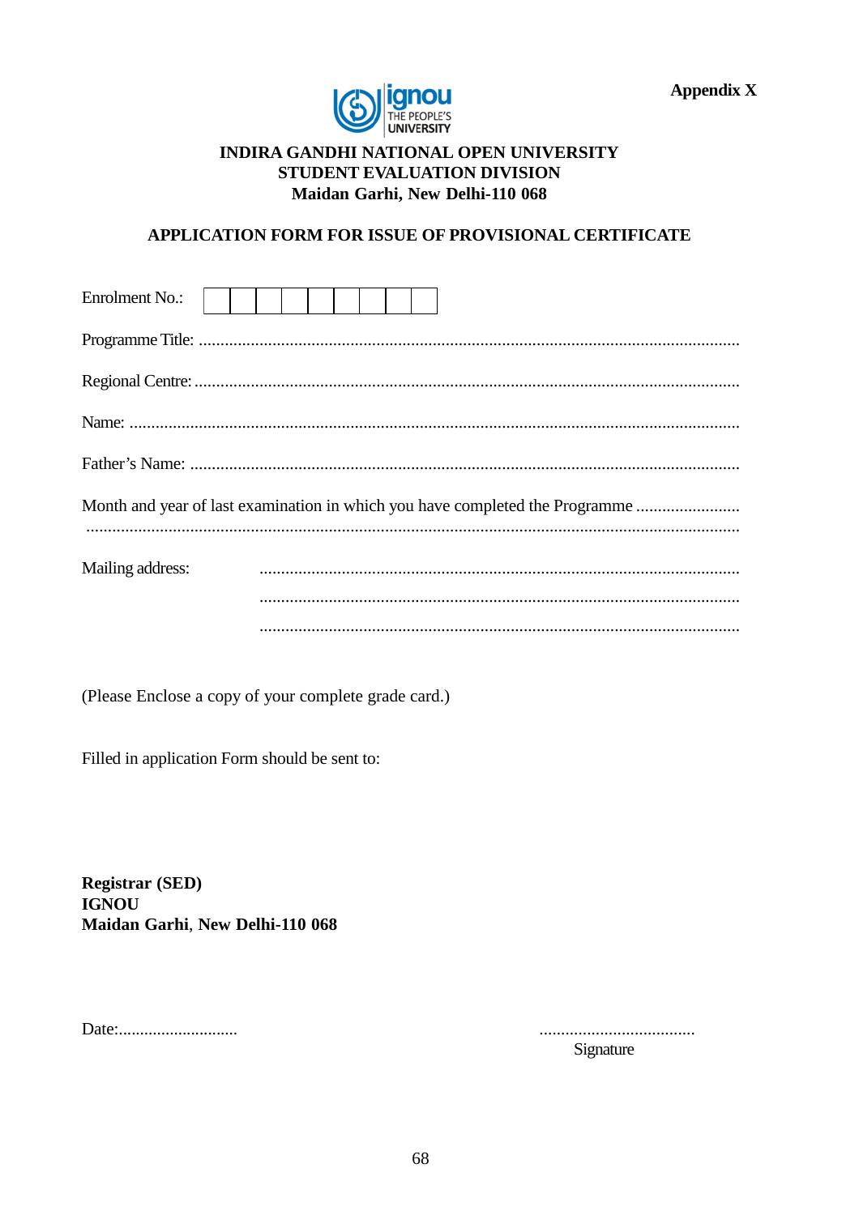**Appendix X**

**INDIRA GANDHI NATIONAL OPEN UNIVERSITY**
**STUDENT EVALUATION DIVISION**
**Maidan Garhi, New Delhi-110 068**

## APPLICATION FORM FOR ISSUE OF PROVISIONAL CERTIFICATE

Enrolment No.: | | | | | | | | | |

Programme Title: ...........................................................................................................................

Regional Centre: ............................................................................................................................

Name: ...........................................................................................................................................

Father's Name: ..............................................................................................................................

Month and year of last examination in which you have completed the Programme ........................
......................................................................................................................................................

Mailing address: ..............................................................................................................
..............................................................................................................
..............................................................................................................

(Please Enclose a copy of your complete grade card.)

Filled in application Form should be sent to:

**Registrar (SED)**
**IGNOU**
**Maidan Garhi, New Delhi-110 068**

Date:............................

....................................
Signature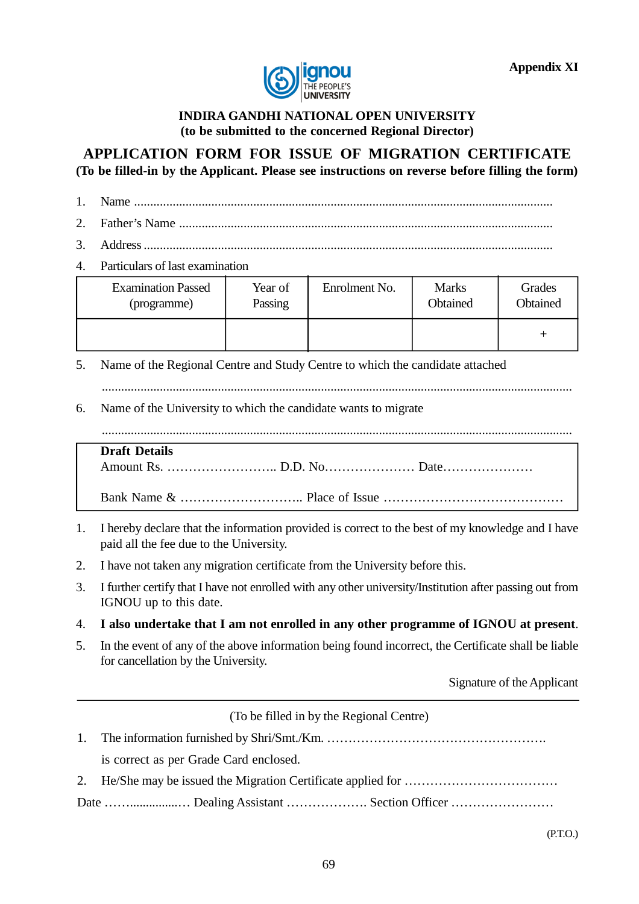Appendix XI

**INDIRA GANDHI NATIONAL OPEN UNIVERSITY**
**(to be submitted to the concerned Regional Director)**

## APPLICATION FORM FOR ISSUE OF MIGRATION CERTIFICATE

**(To be filled-in by the Applicant. Please see instructions on reverse before filling the form)**

1. Name ..............................................................................................................................
2. Father's Name ................................................................................................................
3. Address ..........................................................................................................................
4. Particulars of last examination

| Examination Passed (programme) | Year of Passing | Enrolment No. | Marks Obtained | Grades Obtained |
|---|---|---|---|---|
| | | | | + |

5. Name of the Regional Centre and Study Centre to which the candidate attached

   ..............................................................................................................................................

6. Name of the University to which the candidate wants to migrate

   ..............................................................................................................................................

**Draft Details**

Amount Rs. …………………….. D.D. No………………… Date…………………

Bank Name & ……………………….. Place of Issue ……………………………………

1. I hereby declare that the information provided is correct to the best of my knowledge and I have paid all the fee due to the University.
2. I have not taken any migration certificate from the University before this.
3. I further certify that I have not enrolled with any other university/Institution after passing out from IGNOU up to this date.
4. **I also undertake that I am not enrolled in any other programme of IGNOU at present**.
5. In the event of any of the above information being found incorrect, the Certificate shall be liable for cancellation by the University.

Signature of the Applicant

---

(To be filled in by the Regional Centre)

1. The information furnished by Shri/Smt./Km. …………………………………………….

   is correct as per Grade Card enclosed.
2. He/She may be issued the Migration Certificate applied for ………………………………

Date ……................… Dealing Assistant ………………. Section Officer ……………………

(P.T.O.)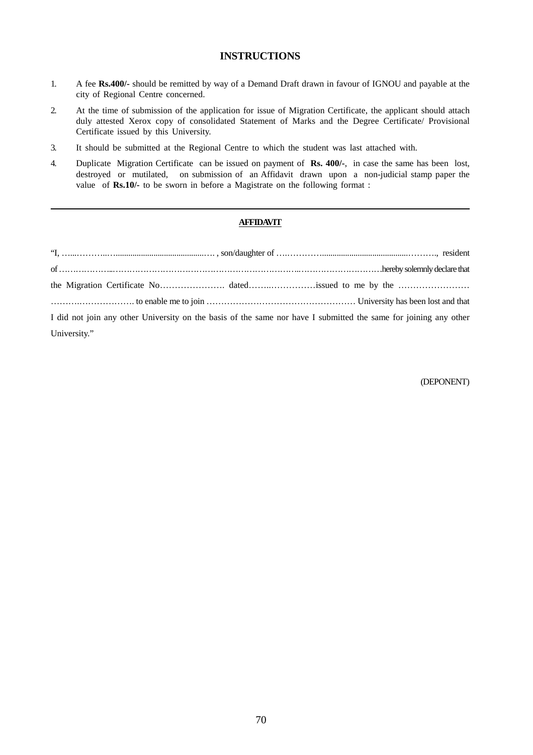## INSTRUCTIONS

1. A fee **Rs.400/-** should be remitted by way of a Demand Draft drawn in favour of IGNOU and payable at the city of Regional Centre concerned.

2. At the time of submission of the application for issue of Migration Certificate, the applicant should attach duly attested Xerox copy of consolidated Statement of Marks and the Degree Certificate/ Provisional Certificate issued by this University.

3. It should be submitted at the Regional Centre to which the student was last attached with.

4. Duplicate Migration Certificate can be issued on payment of **Rs. 400/-**, in case the same has been lost, destroyed or mutilated, on submission of an Affidavit drawn upon a non-judicial stamp paper the value of **Rs.10/-** to be sworn in before a Magistrate on the following format :

---

**AFFIDAVIT**

"I, …...………..….........................................…. , son/daughter of ….…………......................................……….,  resident of ………………...……………………………………………………..…………………………hereby solemnly declare that the Migration Certificate No…………………. dated……..……………issued to me by the …………………… ……….………………. to enable me to join …………………………………………… University has been lost and that I did not join any other University on the basis of the same nor have I submitted the same for joining any other University."

(DEPONENT)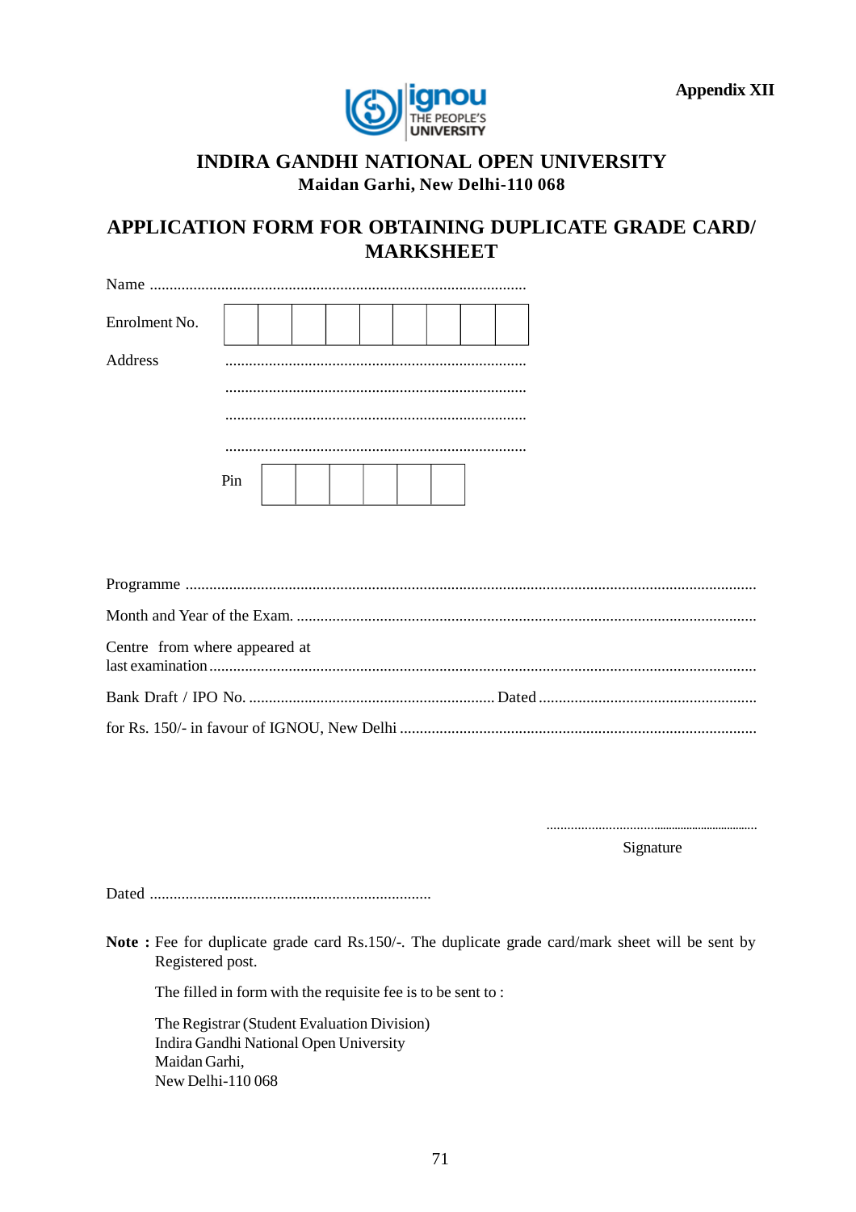**Appendix XII**

# INDIRA GANDHI NATIONAL OPEN UNIVERSITY

**Maidan Garhi, New Delhi-110 068**

## APPLICATION FORM FOR OBTAINING DUPLICATE GRADE CARD/ MARKSHEET

Name ..............................................................................................

Enrolment No. | | | | | | | | | |

Address ...........................................................................

...........................................................................

...........................................................................

...........................................................................

Pin | | | | | | |

Programme ..............................................................................................................................................

Month and Year of the Exam. ...................................................................................................................

Centre from where appeared at last examination.......................................................................................................................................

Bank Draft / IPO No. ............................................................. Dated ......................................................

for Rs. 150/- in favour of IGNOU, New Delhi .........................................................................................

................................................................

Signature

Dated ......................................................................

**Note :** Fee for duplicate grade card Rs.150/-. The duplicate grade card/mark sheet will be sent by Registered post.

The filled in form with the requisite fee is to be sent to :

The Registrar (Student Evaluation Division)
Indira Gandhi National Open University
Maidan Garhi,
New Delhi-110 068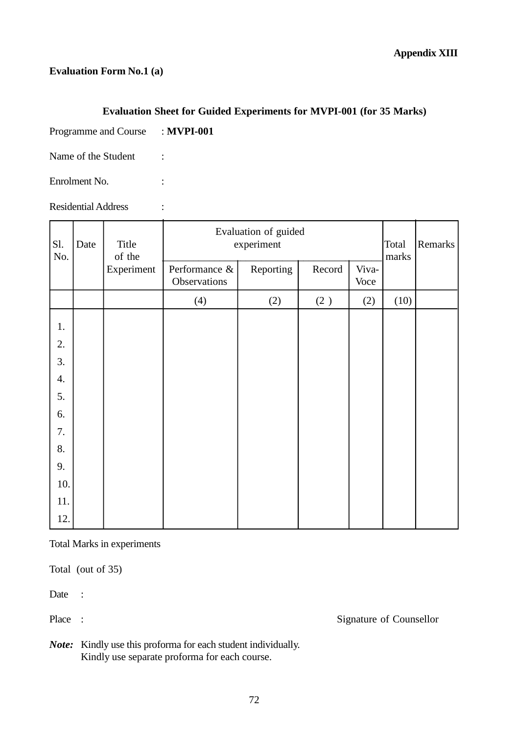**Appendix XIII**

**Evaluation Form No.1 (a)**

### Evaluation Sheet for Guided Experiments for MVPI-001 (for 35 Marks)

Programme and Course : **MVPI-001**

Name of the Student :

Enrolment No. :

Residential Address :

| Sl. No. | Date | Title of the Experiment | Evaluation of guided experiment | | | | Total marks | Remarks |
|---|---|---|---|---|---|---|---|---|
| | | | Performance & Observations | Reporting | Record | Viva-Voce | | |
| | | | (4) | (2) | (2 ) | (2) | (10) | |
| 1. | | | | | | | | |
| 2. | | | | | | | | |
| 3. | | | | | | | | |
| 4. | | | | | | | | |
| 5. | | | | | | | | |
| 6. | | | | | | | | |
| 7. | | | | | | | | |
| 8. | | | | | | | | |
| 9. | | | | | | | | |
| 10. | | | | | | | | |
| 11. | | | | | | | | |
| 12. | | | | | | | | |

Total Marks in experiments

Total (out of 35)

Date :

Place : Signature of Counsellor

***Note:*** Kindly use this proforma for each student individually.
Kindly use separate proforma for each course.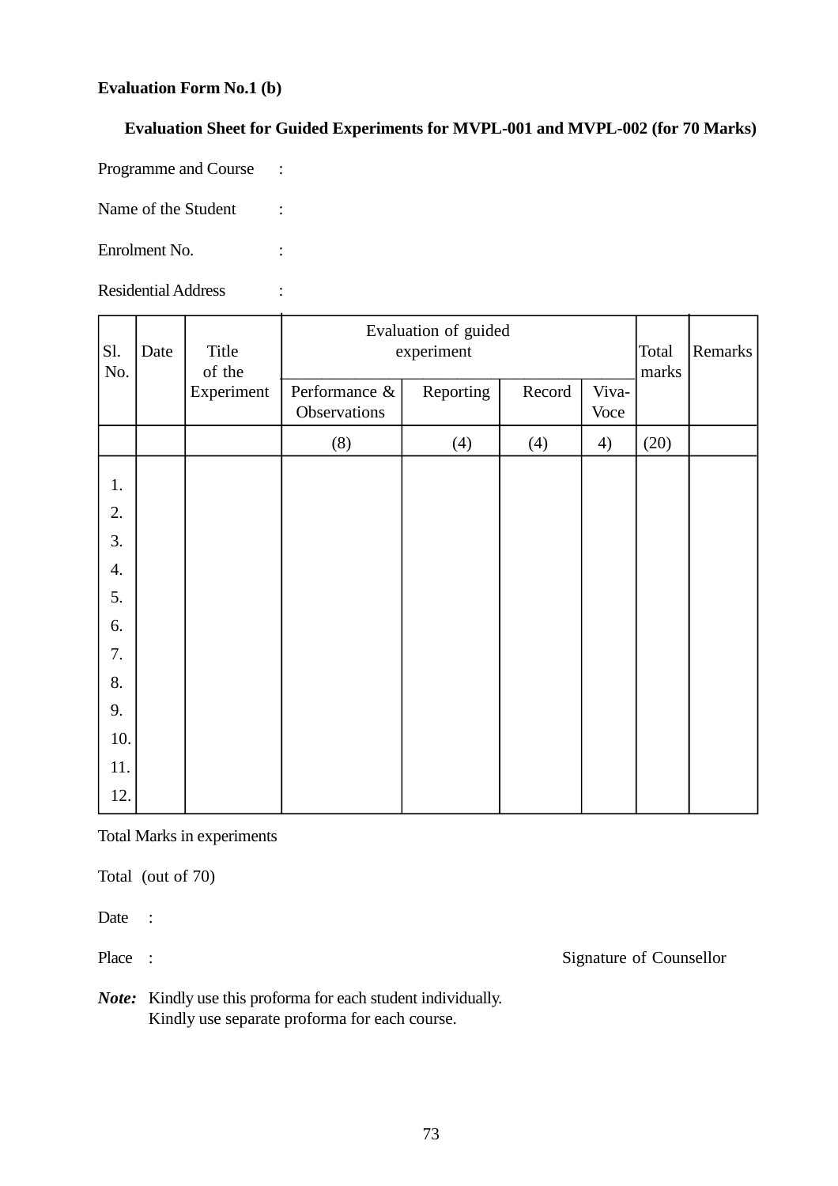**Evaluation Form No.1 (b)**

**Evaluation Sheet for Guided Experiments for MVPL-001 and MVPL-002 (for 70 Marks)**

Programme and Course :

Name of the Student :

Enrolment No. :

Residential Address :

| Sl. No. | Date | Title of the Experiment | Evaluation of guided experiment | | | | Total marks | Remarks |
|---|---|---|---|---|---|---|---|---|
| | | | Performance & Observations | Reporting | Record | Viva-Voce | | |
| | | | (8) | (4) | (4) | 4) | (20) | |
| 1. | | | | | | | | |
| 2. | | | | | | | | |
| 3. | | | | | | | | |
| 4. | | | | | | | | |
| 5. | | | | | | | | |
| 6. | | | | | | | | |
| 7. | | | | | | | | |
| 8. | | | | | | | | |
| 9. | | | | | | | | |
| 10. | | | | | | | | |
| 11. | | | | | | | | |
| 12. | | | | | | | | |

Total Marks in experiments

Total (out of 70)

Date :

Place : Signature of Counsellor

***Note:*** Kindly use this proforma for each student individually.
Kindly use separate proforma for each course.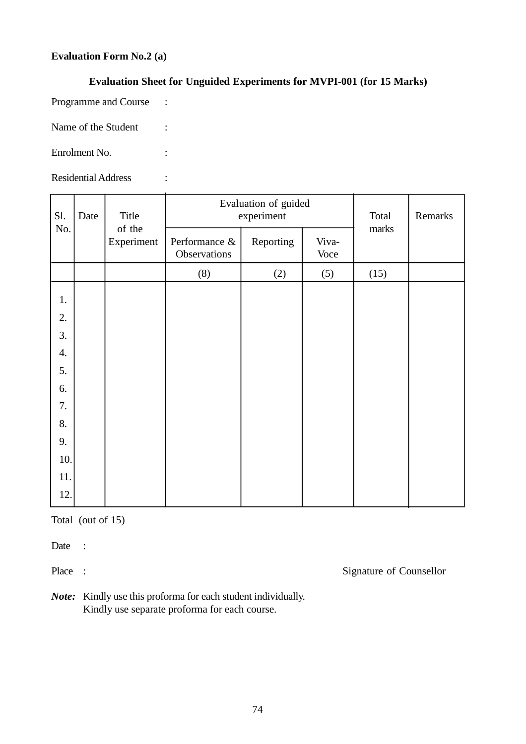**Evaluation Form No.2 (a)**

**Evaluation Sheet for Unguided Experiments for MVPI-001 (for 15 Marks)**

Programme and Course :

Name of the Student :

Enrolment No. :

Residential Address :

| Sl. No. | Date | Title of the Experiment | Evaluation of guided experiment | | | Total marks | Remarks |
|---|---|---|---|---|---|---|---|
| | | | Performance & Observations | Reporting | Viva-Voce | | |
| | | | (8) | (2) | (5) | (15) | |
| 1. | | | | | | | |
| 2. | | | | | | | |
| 3. | | | | | | | |
| 4. | | | | | | | |
| 5. | | | | | | | |
| 6. | | | | | | | |
| 7. | | | | | | | |
| 8. | | | | | | | |
| 9. | | | | | | | |
| 10. | | | | | | | |
| 11. | | | | | | | |
| 12. | | | | | | | |

Total (out of 15)

Date :

Place : Signature of Counsellor

***Note:*** Kindly use this proforma for each student individually.
Kindly use separate proforma for each course.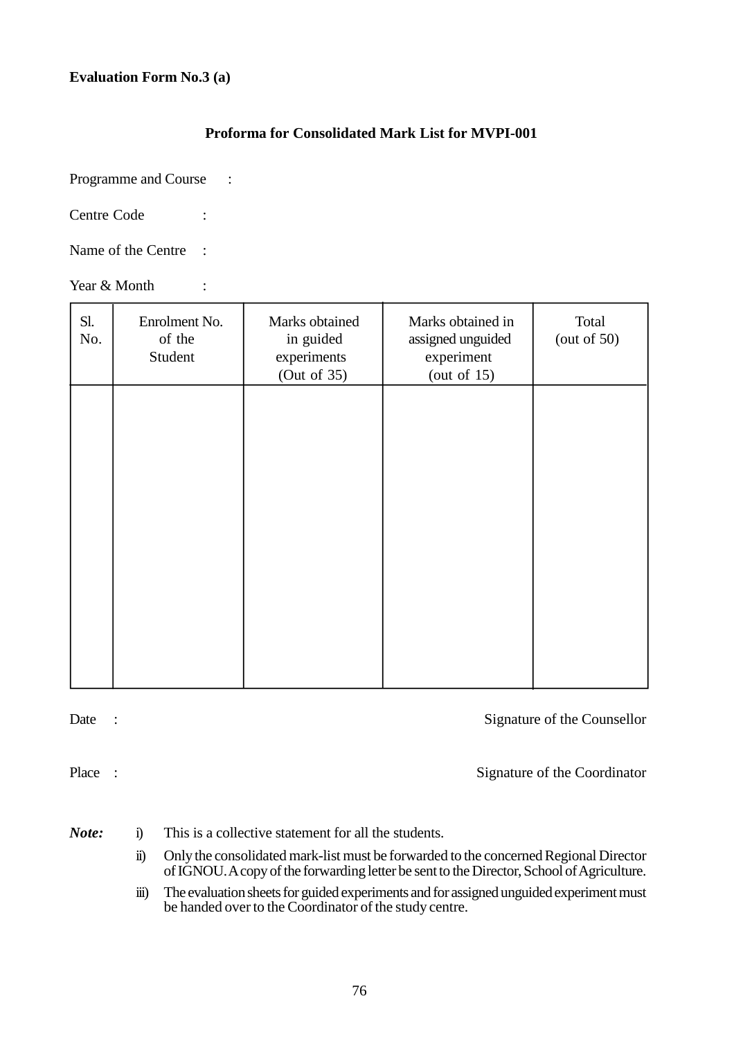**Evaluation Form No.3 (a)**

## Proforma for Consolidated Mark List for MVPI-001

Programme and Course :

Centre Code :

Name of the Centre :

Year & Month :

| Sl. No. | Enrolment No. of the Student | Marks obtained in guided experiments (Out of 35) | Marks obtained in assigned unguided experiment (out of 15) | Total (out of 50) |
|---|---|---|---|---|
| | | | | |

Date :

Place :

Signature of the Counsellor

Signature of the Coordinator

***Note:***

i) This is a collective statement for all the students.

ii) Only the consolidated mark-list must be forwarded to the concerned Regional Director of IGNOU. A copy of the forwarding letter be sent to the Director, School of Agriculture.

iii) The evaluation sheets for guided experiments and for assigned unguided experiment must be handed over to the Coordinator of the study centre.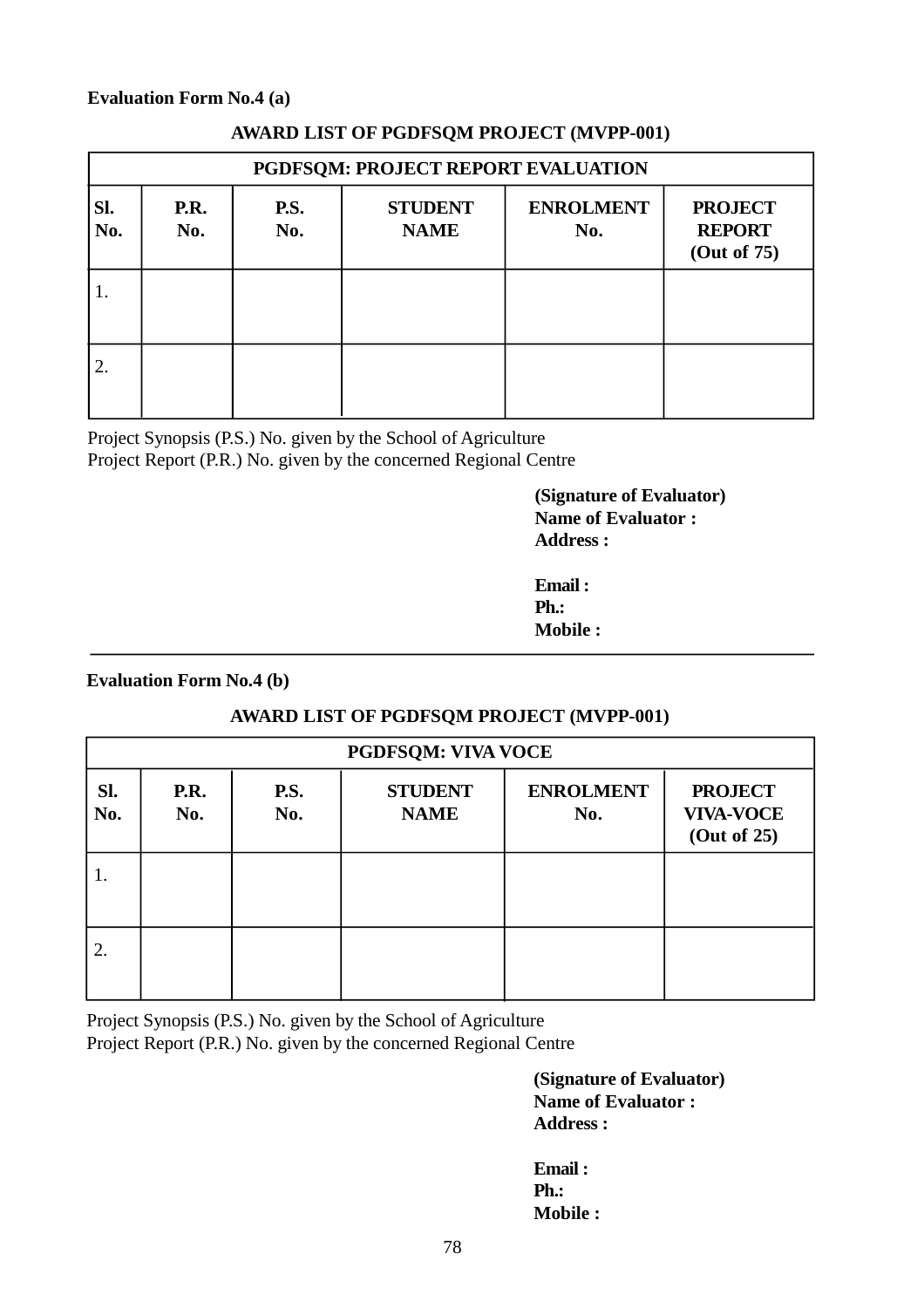**Evaluation Form No.4 (a)**

**AWARD LIST OF PGDFSQM PROJECT (MVPP-001)**

| **PGDFSQM: PROJECT REPORT EVALUATION** | | | | | |
|---|---|---|---|---|---|
| **Sl. No.** | **P.R. No.** | **P.S. No.** | **STUDENT NAME** | **ENROLMENT No.** | **PROJECT REPORT (Out of 75)** |
| 1. | | | | | |
| 2. | | | | | |

Project Synopsis (P.S.) No. given by the School of Agriculture
Project Report (P.R.) No. given by the concerned Regional Centre

**(Signature of Evaluator)**
**Name of Evaluator :**
**Address :**

**Email :**
**Ph.:**
**Mobile :**

---

**Evaluation Form No.4 (b)**

**AWARD LIST OF PGDFSQM PROJECT (MVPP-001)**

| **PGDFSQM: VIVA VOCE** | | | | | |
|---|---|---|---|---|---|
| **Sl. No.** | **P.R. No.** | **P.S. No.** | **STUDENT NAME** | **ENROLMENT No.** | **PROJECT VIVA-VOCE (Out of 25)** |
| 1. | | | | | |
| 2. | | | | | |

Project Synopsis (P.S.) No. given by the School of Agriculture
Project Report (P.R.) No. given by the concerned Regional Centre

**(Signature of Evaluator)**
**Name of Evaluator :**
**Address :**

**Email :**
**Ph.:**
**Mobile :**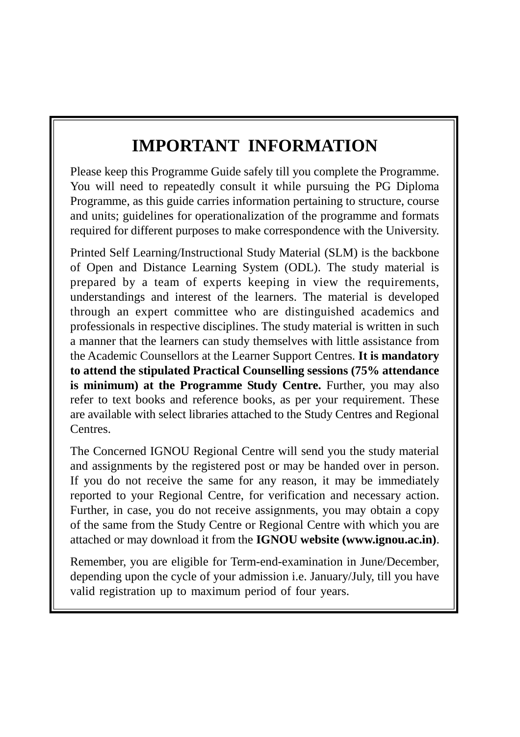# IMPORTANT INFORMATION

Please keep this Programme Guide safely till you complete the Programme. You will need to repeatedly consult it while pursuing the PG Diploma Programme, as this guide carries information pertaining to structure, course and units; guidelines for operationalization of the programme and formats required for different purposes to make correspondence with the University.

Printed Self Learning/Instructional Study Material (SLM) is the backbone of Open and Distance Learning System (ODL). The study material is prepared by a team of experts keeping in view the requirements, understandings and interest of the learners. The material is developed through an expert committee who are distinguished academics and professionals in respective disciplines. The study material is written in such a manner that the learners can study themselves with little assistance from the Academic Counsellors at the Learner Support Centres. **It is mandatory to attend the stipulated Practical Counselling sessions (75% attendance is minimum) at the Programme Study Centre.** Further, you may also refer to text books and reference books, as per your requirement. These are available with select libraries attached to the Study Centres and Regional Centres.

The Concerned IGNOU Regional Centre will send you the study material and assignments by the registered post or may be handed over in person. If you do not receive the same for any reason, it may be immediately reported to your Regional Centre, for verification and necessary action. Further, in case, you do not receive assignments, you may obtain a copy of the same from the Study Centre or Regional Centre with which you are attached or may download it from the **IGNOU website (www.ignou.ac.in)**.

Remember, you are eligible for Term-end-examination in June/December, depending upon the cycle of your admission i.e. January/July, till you have valid registration up to maximum period of four years.